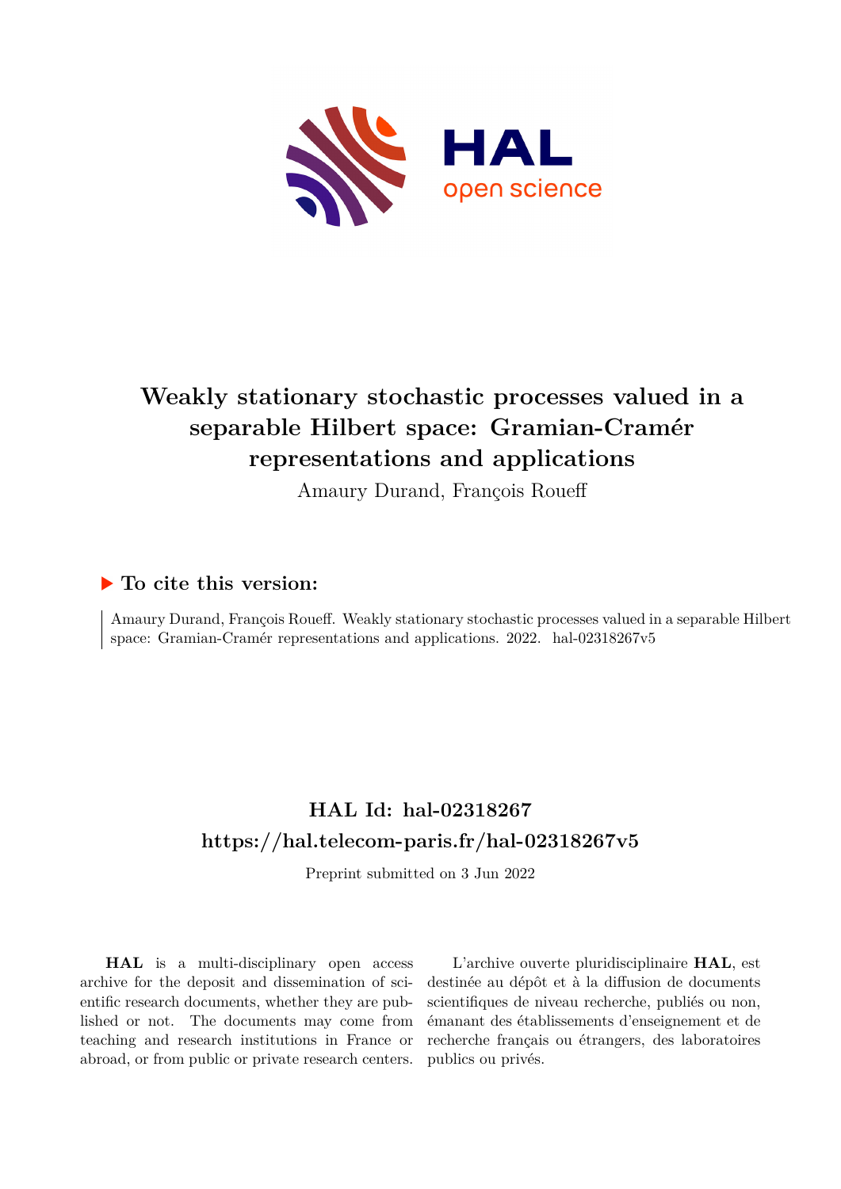# Weakly stationary stochastic processes valued in a separable Hilbert space: Gramian-Cramér representations and applications

Amaury Durand, François Roueff

## ▶ To cite this version:

Amaury Durand, François Roueff. Weakly stationary stochastic processes valued in a separable Hilbert space: Gramian-Cramér representations and applications. 2022. hal-02318267v5

## HAL Id: hal-02318267

## https://hal.telecom-paris.fr/hal-02318267v5

Preprint submitted on 3 Jun 2022

**HAL** is a multi-disciplinary open access archive for the deposit and dissemination of scientific research documents, whether they are published or not. The documents may come from teaching and research institutions in France or abroad, or from public or private research centers.

L'archive ouverte pluridisciplinaire **HAL**, est destinée au dépôt et à la diffusion de documents scientifiques de niveau recherche, publiés ou non, émanant des établissements d'enseignement et de recherche français ou étrangers, des laboratoires publics ou privés.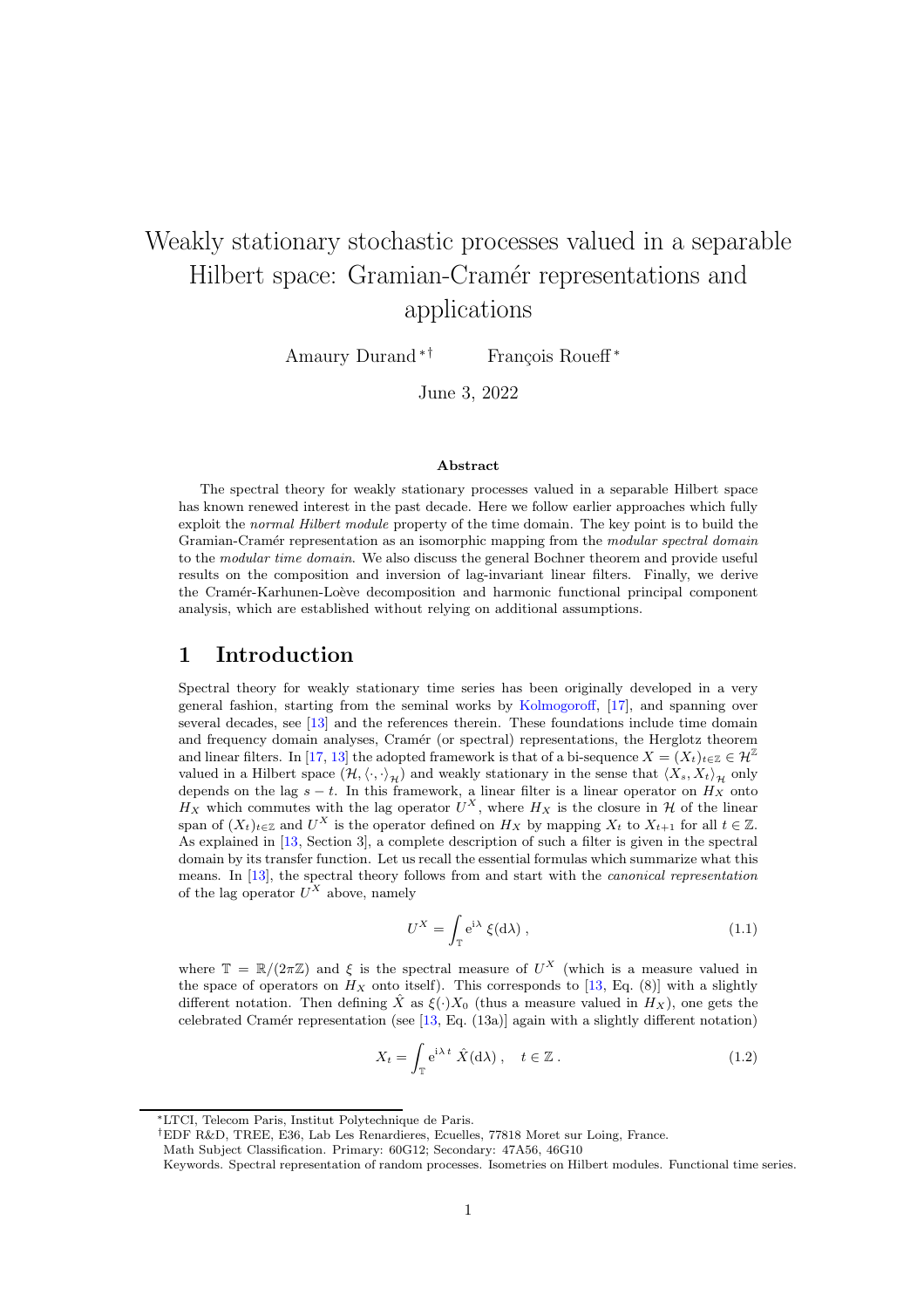# Weakly stationary stochastic processes valued in a separable Hilbert space: Gramian-Cramér representations and applications

Amaury Durand [*][†] François Roueff [*]

June 3, 2022

### Abstract

The spectral theory for weakly stationary processes valued in a separable Hilbert space has known renewed interest in the past decade. Here we follow earlier approaches which fully exploit the *normal Hilbert module* property of the time domain. The key point is to build the Gramian-Cramér representation as an isomorphic mapping from the *modular spectral domain* to the *modular time domain*. We also discuss the general Bochner theorem and provide useful results on the composition and inversion of lag-invariant linear filters. Finally, we derive the Cramér-Karhunen-Loève decomposition and harmonic functional principal component analysis, which are established without relying on additional assumptions.

## 1 Introduction

Spectral theory for weakly stationary time series has been originally developed in a very general fashion, starting from the seminal works by Kolmogoroff, [17], and spanning over several decades, see [13] and the references therein. These foundations include time domain and frequency domain analyses, Cramér (or spectral) representations, the Herglotz theorem and linear filters. In [17, 13] the adopted framework is that of a bi-sequence $X = (X_t)_{t\in\mathbb{Z}} \in \mathcal{H}^{\mathbb{Z}}$ valued in a Hilbert space $(\mathcal{H}, \langle\cdot,\cdot\rangle_{\mathcal{H}})$ and weakly stationary in the sense that $\langle X_s, X_t\rangle_{\mathcal{H}}$ only depends on the lag $s-t$. In this framework, a linear filter is a linear operator on $H_X$ onto $H_X$ which commutes with the lag operator $U^X$, where $H_X$ is the closure in $\mathcal{H}$ of the linear span of $(X_t)_{t\in\mathbb{Z}}$ and $U^X$ is the operator defined on $H_X$ by mapping $X_t$ to $X_{t+1}$ for all $t \in \mathbb{Z}$. As explained in [13, Section 3], a complete description of such a filter is given in the spectral domain by its transfer function. Let us recall the essential formulas which summarize what this means. In [13], the spectral theory follows from and start with the *canonical representation* of the lag operator $U^X$ above, namely

$$U^X = \int_{\mathbb{T}} \mathrm{e}^{\mathrm{i}\lambda}\, \xi(\mathrm{d}\lambda)\,, \tag{1.1}$$

where $\mathbb{T} = \mathbb{R}/(2\pi\mathbb{Z})$ and $\xi$ is the spectral measure of $U^X$ (which is a measure valued in the space of operators on $H_X$ onto itself). This corresponds to [13, Eq. (8)] with a slightly different notation. Then defining $\hat{X}$ as $\xi(\cdot)X_0$ (thus a measure valued in $H_X$), one gets the celebrated Cramér representation (see [13, Eq. (13a)] again with a slightly different notation)

$$X_t = \int_{\mathbb{T}} \mathrm{e}^{\mathrm{i}\lambda\, t}\, \hat{X}(\mathrm{d}\lambda)\,, \quad t \in \mathbb{Z}\,. \tag{1.2}$$

[*] LTCI, Telecom Paris, Institut Polytechnique de Paris.

[†] EDF R&D, TREE, E36, Lab Les Renardieres, Ecuelles, 77818 Moret sur Loing, France.

Math Subject Classification. Primary: 60G12; Secondary: 47A56, 46G10

Keywords. Spectral representation of random processes. Isometries on Hilbert modules. Functional time series.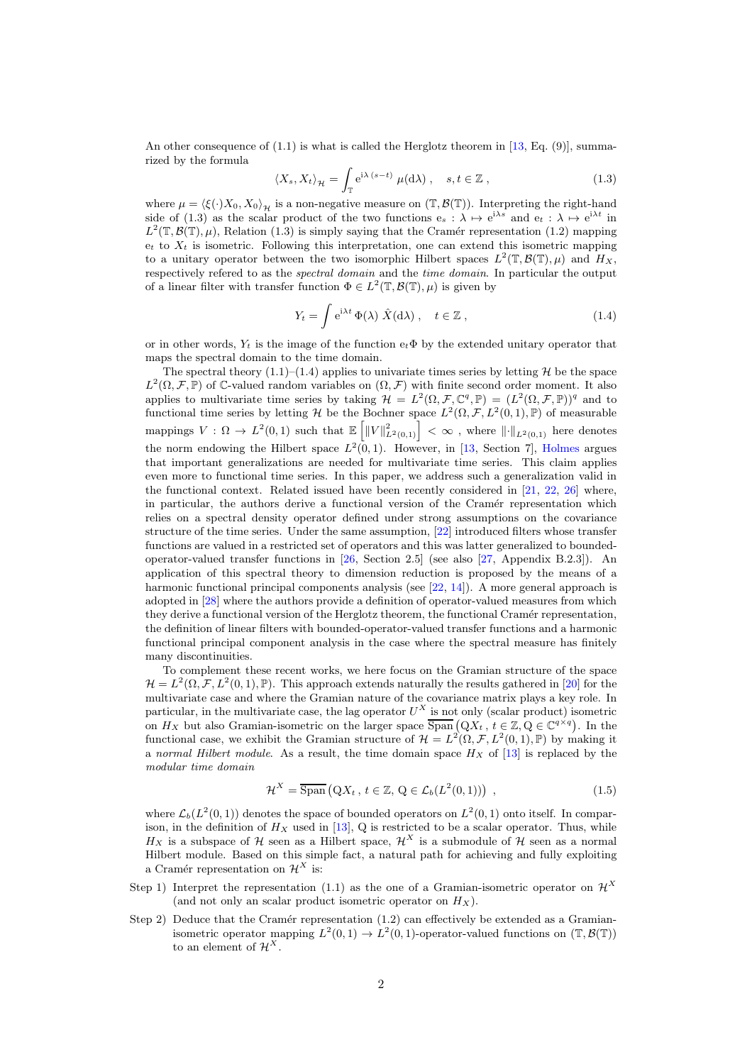An other consequence of (1.1) is what is called the Herglotz theorem in [13, Eq. (9)], summarized by the formula

$$\langle X_s, X_t \rangle_{\mathcal{H}} = \int_{\mathbb{T}} \mathrm{e}^{\mathrm{i}\lambda\,(s-t)} \;\mu(\mathrm{d}\lambda)\;, \quad s,t \in \mathbb{Z}\;, \tag{1.3}$$

where $\mu = \langle \xi(\cdot) X_0, X_0 \rangle_{\mathcal{H}}$ is a non-negative measure on $(\mathbb{T}, \mathcal{B}(\mathbb{T}))$. Interpreting the right-hand side of (1.3) as the scalar product of the two functions $\mathrm{e}_s : \lambda \mapsto \mathrm{e}^{\mathrm{i}\lambda s}$ and $\mathrm{e}_t : \lambda \mapsto \mathrm{e}^{\mathrm{i}\lambda t}$ in $L^2(\mathbb{T}, \mathcal{B}(\mathbb{T}), \mu)$, Relation (1.3) is simply saying that the Cramér representation (1.2) mapping $\mathrm{e}_t$ to $X_t$ is isometric. Following this interpretation, one can extend this isometric mapping to a unitary operator between the two isomorphic Hilbert spaces $L^2(\mathbb{T}, \mathcal{B}(\mathbb{T}), \mu)$ and $H_X$, respectively refered to as the *spectral domain* and the *time domain*. In particular the output of a linear filter with transfer function $\Phi \in L^2(\mathbb{T}, \mathcal{B}(\mathbb{T}), \mu)$ is given by

$$Y_t = \int \mathrm{e}^{\mathrm{i}\lambda t}\, \Phi(\lambda)\; \hat{X}(\mathrm{d}\lambda)\;, \quad t \in \mathbb{Z}\;, \tag{1.4}$$

or in other words, $Y_t$ is the image of the function $\mathrm{e}_t\Phi$ by the extended unitary operator that maps the spectral domain to the time domain.

The spectral theory (1.1)–(1.4) applies to univariate times series by letting $\mathcal{H}$ be the space $L^2(\Omega, \mathcal{F}, \mathbb{P})$ of $\mathbb{C}$-valued random variables on $(\Omega, \mathcal{F})$ with finite second order moment. It also applies to multivariate time series by taking $\mathcal{H} = L^2(\Omega, \mathcal{F}, \mathbb{C}^q, \mathbb{P}) = (L^2(\Omega, \mathcal{F}, \mathbb{P}))^q$ and to functional time series by letting $\mathcal{H}$ be the Bochner space $L^2(\Omega, \mathcal{F}, L^2(0,1), \mathbb{P})$ of measurable mappings $V : \Omega \to L^2(0,1)$ such that $\mathbb{E}\left[\|V\|^2_{L^2(0,1)}\right] < \infty$ , where $\|\cdot\|_{L^2(0,1)}$ here denotes the norm endowing the Hilbert space $L^2(0,1)$. However, in [13, Section 7], Holmes argues that important generalizations are needed for multivariate time series. This claim applies even more to functional time series. In this paper, we address such a generalization valid in the functional context. Related issued have been recently considered in [21, 22, 26] where, in particular, the authors derive a functional version of the Cramér representation which relies on a spectral density operator defined under strong assumptions on the covariance structure of the time series. Under the same assumption, [22] introduced filters whose transfer functions are valued in a restricted set of operators and this was latter generalized to bounded-operator-valued transfer functions in [26, Section 2.5] (see also [27, Appendix B.2.3]). An application of this spectral theory to dimension reduction is proposed by the means of a harmonic functional principal components analysis (see [22, 14]). A more general approach is adopted in [28] where the authors provide a definition of operator-valued measures from which they derive a functional version of the Herglotz theorem, the functional Cramér representation, the definition of linear filters with bounded-operator-valued transfer functions and a harmonic functional principal component analysis in the case where the spectral measure has finitely many discontinuities.

To complement these recent works, we here focus on the Gramian structure of the space $\mathcal{H} = L^2(\Omega, \mathcal{F}, L^2(0,1), \mathbb{P})$. This approach extends naturally the results gathered in [20] for the multivariate case and where the Gramian nature of the covariance matrix plays a key role. In particular, in the multivariate case, the lag operator $U^X$ is not only (scalar product) isometric on $H_X$ but also Gramian-isometric on the larger space $\overline{\mathrm{Span}}\left(\mathrm{Q}X_t\,,\, t \in \mathbb{Z}, \mathrm{Q} \in \mathbb{C}^{q\times q}\right)$. In the functional case, we exhibit the Gramian structure of $\mathcal{H} = L^2(\Omega, \mathcal{F}, L^2(0,1), \mathbb{P})$ by making it a *normal Hilbert module*. As a result, the time domain space $H_X$ of [13] is replaced by the *modular time domain*

$$\mathcal{H}^X = \overline{\mathrm{Span}}\left(\mathrm{Q}X_t\,,\, t \in \mathbb{Z},\, \mathrm{Q} \in \mathcal{L}_b(L^2(0,1))\right)\;, \tag{1.5}$$

where $\mathcal{L}_b(L^2(0,1))$ denotes the space of bounded operators on $L^2(0,1)$ onto itself. In comparison, in the definition of $H_X$ used in [13], Q is restricted to be a scalar operator. Thus, while $H_X$ is a subspace of $\mathcal{H}$ seen as a Hilbert space, $\mathcal{H}^X$ is a submodule of $\mathcal{H}$ seen as a normal Hilbert module. Based on this simple fact, a natural path for achieving and fully exploiting a Cramér representation on $\mathcal{H}^X$ is:

- Step 1) Interpret the representation (1.1) as the one of a Gramian-isometric operator on $\mathcal{H}^X$ (and not only an scalar product isometric operator on $H_X$).
- Step 2) Deduce that the Cramér representation (1.2) can effectively be extended as a Gramian-isometric operator mapping $L^2(0,1) \to L^2(0,1)$-operator-valued functions on $(\mathbb{T}, \mathcal{B}(\mathbb{T}))$ to an element of $\mathcal{H}^X$.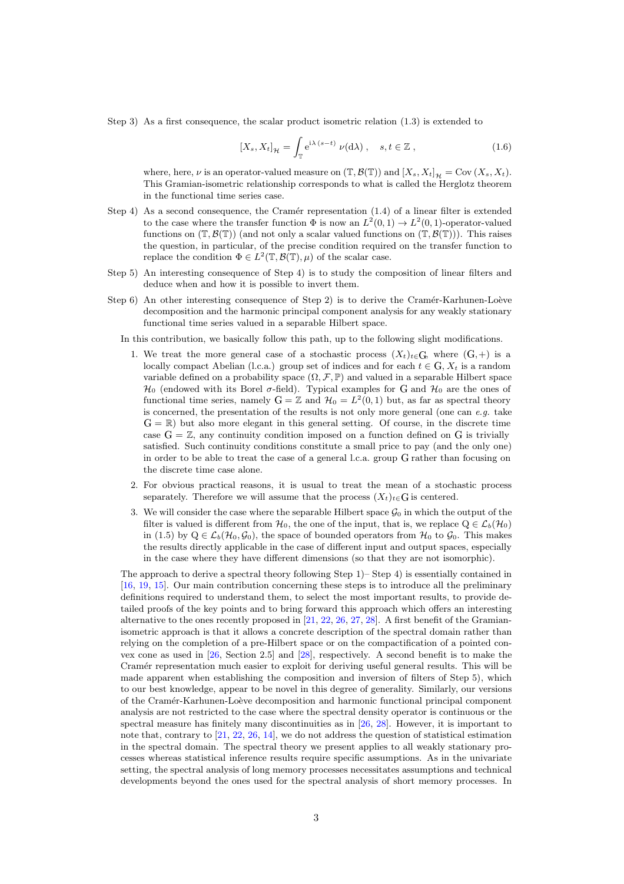Step 3) As a first consequence, the scalar product isometric relation (1.3) is extended to

$$[X_s, X_t]_{\mathcal{H}} = \int_{\mathbb{T}} \mathrm{e}^{\mathrm{i}\lambda\,(s-t)}\ \nu(\mathrm{d}\lambda)\ , \quad s, t \in \mathbb{Z}\ , \tag{1.6}$$

where, here, $\nu$ is an operator-valued measure on $(\mathbb{T}, \mathcal{B}(\mathbb{T}))$ and $[X_s, X_t]_{\mathcal{H}} = \mathrm{Cov}\,(X_s, X_t)$. This Gramian-isometric relationship corresponds to what is called the Herglotz theorem in the functional time series case.

Step 4) As a second consequence, the Cramér representation (1.4) of a linear filter is extended to the case where the transfer function $\Phi$ is now an $L^2(0,1) \to L^2(0,1)$-operator-valued functions on $(\mathbb{T}, \mathcal{B}(\mathbb{T}))$ (and not only a scalar valued functions on $(\mathbb{T}, \mathcal{B}(\mathbb{T}))$). This raises the question, in particular, of the precise condition required on the transfer function to replace the condition $\Phi \in L^2(\mathbb{T}, \mathcal{B}(\mathbb{T}), \mu)$ of the scalar case.

Step 5) An interesting consequence of Step 4) is to study the composition of linear filters and deduce when and how it is possible to invert them.

Step 6) An other interesting consequence of Step 2) is to derive the Cramér-Karhunen-Loève decomposition and the harmonic principal component analysis for any weakly stationary functional time series valued in a separable Hilbert space.

In this contribution, we basically follow this path, up to the following slight modifications.

1. We treat the more general case of a stochastic process $(X_t)_{t\in \mathrm{G}}$, where $(\mathrm{G}, +)$ is a locally compact Abelian (l.c.a.) group set of indices and for each $t \in \mathrm{G}$, $X_t$ is a random variable defined on a probability space $(\Omega, \mathcal{F}, \mathbb{P})$ and valued in a separable Hilbert space $\mathcal{H}_0$ (endowed with its Borel $\sigma$-field). Typical examples for $\mathrm{G}$ and $\mathcal{H}_0$ are the ones of functional time series, namely $\mathrm{G} = \mathbb{Z}$ and $\mathcal{H}_0 = L^2(0,1)$ but, as far as spectral theory is concerned, the presentation of the results is not only more general (one can *e.g.* take $\mathrm{G} = \mathbb{R}$) but also more elegant in this general setting. Of course, in the discrete time case $\mathrm{G} = \mathbb{Z}$, any continuity condition imposed on a function defined on $\mathrm{G}$ is trivially satisfied. Such continuity conditions constitute a small price to pay (and the only one) in order to be able to treat the case of a general l.c.a. group $\mathrm{G}$ rather than focusing on the discrete time case alone.
2. For obvious practical reasons, it is usual to treat the mean of a stochastic process separately. Therefore we will assume that the process $(X_t)_{t\in \mathrm{G}}$ is centered.
3. We will consider the case where the separable Hilbert space $\mathcal{G}_0$ in which the output of the filter is valued is different from $\mathcal{H}_0$, the one of the input, that is, we replace $\mathrm{Q} \in \mathcal{L}_b(\mathcal{H}_0)$ in (1.5) by $\mathrm{Q} \in \mathcal{L}_b(\mathcal{H}_0, \mathcal{G}_0)$, the space of bounded operators from $\mathcal{H}_0$ to $\mathcal{G}_0$. This makes the results directly applicable in the case of different input and output spaces, especially in the case where they have different dimensions (so that they are not isomorphic).

The approach to derive a spectral theory following Step 1)– Step 4) is essentially contained in [16, 19, 15]. Our main contribution concerning these steps is to introduce all the preliminary definitions required to understand them, to select the most important results, to provide detailed proofs of the key points and to bring forward this approach which offers an interesting alternative to the ones recently proposed in [21, 22, 26, 27, 28]. A first benefit of the Gramian-isometric approach is that it allows a concrete description of the spectral domain rather than relying on the completion of a pre-Hilbert space or on the compactification of a pointed convex cone as used in [26, Section 2.5] and [28], respectively. A second benefit is to make the Cramér representation much easier to exploit for deriving useful general results. This will be made apparent when establishing the composition and inversion of filters of Step 5), which to our best knowledge, appear to be novel in this degree of generality. Similarly, our versions of the Cramér-Karhunen-Loève decomposition and harmonic functional principal component analysis are not restricted to the case where the spectral density operator is continuous or the spectral measure has finitely many discontinuities as in [26, 28]. However, it is important to note that, contrary to [21, 22, 26, 14], we do not address the question of statistical estimation in the spectral domain. The spectral theory we present applies to all weakly stationary processes whereas statistical inference results require specific assumptions. As in the univariate setting, the spectral analysis of long memory processes necessitates assumptions and technical developments beyond the ones used for the spectral analysis of short memory processes. In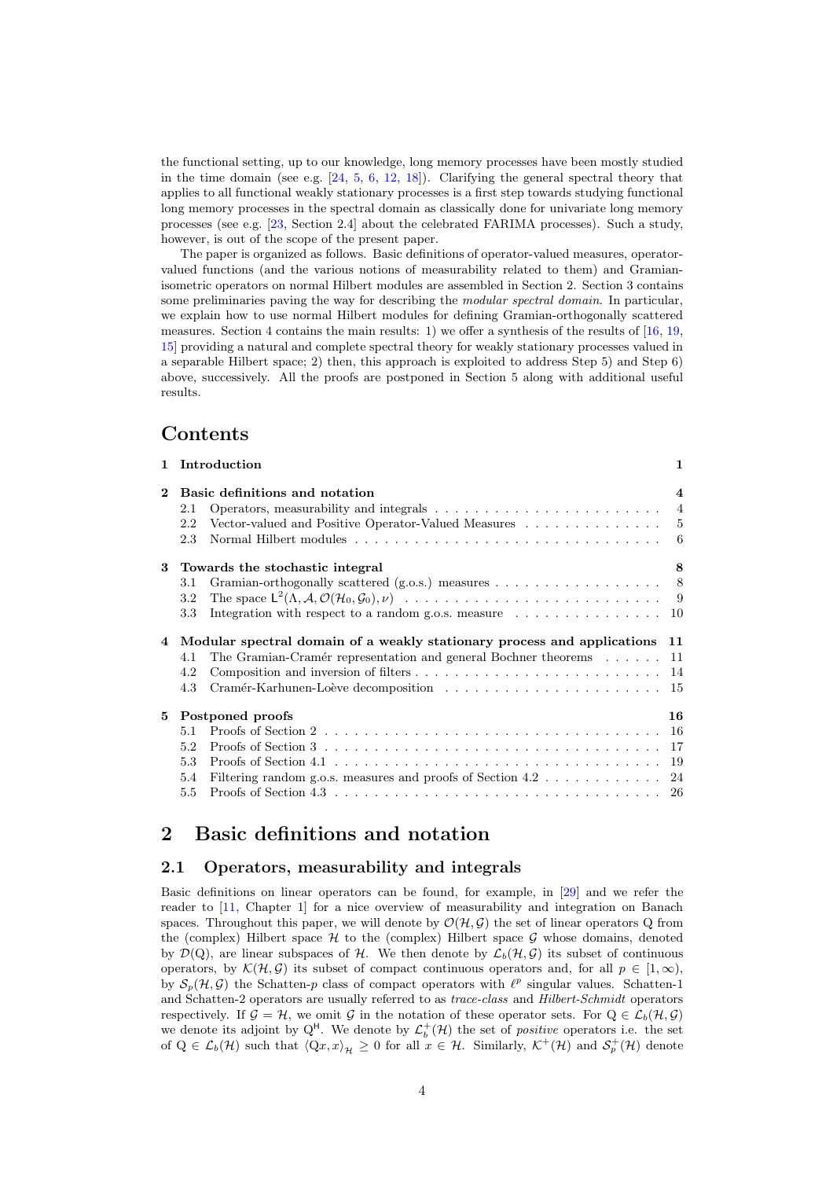the functional setting, up to our knowledge, long memory processes have been mostly studied in the time domain (see e.g. [24, 5, 6, 12, 18]). Clarifying the general spectral theory that applies to all functional weakly stationary processes is a first step towards studying functional long memory processes in the spectral domain as classically done for univariate long memory processes (see e.g. [23, Section 2.4] about the celebrated FARIMA processes). Such a study, however, is out of the scope of the present paper.

The paper is organized as follows. Basic definitions of operator-valued measures, operator-valued functions (and the various notions of measurability related to them) and Gramian-isometric operators on normal Hilbert modules are assembled in Section 2. Section 3 contains some preliminaries paving the way for describing the *modular spectral domain*. In particular, we explain how to use normal Hilbert modules for defining Gramian-orthogonally scattered measures. Section 4 contains the main results: 1) we offer a synthesis of the results of [16, 19, 15] providing a natural and complete spectral theory for weakly stationary processes valued in a separable Hilbert space; 2) then, this approach is exploited to address Step 5) and Step 6) above, successively. All the proofs are postponed in Section 5 along with additional useful results.

# Contents

| | | |
|---|---|---|
| **1** | **Introduction** | **1** |
| **2** | **Basic definitions and notation** | **4** |
| 2.1 | Operators, measurability and integrals | 4 |
| 2.2 | Vector-valued and Positive Operator-Valued Measures | 5 |
| 2.3 | Normal Hilbert modules | 6 |
| **3** | **Towards the stochastic integral** | **8** |
| 3.1 | Gramian-orthogonally scattered (g.o.s.) measures | 8 |
| 3.2 | The space $\mathsf{L}^2(\Lambda, \mathcal{A}, \mathcal{O}(\mathcal{H}_0, \mathcal{G}_0), \nu)$ | 9 |
| 3.3 | Integration with respect to a random g.o.s. measure | 10 |
| **4** | **Modular spectral domain of a weakly stationary process and applications** | **11** |
| 4.1 | The Gramian-Cramér representation and general Bochner theorems | 11 |
| 4.2 | Composition and inversion of filters | 14 |
| 4.3 | Cramér-Karhunen-Loève decomposition | 15 |
| **5** | **Postponed proofs** | **16** |
| 5.1 | Proofs of Section 2 | 16 |
| 5.2 | Proofs of Section 3 | 17 |
| 5.3 | Proofs of Section 4.1 | 19 |
| 5.4 | Filtering random g.o.s. measures and proofs of Section 4.2 | 24 |
| 5.5 | Proofs of Section 4.3 | 26 |

# 2 Basic definitions and notation

## 2.1 Operators, measurability and integrals

Basic definitions on linear operators can be found, for example, in [29] and we refer the reader to [11, Chapter 1] for a nice overview of measurability and integration on Banach spaces. Throughout this paper, we will denote by $\mathcal{O}(\mathcal{H}, \mathcal{G})$ the set of linear operators Q from the (complex) Hilbert space $\mathcal{H}$ to the (complex) Hilbert space $\mathcal{G}$ whose domains, denoted by $\mathcal{D}(\mathrm{Q})$, are linear subspaces of $\mathcal{H}$. We then denote by $\mathcal{L}_b(\mathcal{H}, \mathcal{G})$ its subset of continuous operators, by $\mathcal{K}(\mathcal{H}, \mathcal{G})$ its subset of compact continuous operators and, for all $p \in [1, \infty)$, by $\mathcal{S}_p(\mathcal{H}, \mathcal{G})$ the Schatten-$p$ class of compact operators with $\ell^p$ singular values. Schatten-1 and Schatten-2 operators are usually referred to as *trace-class* and *Hilbert-Schmidt* operators respectively. If $\mathcal{G} = \mathcal{H}$, we omit $\mathcal{G}$ in the notation of these operator sets. For $\mathrm{Q} \in \mathcal{L}_b(\mathcal{H}, \mathcal{G})$ we denote its adjoint by $\mathrm{Q}^{\mathsf{H}}$. We denote by $\mathcal{L}_b^+(\mathcal{H})$ the set of *positive* operators i.e. the set of $\mathrm{Q} \in \mathcal{L}_b(\mathcal{H})$ such that $\langle \mathrm{Q}x, x \rangle_{\mathcal{H}} \geq 0$ for all $x \in \mathcal{H}$. Similarly, $\mathcal{K}^+(\mathcal{H})$ and $\mathcal{S}_p^+(\mathcal{H})$ denote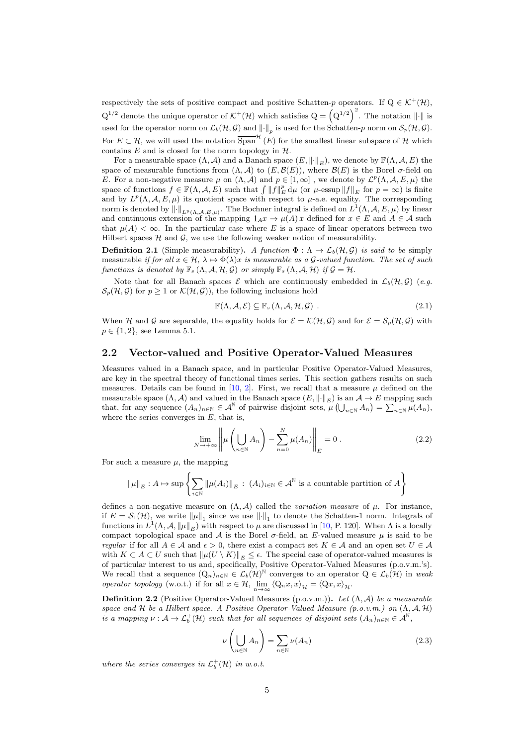respectively the sets of positive compact and positive Schatten-$p$ operators. If $\mathrm{Q} \in \mathcal{K}^+(\mathcal{H})$, $\mathrm{Q}^{1/2}$ denote the unique operator of $\mathcal{K}^+(\mathcal{H})$ which satisfies $\mathrm{Q} = \left(\mathrm{Q}^{1/2}\right)^2$. The notation $\|\cdot\|$ is used for the operator norm on $\mathcal{L}_b(\mathcal{H}, \mathcal{G})$ and $\|\cdot\|_p$ is used for the Schatten-$p$ norm on $\mathcal{S}_p(\mathcal{H}, \mathcal{G})$. For $E \subset \mathcal{H}$, we will used the notation $\overline{\operatorname{Span}}^{\mathcal{H}}(E)$ for the smallest linear subspace of $\mathcal{H}$ which contains $E$ and is closed for the norm topology in $\mathcal{H}$.

For a measurable space $(\Lambda, \mathcal{A})$ and a Banach space $(E, \|\cdot\|_E)$, we denote by $\mathbb{F}(\Lambda, \mathcal{A}, E)$ the space of measurable functions from $(\Lambda, \mathcal{A})$ to $(E, \mathcal{B}(E))$, where $\mathcal{B}(E)$ is the Borel $\sigma$-field on $E$. For a non-negative measure $\mu$ on $(\Lambda, \mathcal{A})$ and $p \in [1, \infty]$ , we denote by $\mathcal{L}^p(\Lambda, \mathcal{A}, E, \mu)$ the space of functions $f \in \mathbb{F}(\Lambda, \mathcal{A}, E)$ such that $\int \|f\|_E^p \, \mathrm{d}\mu$ (or $\mu$-essup $\|f\|_E$ for $p = \infty$) is finite and by $L^p(\Lambda, \mathcal{A}, E, \mu)$ its quotient space with respect to $\mu$-a.e. equality. The corresponding norm is denoted by $\|\cdot\|_{L^p(\Lambda, \mathcal{A}, E, \mu)}$. The Bochner integral is defined on $L^1(\Lambda, \mathcal{A}, E, \mu)$ by linear and continuous extension of the mapping $\mathbb{1}_A x \to \mu(A)\, x$ defined for $x \in E$ and $A \in \mathcal{A}$ such that $\mu(A) < \infty$. In the particular case where $E$ is a space of linear operators between two Hilbert spaces $\mathcal{H}$ and $\mathcal{G}$, we use the following weaker notion of measurability.

**Definition 2.1** (Simple measurability)**.** *A function $\Phi : \Lambda \to \mathcal{L}_b(\mathcal{H}, \mathcal{G})$ is said to be* simply measurable *if for all $x \in \mathcal{H}$, $\lambda \mapsto \Phi(\lambda)x$ is measurable as a $\mathcal{G}$-valued function. The set of such functions is denoted by $\mathbb{F}_s(\Lambda, \mathcal{A}, \mathcal{H}, \mathcal{G})$ or simply $\mathbb{F}_s(\Lambda, \mathcal{A}, \mathcal{H})$ if $\mathcal{G} = \mathcal{H}$.*

Note that for all Banach spaces $\mathcal{E}$ which are continuously embedded in $\mathcal{L}_b(\mathcal{H}, \mathcal{G})$ (*e.g.* $\mathcal{S}_p(\mathcal{H}, \mathcal{G})$ for $p \geq 1$ or $\mathcal{K}(\mathcal{H}, \mathcal{G})$), the following inclusions hold

$$\mathbb{F}(\Lambda, \mathcal{A}, \mathcal{E}) \subseteq \mathbb{F}_s(\Lambda, \mathcal{A}, \mathcal{H}, \mathcal{G}) \ . \tag{2.1}$$

When $\mathcal{H}$ and $\mathcal{G}$ are separable, the equality holds for $\mathcal{E} = \mathcal{K}(\mathcal{H}, \mathcal{G})$ and for $\mathcal{E} = \mathcal{S}_p(\mathcal{H}, \mathcal{G})$ with $p \in \{1, 2\}$, see Lemma 5.1.

## 2.2 Vector-valued and Positive Operator-Valued Measures

Measures valued in a Banach space, and in particular Positive Operator-Valued Measures, are key in the spectral theory of functional times series. This section gathers results on such measures. Details can be found in [10, 2]. First, we recall that a measure $\mu$ defined on the measurable space $(\Lambda, \mathcal{A})$ and valued in the Banach space $(E, \|\cdot\|_E)$ is an $\mathcal{A} \to E$ mapping such that, for any sequence $(A_n)_{n\in\mathbb{N}} \in \mathcal{A}^{\mathbb{N}}$ of pairwise disjoint sets, $\mu\left(\bigcup_{n\in\mathbb{N}} A_n\right) = \sum_{n\in\mathbb{N}} \mu(A_n)$, where the series converges in $E$, that is,

$$\lim_{N\to+\infty} \left\| \mu\left(\bigcup_{n\in\mathbb{N}} A_n\right) - \sum_{n=0}^{N} \mu(A_n) \right\|_E = 0 \ . \tag{2.2}$$

For such a measure $\mu$, the mapping

$$\|\mu\|_E : A \mapsto \sup\left\{ \sum_{i\in\mathbb{N}} \|\mu(A_i)\|_E \ : \ (A_i)_{i\in\mathbb{N}} \in \mathcal{A}^{\mathbb{N}} \text{ is a countable partition of } A \right\}$$

defines a non-negative measure on $(\Lambda, \mathcal{A})$ called the *variation measure* of $\mu$. For instance, if $E = \mathcal{S}_1(\mathcal{H})$, we write $\|\mu\|_1$ since we use $\|\cdot\|_1$ to denote the Schatten-1 norm. Integrals of functions in $L^1(\Lambda, \mathcal{A}, \|\mu\|_E)$ with respect to $\mu$ are discussed in [10, P. 120]. When $\Lambda$ is a locally compact topological space and $\mathcal{A}$ is the Borel $\sigma$-field, an $E$-valued measure $\mu$ is said to be *regular* if for all $A \in \mathcal{A}$ and $\epsilon > 0$, there exist a compact set $K \in \mathcal{A}$ and an open set $U \in \mathcal{A}$ with $K \subset A \subset U$ such that $\|\mu(U \setminus K)\|_E \leq \epsilon$. The special case of operator-valued measures is of particular interest to us and, specifically, Positive Operator-Valued Measures (p.o.v.m.'s). We recall that a sequence $(\mathrm{Q}_n)_{n\in\mathbb{N}} \in \mathcal{L}_b(\mathcal{H})^{\mathbb{N}}$ converges to an operator $\mathrm{Q} \in \mathcal{L}_b(\mathcal{H})$ in *weak operator topology* (w.o.t.) if for all $x \in \mathcal{H}$, $\lim_{n\to\infty} \langle \mathrm{Q}_n x, x\rangle_{\mathcal{H}} = \langle \mathrm{Q}x, x\rangle_{\mathcal{H}}$.

**Definition 2.2** (Positive Operator-Valued Measures (p.o.v.m.))**.** *Let $(\Lambda, \mathcal{A})$ be a measurable space and $\mathcal{H}$ be a Hilbert space. A Positive Operator-Valued Measure (p.o.v.m.) on $(\Lambda, \mathcal{A}, \mathcal{H})$ is a mapping $\nu : \mathcal{A} \to \mathcal{L}_b^+(\mathcal{H})$ such that for all sequences of disjoint sets $(A_n)_{n\in\mathbb{N}} \in \mathcal{A}^{\mathbb{N}}$,*

$$\nu\left(\bigcup_{n\in\mathbb{N}} A_n\right) = \sum_{n\in\mathbb{N}} \nu(A_n) \tag{2.3}$$

*where the series converges in $\mathcal{L}_b^+(\mathcal{H})$ in w.o.t.*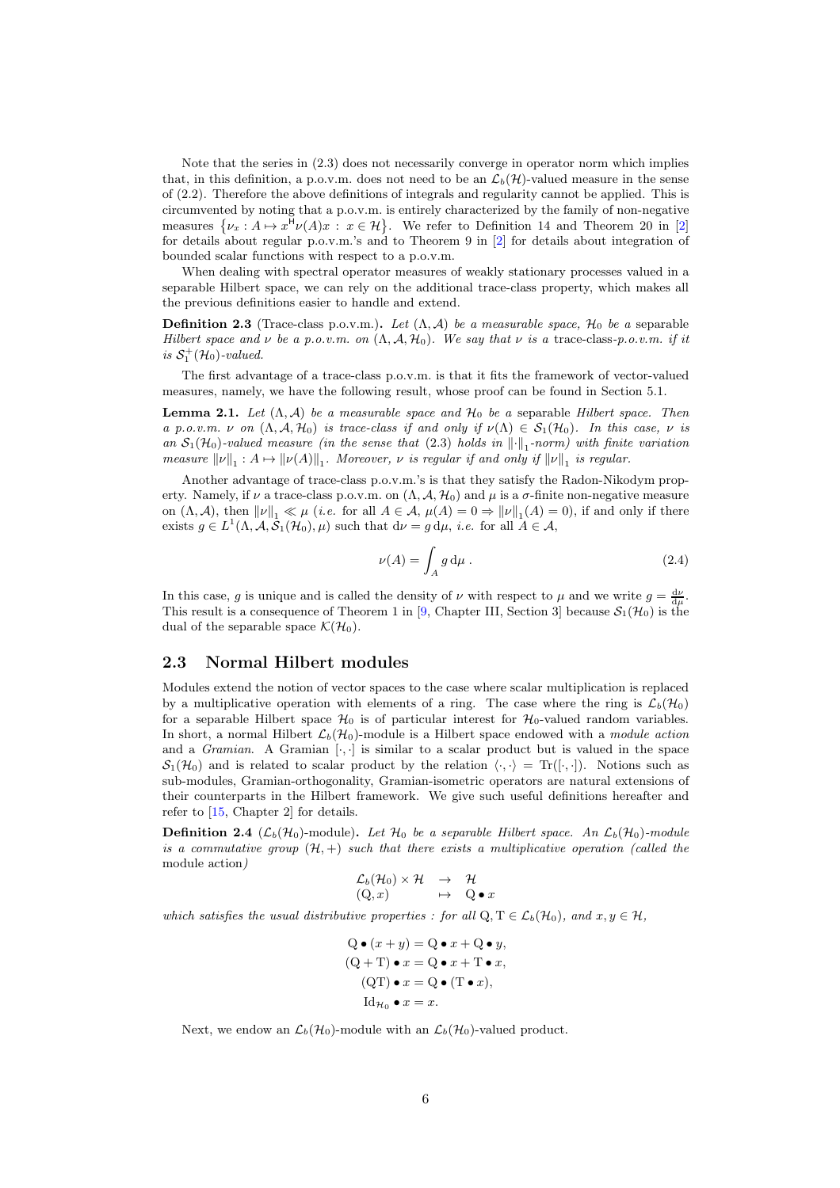Note that the series in (2.3) does not necessarily converge in operator norm which implies that, in this definition, a p.o.v.m. does not need to be an $\mathcal{L}_b(\mathcal{H})$-valued measure in the sense of (2.2). Therefore the above definitions of integrals and regularity cannot be applied. This is circumvented by noting that a p.o.v.m. is entirely characterized by the family of non-negative measures $\{\nu_x : A \mapsto x^{\mathsf{H}}\nu(A)x \,:\, x \in \mathcal{H}\}$. We refer to Definition 14 and Theorem 20 in [2] for details about regular p.o.v.m.'s and to Theorem 9 in [2] for details about integration of bounded scalar functions with respect to a p.o.v.m.

When dealing with spectral operator measures of weakly stationary processes valued in a separable Hilbert space, we can rely on the additional trace-class property, which makes all the previous definitions easier to handle and extend.

**Definition 2.3** (Trace-class p.o.v.m.)**.** *Let $(\Lambda, \mathcal{A})$ be a measurable space, $\mathcal{H}_0$ be a* separable *Hilbert space and $\nu$ be a p.o.v.m. on $(\Lambda, \mathcal{A}, \mathcal{H}_0)$. We say that $\nu$ is a* trace-class-*p.o.v.m. if it is $\mathcal{S}_1^+(\mathcal{H}_0)$-valued.*

The first advantage of a trace-class p.o.v.m. is that it fits the framework of vector-valued measures, namely, we have the following result, whose proof can be found in Section 5.1.

**Lemma 2.1.** *Let $(\Lambda, \mathcal{A})$ be a measurable space and $\mathcal{H}_0$ be a* separable *Hilbert space. Then a p.o.v.m. $\nu$ on $(\Lambda, \mathcal{A}, \mathcal{H}_0)$ is trace-class if and only if $\nu(\Lambda) \in \mathcal{S}_1(\mathcal{H}_0)$. In this case, $\nu$ is an $\mathcal{S}_1(\mathcal{H}_0)$-valued measure (in the sense that (2.3) holds in $\|\cdot\|_1$-norm) with finite variation measure $\|\nu\|_1 : A \mapsto \|\nu(A)\|_1$. Moreover, $\nu$ is regular if and only if $\|\nu\|_1$ is regular.*

Another advantage of trace-class p.o.v.m.'s is that they satisfy the Radon-Nikodym property. Namely, if $\nu$ a trace-class p.o.v.m. on $(\Lambda, \mathcal{A}, \mathcal{H}_0)$ and $\mu$ is a $\sigma$-finite non-negative measure on $(\Lambda, \mathcal{A})$, then $\|\nu\|_1 \ll \mu$ (*i.e.* for all $A \in \mathcal{A}$, $\mu(A) = 0 \Rightarrow \|\nu\|_1(A) = 0$), if and only if there exists $g \in L^1(\Lambda, \mathcal{A}, \mathcal{S}_1(\mathcal{H}_0), \mu)$ such that $\mathrm{d}\nu = g\,\mathrm{d}\mu$, *i.e.* for all $A \in \mathcal{A}$,

$$\nu(A) = \int_A g \,\mathrm{d}\mu \,. \tag{2.4}$$

In this case, $g$ is unique and is called the density of $\nu$ with respect to $\mu$ and we write $g = \frac{\mathrm{d}\nu}{\mathrm{d}\mu}$. This result is a consequence of Theorem 1 in [9, Chapter III, Section 3] because $\mathcal{S}_1(\mathcal{H}_0)$ is the dual of the separable space $\mathcal{K}(\mathcal{H}_0)$.

## 2.3 Normal Hilbert modules

Modules extend the notion of vector spaces to the case where scalar multiplication is replaced by a multiplicative operation with elements of a ring. The case where the ring is $\mathcal{L}_b(\mathcal{H}_0)$ for a separable Hilbert space $\mathcal{H}_0$ is of particular interest for $\mathcal{H}_0$-valued random variables. In short, a normal Hilbert $\mathcal{L}_b(\mathcal{H}_0)$-module is a Hilbert space endowed with a *module action* and a *Gramian*. A Gramian $[\cdot,\cdot]$ is similar to a scalar product but is valued in the space $\mathcal{S}_1(\mathcal{H}_0)$ and is related to scalar product by the relation $\langle\cdot,\cdot\rangle = \mathrm{Tr}([\cdot,\cdot])$. Notions such as sub-modules, Gramian-orthogonality, Gramian-isometric operators are natural extensions of their counterparts in the Hilbert framework. We give such useful definitions hereafter and refer to [15, Chapter 2] for details.

**Definition 2.4** ($\mathcal{L}_b(\mathcal{H}_0)$-module)**.** *Let $\mathcal{H}_0$ be a separable Hilbert space. An $\mathcal{L}_b(\mathcal{H}_0)$-module is a commutative group $(\mathcal{H}, +)$ such that there exists a multiplicative operation (called the* module action*)*

$$\begin{array}{rcl} \mathcal{L}_b(\mathcal{H}_0) \times \mathcal{H} & \to & \mathcal{H} \\ (\mathrm{Q}, x) & \mapsto & \mathrm{Q} \bullet x \end{array}$$

*which satisfies the usual distributive properties : for all $\mathrm{Q}, \mathrm{T} \in \mathcal{L}_b(\mathcal{H}_0)$, and $x, y \in \mathcal{H}$,*

$$\begin{aligned} \mathrm{Q} \bullet (x + y) &= \mathrm{Q} \bullet x + \mathrm{Q} \bullet y, \\ (\mathrm{Q} + \mathrm{T}) \bullet x &= \mathrm{Q} \bullet x + \mathrm{T} \bullet x, \\ (\mathrm{QT}) \bullet x &= \mathrm{Q} \bullet (\mathrm{T} \bullet x), \\ \mathrm{Id}_{\mathcal{H}_0} \bullet x &= x. \end{aligned}$$

Next, we endow an $\mathcal{L}_b(\mathcal{H}_0)$-module with an $\mathcal{L}_b(\mathcal{H}_0)$-valued product.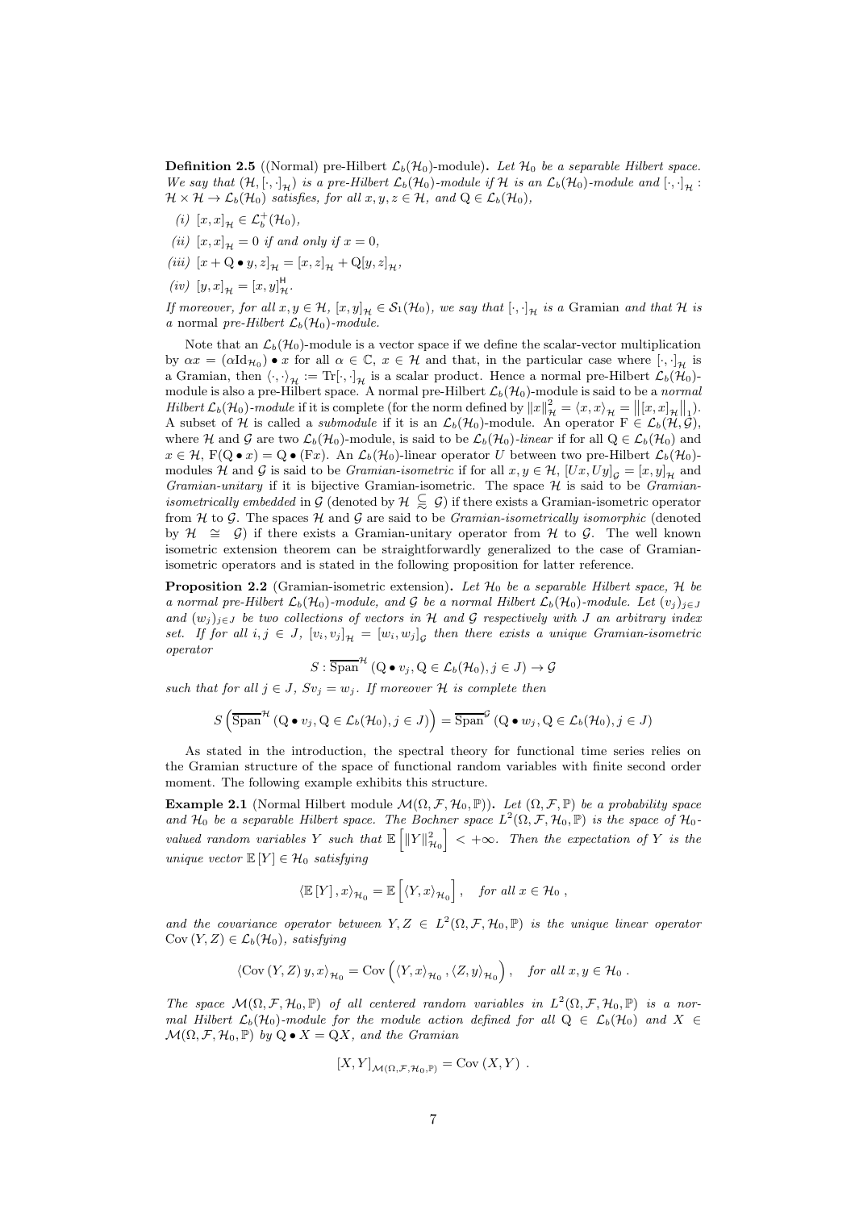**Definition 2.5** ((Normal) pre-Hilbert $\mathcal{L}_b(\mathcal{H}_0)$-module)**.** *Let $\mathcal{H}_0$ be a separable Hilbert space. We say that $(\mathcal{H}, [\cdot,\cdot]_{\mathcal{H}})$ is a pre-Hilbert $\mathcal{L}_b(\mathcal{H}_0)$-module if $\mathcal{H}$ is an $\mathcal{L}_b(\mathcal{H}_0)$-module and $[\cdot,\cdot]_{\mathcal{H}} : \mathcal{H} \times \mathcal{H} \to \mathcal{L}_b(\mathcal{H}_0)$ satisfies, for all $x, y, z \in \mathcal{H}$, and $\mathrm{Q} \in \mathcal{L}_b(\mathcal{H}_0)$,*

*(i)* $[x,x]_{\mathcal{H}} \in \mathcal{L}_b^+(\mathcal{H}_0)$,

*(ii)* $[x,x]_{\mathcal{H}} = 0$ *if and only if* $x = 0$,

*(iii)* $[x + \mathrm{Q} \bullet y, z]_{\mathcal{H}} = [x,z]_{\mathcal{H}} + \mathrm{Q}[y,z]_{\mathcal{H}}$,

*(iv)* $[y,x]_{\mathcal{H}} = [x,y]_{\mathcal{H}}^{\mathsf{H}}$.

*If moreover, for all $x, y \in \mathcal{H}$, $[x,y]_{\mathcal{H}} \in \mathcal{S}_1(\mathcal{H}_0)$, we say that $[\cdot,\cdot]_{\mathcal{H}}$ is a* Gramian *and that $\mathcal{H}$ is a* normal *pre-Hilbert $\mathcal{L}_b(\mathcal{H}_0)$-module.*

Note that an $\mathcal{L}_b(\mathcal{H}_0)$-module is a vector space if we define the scalar-vector multiplication by $\alpha x = (\alpha \mathrm{Id}_{\mathcal{H}_0}) \bullet x$ for all $\alpha \in \mathbb{C}$, $x \in \mathcal{H}$ and that, in the particular case where $[\cdot,\cdot]_{\mathcal{H}}$ is a Gramian, then $\langle\cdot,\cdot\rangle_{\mathcal{H}} := \mathrm{Tr}[\cdot,\cdot]_{\mathcal{H}}$ is a scalar product. Hence a normal pre-Hilbert $\mathcal{L}_b(\mathcal{H}_0)$-module is also a pre-Hilbert space. A normal pre-Hilbert $\mathcal{L}_b(\mathcal{H}_0)$-module is said to be a *normal Hilbert $\mathcal{L}_b(\mathcal{H}_0)$-module* if it is complete (for the norm defined by $\|x\|_{\mathcal{H}}^2 = \langle x, x\rangle_{\mathcal{H}} = \left\|[x,x]_{\mathcal{H}}\right\|_1$). A subset of $\mathcal{H}$ is called a *submodule* if it is an $\mathcal{L}_b(\mathcal{H}_0)$-module. An operator $\mathrm{F} \in \mathcal{L}_b(\mathcal{H}, \mathcal{G})$, where $\mathcal{H}$ and $\mathcal{G}$ are two $\mathcal{L}_b(\mathcal{H}_0)$-module, is said to be $\mathcal{L}_b(\mathcal{H}_0)$*-linear* if for all $\mathrm{Q} \in \mathcal{L}_b(\mathcal{H}_0)$ and $x \in \mathcal{H}$, $\mathrm{F}(\mathrm{Q} \bullet x) = \mathrm{Q} \bullet (\mathrm{F}x)$. An $\mathcal{L}_b(\mathcal{H}_0)$-linear operator $U$ between two pre-Hilbert $\mathcal{L}_b(\mathcal{H}_0)$-modules $\mathcal{H}$ and $\mathcal{G}$ is said to be *Gramian-isometric* if for all $x, y \in \mathcal{H}$, $[Ux, Uy]_{\mathcal{G}} = [x,y]_{\mathcal{H}}$ and *Gramian-unitary* if it is bijective Gramian-isometric. The space $\mathcal{H}$ is said to be *Gramian-isometrically embedded* in $\mathcal{G}$ (denoted by $\mathcal{H} \underset{\approx}{\subseteq} \mathcal{G}$) if there exists a Gramian-isometric operator from $\mathcal{H}$ to $\mathcal{G}$. The spaces $\mathcal{H}$ and $\mathcal{G}$ are said to be *Gramian-isometrically isomorphic* (denoted by $\mathcal{H} \cong \mathcal{G}$) if there exists a Gramian-unitary operator from $\mathcal{H}$ to $\mathcal{G}$. The well known isometric extension theorem can be straightforwardly generalized to the case of Gramian-isometric operators and is stated in the following proposition for latter reference.

**Proposition 2.2** (Gramian-isometric extension)**.** *Let $\mathcal{H}_0$ be a separable Hilbert space, $\mathcal{H}$ be a normal pre-Hilbert $\mathcal{L}_b(\mathcal{H}_0)$-module, and $\mathcal{G}$ be a normal Hilbert $\mathcal{L}_b(\mathcal{H}_0)$-module. Let $(v_j)_{j\in J}$ and $(w_j)_{j\in J}$ be two collections of vectors in $\mathcal{H}$ and $\mathcal{G}$ respectively with $J$ an arbitrary index set. If for all $i, j \in J$, $[v_i, v_j]_{\mathcal{H}} = [w_i, w_j]_{\mathcal{G}}$ then there exists a unique Gramian-isometric operator*

$$S : \overline{\mathrm{Span}}^{\mathcal{H}}\left(\mathrm{Q} \bullet v_j, \mathrm{Q} \in \mathcal{L}_b(\mathcal{H}_0), j \in J\right) \to \mathcal{G}$$

*such that for all $j \in J$, $Sv_j = w_j$. If moreover $\mathcal{H}$ is complete then*

$$S\left(\overline{\mathrm{Span}}^{\mathcal{H}}\left(\mathrm{Q} \bullet v_j, \mathrm{Q} \in \mathcal{L}_b(\mathcal{H}_0), j \in J\right)\right) = \overline{\mathrm{Span}}^{\mathcal{G}}\left(\mathrm{Q} \bullet w_j, \mathrm{Q} \in \mathcal{L}_b(\mathcal{H}_0), j \in J\right)$$

As stated in the introduction, the spectral theory for functional time series relies on the Gramian structure of the space of functional random variables with finite second order moment. The following example exhibits this structure.

**Example 2.1** (Normal Hilbert module $\mathcal{M}(\Omega, \mathcal{F}, \mathcal{H}_0, \mathbb{P})$)**.** *Let $(\Omega, \mathcal{F}, \mathbb{P})$ be a probability space and $\mathcal{H}_0$ be a separable Hilbert space. The Bochner space $L^2(\Omega, \mathcal{F}, \mathcal{H}_0, \mathbb{P})$ is the space of $\mathcal{H}_0$-valued random variables $Y$ such that $\mathbb{E}\left[\|Y\|_{\mathcal{H}_0}^2\right] < +\infty$. Then the expectation of $Y$ is the unique vector $\mathbb{E}[Y] \in \mathcal{H}_0$ satisfying*

$$\langle \mathbb{E}[Y], x\rangle_{\mathcal{H}_0} = \mathbb{E}\left[\langle Y, x\rangle_{\mathcal{H}_0}\right], \quad \textit{for all } x \in \mathcal{H}_0 ,$$

*and the covariance operator between $Y, Z \in L^2(\Omega, \mathcal{F}, \mathcal{H}_0, \mathbb{P})$ is the unique linear operator $\mathrm{Cov}(Y,Z) \in \mathcal{L}_b(\mathcal{H}_0)$, satisfying*

$$\langle \mathrm{Cov}(Y,Z)\, y, x\rangle_{\mathcal{H}_0} = \mathrm{Cov}\left(\langle Y, x\rangle_{\mathcal{H}_0}, \langle Z, y\rangle_{\mathcal{H}_0}\right), \quad \textit{for all } x, y \in \mathcal{H}_0 .$$

*The space $\mathcal{M}(\Omega, \mathcal{F}, \mathcal{H}_0, \mathbb{P})$ of all centered random variables in $L^2(\Omega, \mathcal{F}, \mathcal{H}_0, \mathbb{P})$ is a normal Hilbert $\mathcal{L}_b(\mathcal{H}_0)$-module for the module action defined for all $\mathrm{Q} \in \mathcal{L}_b(\mathcal{H}_0)$ and $X \in \mathcal{M}(\Omega, \mathcal{F}, \mathcal{H}_0, \mathbb{P})$ by $\mathrm{Q} \bullet X = \mathrm{Q}X$, and the Gramian*

$$[X, Y]_{\mathcal{M}(\Omega,\mathcal{F},\mathcal{H}_0,\mathbb{P})} = \mathrm{Cov}(X, Y) .$$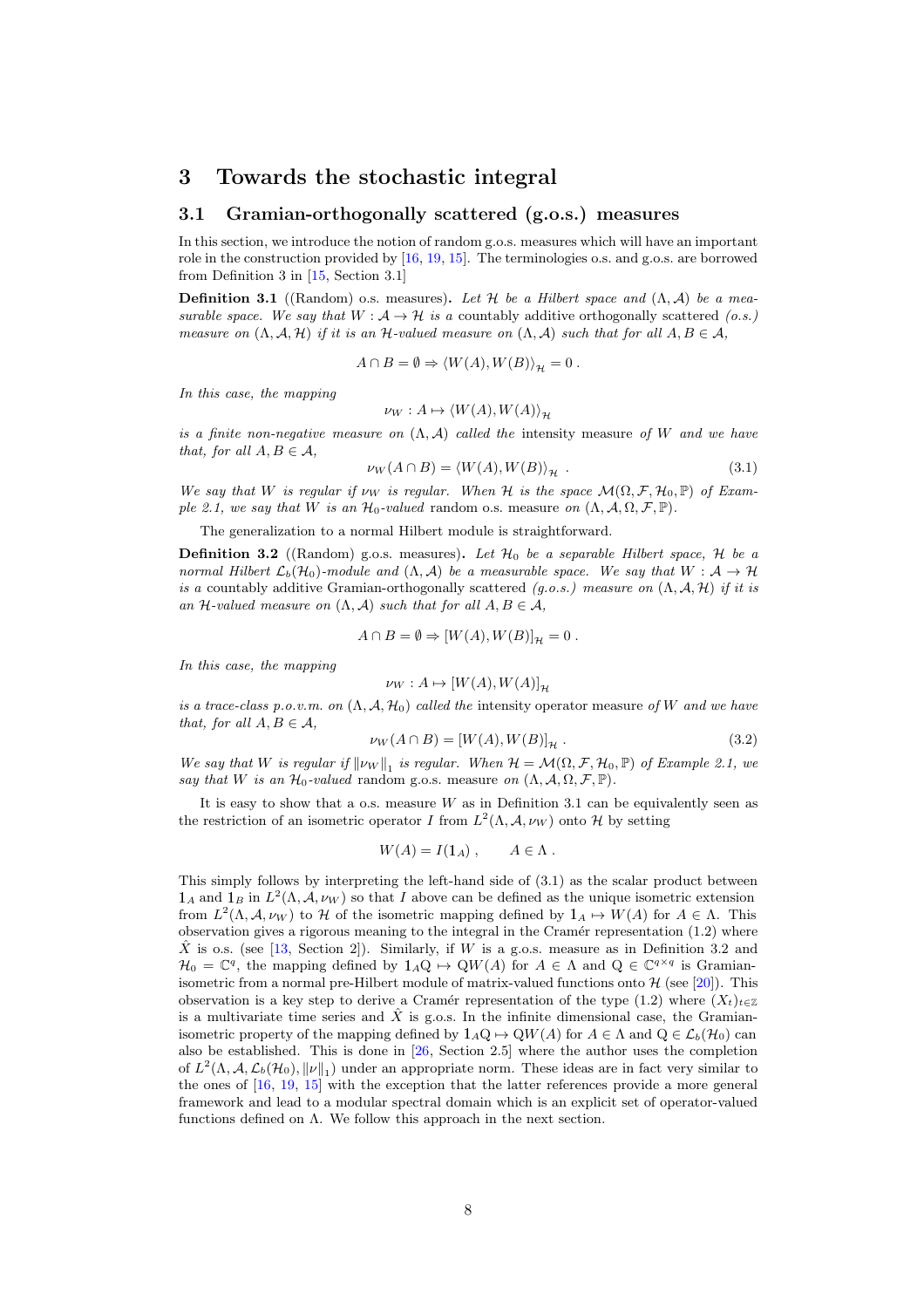# 3 Towards the stochastic integral

## 3.1 Gramian-orthogonally scattered (g.o.s.) measures

In this section, we introduce the notion of random g.o.s. measures which will have an important role in the construction provided by [16, 19, 15]. The terminologies o.s. and g.o.s. are borrowed from Definition 3 in [15, Section 3.1]

**Definition 3.1** ((Random) o.s. measures). *Let $\mathcal{H}$ be a Hilbert space and $(\Lambda, \mathcal{A})$ be a measurable space. We say that $W : \mathcal{A} \to \mathcal{H}$ is a* countably additive orthogonally scattered *(o.s.) measure on $(\Lambda, \mathcal{A}, \mathcal{H})$ if it is an $\mathcal{H}$-valued measure on $(\Lambda, \mathcal{A})$ such that for all $A, B \in \mathcal{A}$,*

$$A \cap B = \emptyset \Rightarrow \langle W(A), W(B) \rangle_{\mathcal{H}} = 0 \,.$$

*In this case, the mapping*

$$\nu_W : A \mapsto \langle W(A), W(A) \rangle_{\mathcal{H}}$$

*is a finite non-negative measure on $(\Lambda, \mathcal{A})$ called the* intensity measure *of $W$ and we have that, for all $A, B \in \mathcal{A}$,*

$$\nu_W(A \cap B) = \langle W(A), W(B) \rangle_{\mathcal{H}} \,. \tag{3.1}$$

*We say that $W$ is regular if $\nu_W$ is regular. When $\mathcal{H}$ is the space $\mathcal{M}(\Omega, \mathcal{F}, \mathcal{H}_0, \mathbb{P})$ of Example 2.1, we say that $W$ is an $\mathcal{H}_0$-valued* random o.s. measure *on $(\Lambda, \mathcal{A}, \Omega, \mathcal{F}, \mathbb{P})$.*

The generalization to a normal Hilbert module is straightforward.

**Definition 3.2** ((Random) g.o.s. measures). *Let $\mathcal{H}_0$ be a separable Hilbert space, $\mathcal{H}$ be a normal Hilbert $\mathcal{L}_b(\mathcal{H}_0)$-module and $(\Lambda, \mathcal{A})$ be a measurable space. We say that $W : \mathcal{A} \to \mathcal{H}$ is a* countably additive Gramian-orthogonally scattered *(g.o.s.) measure on $(\Lambda, \mathcal{A}, \mathcal{H})$ if it is an $\mathcal{H}$-valued measure on $(\Lambda, \mathcal{A})$ such that for all $A, B \in \mathcal{A}$,*

$$A \cap B = \emptyset \Rightarrow [W(A), W(B)]_{\mathcal{H}} = 0 \,.$$

*In this case, the mapping*

$$\nu_W : A \mapsto [W(A), W(A)]_{\mathcal{H}}$$

*is a trace-class p.o.v.m. on $(\Lambda, \mathcal{A}, \mathcal{H}_0)$ called the* intensity operator measure *of $W$ and we have that, for all $A, B \in \mathcal{A}$,*

$$\nu_W(A \cap B) = [W(A), W(B)]_{\mathcal{H}} \,. \tag{3.2}$$

*We say that $W$ is regular if $\|\nu_W\|_1$ is regular. When $\mathcal{H} = \mathcal{M}(\Omega, \mathcal{F}, \mathcal{H}_0, \mathbb{P})$ of Example 2.1, we say that $W$ is an $\mathcal{H}_0$-valued* random g.o.s. measure *on $(\Lambda, \mathcal{A}, \Omega, \mathcal{F}, \mathbb{P})$.*

It is easy to show that a o.s. measure $W$ as in Definition 3.1 can be equivalently seen as the restriction of an isometric operator $I$ from $L^2(\Lambda, \mathcal{A}, \nu_W)$ onto $\mathcal{H}$ by setting

$$W(A) = I(\mathbb{1}_A) \,, \qquad A \in \Lambda \,.$$

This simply follows by interpreting the left-hand side of (3.1) as the scalar product between $\mathbb{1}_A$ and $\mathbb{1}_B$ in $L^2(\Lambda, \mathcal{A}, \nu_W)$ so that $I$ above can be defined as the unique isometric extension from $L^2(\Lambda, \mathcal{A}, \nu_W)$ to $\mathcal{H}$ of the isometric mapping defined by $\mathbb{1}_A \mapsto W(A)$ for $A \in \Lambda$. This observation gives a rigorous meaning to the integral in the Cramér representation (1.2) where $\hat{X}$ is o.s. (see [13, Section 2]). Similarly, if $W$ is a g.o.s. measure as in Definition 3.2 and $\mathcal{H}_0 = \mathbb{C}^q$, the mapping defined by $\mathbb{1}_A \mathrm{Q} \mapsto \mathrm{Q}W(A)$ for $A \in \Lambda$ and $\mathrm{Q} \in \mathbb{C}^{q \times q}$ is Gramian-isometric from a normal pre-Hilbert module of matrix-valued functions onto $\mathcal{H}$ (see [20]). This observation is a key step to derive a Cramér representation of the type (1.2) where $(X_t)_{t \in \mathbb{Z}}$ is a multivariate time series and $\hat{X}$ is g.o.s. In the infinite dimensional case, the Gramian-isometric property of the mapping defined by $\mathbb{1}_A \mathrm{Q} \mapsto \mathrm{Q}W(A)$ for $A \in \Lambda$ and $\mathrm{Q} \in \mathcal{L}_b(\mathcal{H}_0)$ can also be established. This is done in [26, Section 2.5] where the author uses the completion of $L^2(\Lambda, \mathcal{A}, \mathcal{L}_b(\mathcal{H}_0), \|\nu\|_1)$ under an appropriate norm. These ideas are in fact very similar to the ones of [16, 19, 15] with the exception that the latter references provide a more general framework and lead to a modular spectral domain which is an explicit set of operator-valued functions defined on $\Lambda$. We follow this approach in the next section.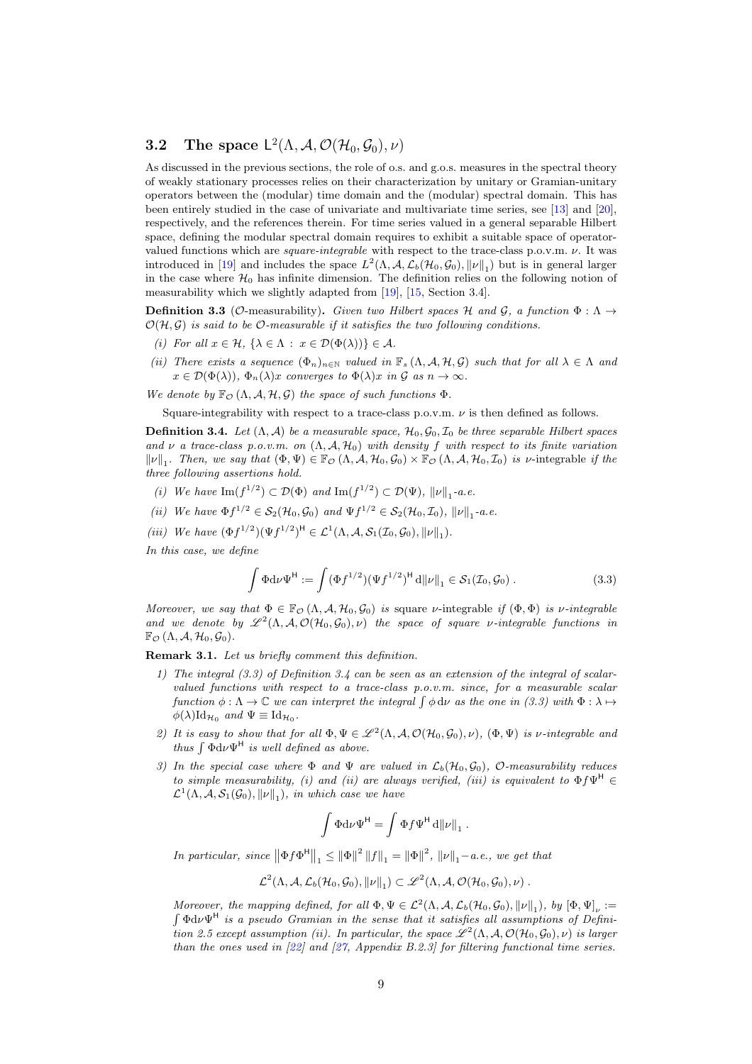### 3.2 The space $\mathsf{L}^2(\Lambda, \mathcal{A}, \mathcal{O}(\mathcal{H}_0, \mathcal{G}_0), \nu)$

As discussed in the previous sections, the role of o.s. and g.o.s. measures in the spectral theory of weakly stationary processes relies on their characterization by unitary or Gramian-unitary operators between the (modular) time domain and the (modular) spectral domain. This has been entirely studied in the case of univariate and multivariate time series, see [13] and [20], respectively, and the references therein. For time series valued in a general separable Hilbert space, defining the modular spectral domain requires to exhibit a suitable space of operator-valued functions which are *square-integrable* with respect to the trace-class p.o.v.m. $\nu$. It was introduced in [19] and includes the space $L^2(\Lambda, \mathcal{A}, \mathcal{L}_b(\mathcal{H}_0, \mathcal{G}_0), \|\nu\|_1)$ but is in general larger in the case where $\mathcal{H}_0$ has infinite dimension. The definition relies on the following notion of measurability which we slightly adapted from [19], [15, Section 3.4].

**Definition 3.3** ($\mathcal{O}$-measurability)**.** *Given two Hilbert spaces $\mathcal{H}$ and $\mathcal{G}$, a function $\Phi : \Lambda \to \mathcal{O}(\mathcal{H}, \mathcal{G})$ is said to be $\mathcal{O}$-measurable if it satisfies the two following conditions.*

*(i) For all $x \in \mathcal{H}$, $\{\lambda \in \Lambda : x \in \mathcal{D}(\Phi(\lambda))\} \in \mathcal{A}$.*

*(ii) There exists a sequence $(\Phi_n)_{n\in\mathbb{N}}$ valued in $\mathbb{F}_s(\Lambda, \mathcal{A}, \mathcal{H}, \mathcal{G})$ such that for all $\lambda \in \Lambda$ and $x \in \mathcal{D}(\Phi(\lambda))$, $\Phi_n(\lambda)x$ converges to $\Phi(\lambda)x$ in $\mathcal{G}$ as $n \to \infty$.*

*We denote by $\mathbb{F}_{\mathcal{O}}(\Lambda, \mathcal{A}, \mathcal{H}, \mathcal{G})$ the space of such functions $\Phi$.*

Square-integrability with respect to a trace-class p.o.v.m. $\nu$ is then defined as follows.

**Definition 3.4.** *Let $(\Lambda, \mathcal{A})$ be a measurable space, $\mathcal{H}_0, \mathcal{G}_0, \mathcal{I}_0$ be three separable Hilbert spaces and $\nu$ a trace-class p.o.v.m. on $(\Lambda, \mathcal{A}, \mathcal{H}_0)$ with density $f$ with respect to its finite variation $\|\nu\|_1$. Then, we say that $(\Phi, \Psi) \in \mathbb{F}_{\mathcal{O}}(\Lambda, \mathcal{A}, \mathcal{H}_0, \mathcal{G}_0) \times \mathbb{F}_{\mathcal{O}}(\Lambda, \mathcal{A}, \mathcal{H}_0, \mathcal{I}_0)$ is $\nu$-integrable if the three following assertions hold.*

*(i) We have $\mathrm{Im}(f^{1/2}) \subset \mathcal{D}(\Phi)$ and $\mathrm{Im}(f^{1/2}) \subset \mathcal{D}(\Psi)$, $\|\nu\|_1$-a.e.*

*(ii) We have $\Phi f^{1/2} \in \mathcal{S}_2(\mathcal{H}_0, \mathcal{G}_0)$ and $\Psi f^{1/2} \in \mathcal{S}_2(\mathcal{H}_0, \mathcal{I}_0)$, $\|\nu\|_1$-a.e.*

*(iii) We have $(\Phi f^{1/2})(\Psi f^{1/2})^{\mathsf{H}} \in \mathcal{L}^1(\Lambda, \mathcal{A}, \mathcal{S}_1(\mathcal{I}_0, \mathcal{G}_0), \|\nu\|_1)$.*

*In this case, we define*

$$\int \Phi \mathrm{d}\nu \Psi^{\mathsf{H}} := \int (\Phi f^{1/2})(\Psi f^{1/2})^{\mathsf{H}} \,\mathrm{d}\|\nu\|_1 \in \mathcal{S}_1(\mathcal{I}_0, \mathcal{G}_0) \,. \tag{3.3}$$

*Moreover, we say that $\Phi \in \mathbb{F}_{\mathcal{O}}(\Lambda, \mathcal{A}, \mathcal{H}_0, \mathcal{G}_0)$ is* square $\nu$-integrable *if $(\Phi, \Phi)$ is $\nu$-integrable and we denote by $\mathscr{L}^2(\Lambda, \mathcal{A}, \mathcal{O}(\mathcal{H}_0, \mathcal{G}_0), \nu)$ the space of square $\nu$-integrable functions in $\mathbb{F}_{\mathcal{O}}(\Lambda, \mathcal{A}, \mathcal{H}_0, \mathcal{G}_0)$.*

**Remark 3.1.** *Let us briefly comment this definition.*

*1) The integral (3.3) of Definition 3.4 can be seen as an extension of the integral of scalar-valued functions with respect to a trace-class p.o.v.m. since, for a measurable scalar function $\phi : \Lambda \to \mathbb{C}$ we can interpret the integral $\int \phi \,\mathrm{d}\nu$ as the one in (3.3) with $\Phi : \lambda \mapsto \phi(\lambda)\mathrm{Id}_{\mathcal{H}_0}$ and $\Psi \equiv \mathrm{Id}_{\mathcal{H}_0}$.*

*2) It is easy to show that for all $\Phi, \Psi \in \mathscr{L}^2(\Lambda, \mathcal{A}, \mathcal{O}(\mathcal{H}_0, \mathcal{G}_0), \nu)$, $(\Phi, \Psi)$ is $\nu$-integrable and thus $\int \Phi \mathrm{d}\nu \Psi^{\mathsf{H}}$ is well defined as above.*

*3) In the special case where $\Phi$ and $\Psi$ are valued in $\mathcal{L}_b(\mathcal{H}_0, \mathcal{G}_0)$, $\mathcal{O}$-measurability reduces to simple measurability, (i) and (ii) are always verified, (iii) is equivalent to $\Phi f \Psi^{\mathsf{H}} \in \mathcal{L}^1(\Lambda, \mathcal{A}, \mathcal{S}_1(\mathcal{G}_0), \|\nu\|_1)$, in which case we have*

$$\int \Phi \mathrm{d}\nu \Psi^{\mathsf{H}} = \int \Phi f \Psi^{\mathsf{H}} \,\mathrm{d}\|\nu\|_1 \,.$$

*In particular, since $\left\|\Phi f \Phi^{\mathsf{H}}\right\|_1 \leq \|\Phi\|^2 \|f\|_1 = \|\Phi\|^2$, $\|\nu\|_1$−a.e., we get that*

$$\mathcal{L}^2(\Lambda, \mathcal{A}, \mathcal{L}_b(\mathcal{H}_0, \mathcal{G}_0), \|\nu\|_1) \subset \mathscr{L}^2(\Lambda, \mathcal{A}, \mathcal{O}(\mathcal{H}_0, \mathcal{G}_0), \nu) \,.$$

*Moreover, the mapping defined, for all $\Phi, \Psi \in \mathcal{L}^2(\Lambda, \mathcal{A}, \mathcal{L}_b(\mathcal{H}_0, \mathcal{G}_0), \|\nu\|_1)$, by $[\Phi, \Psi]_\nu := \int \Phi \mathrm{d}\nu \Psi^{\mathsf{H}}$ is a pseudo Gramian in the sense that it satisfies all assumptions of Definition 2.5 except assumption (ii). In particular, the space $\mathscr{L}^2(\Lambda, \mathcal{A}, \mathcal{O}(\mathcal{H}_0, \mathcal{G}_0), \nu)$ is larger than the ones used in [22] and [27, Appendix B.2.3] for filtering functional time series.*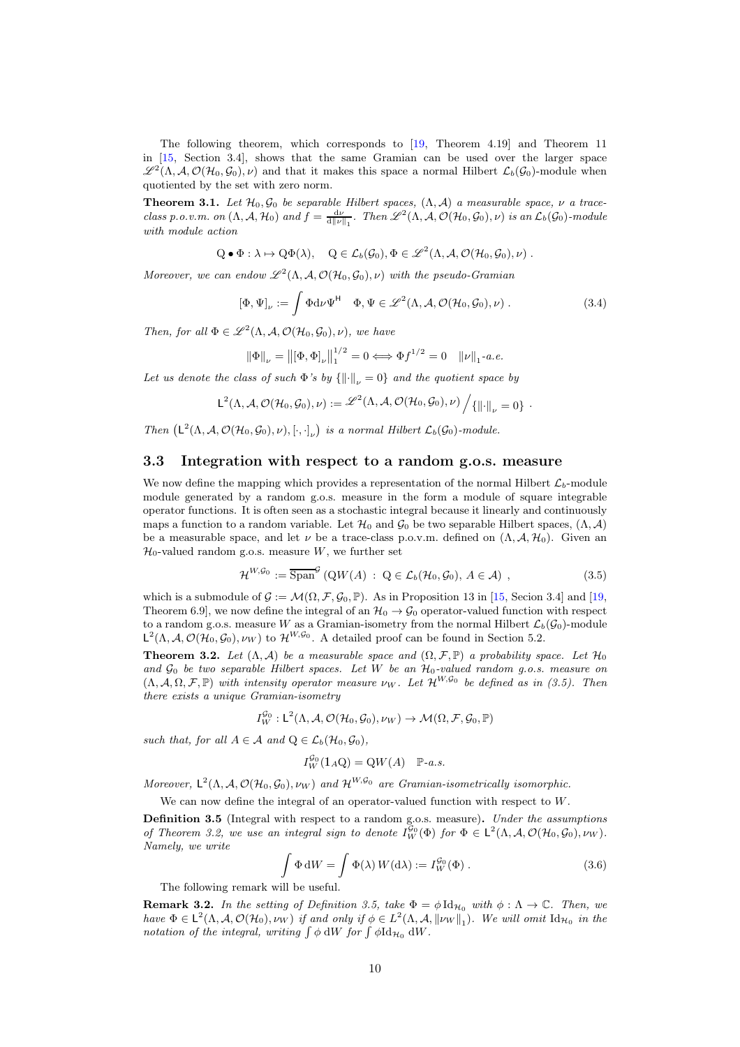The following theorem, which corresponds to [19, Theorem 4.19] and Theorem 11 in [15, Section 3.4], shows that the same Gramian can be used over the larger space $\mathscr{L}^2(\Lambda, \mathcal{A}, \mathcal{O}(\mathcal{H}_0, \mathcal{G}_0), \nu)$ and that it makes this space a normal Hilbert $\mathcal{L}_b(\mathcal{G}_0)$-module when quotiented by the set with zero norm.

**Theorem 3.1.** *Let $\mathcal{H}_0, \mathcal{G}_0$ be separable Hilbert spaces, $(\Lambda, \mathcal{A})$ a measurable space, $\nu$ a trace-class p.o.v.m. on $(\Lambda, \mathcal{A}, \mathcal{H}_0)$ and $f = \frac{\mathrm{d}\nu}{\mathrm{d}\|\nu\|_1}$. Then $\mathscr{L}^2(\Lambda, \mathcal{A}, \mathcal{O}(\mathcal{H}_0, \mathcal{G}_0), \nu)$ is an $\mathcal{L}_b(\mathcal{G}_0)$-module with module action*

$$\mathrm{Q} \bullet \Phi : \lambda \mapsto \mathrm{Q}\Phi(\lambda), \quad \mathrm{Q} \in \mathcal{L}_b(\mathcal{G}_0), \Phi \in \mathscr{L}^2(\Lambda, \mathcal{A}, \mathcal{O}(\mathcal{H}_0, \mathcal{G}_0), \nu) \ .$$

*Moreover, we can endow $\mathscr{L}^2(\Lambda, \mathcal{A}, \mathcal{O}(\mathcal{H}_0, \mathcal{G}_0), \nu)$ with the pseudo-Gramian*

$$[\Phi, \Psi]_\nu := \int \Phi \mathrm{d}\nu \Psi^{\mathsf{H}} \quad \Phi, \Psi \in \mathscr{L}^2(\Lambda, \mathcal{A}, \mathcal{O}(\mathcal{H}_0, \mathcal{G}_0), \nu) \ . \tag{3.4}$$

*Then, for all $\Phi \in \mathscr{L}^2(\Lambda, \mathcal{A}, \mathcal{O}(\mathcal{H}_0, \mathcal{G}_0), \nu)$, we have*

$$\|\Phi\|_\nu = \left\|[\Phi, \Phi]_\nu\right\|_1^{1/2} = 0 \Longleftrightarrow \Phi f^{1/2} = 0 \quad \|\nu\|_1\text{-a.e.}$$

*Let us denote the class of such $\Phi$'s by $\{\|\cdot\|_\nu = 0\}$ and the quotient space by*

$$\mathsf{L}^2(\Lambda, \mathcal{A}, \mathcal{O}(\mathcal{H}_0, \mathcal{G}_0), \nu) := \mathscr{L}^2(\Lambda, \mathcal{A}, \mathcal{O}(\mathcal{H}_0, \mathcal{G}_0), \nu) \Big/ \{\|\cdot\|_\nu = 0\} \ .$$

*Then $\left(\mathsf{L}^2(\Lambda, \mathcal{A}, \mathcal{O}(\mathcal{H}_0, \mathcal{G}_0), \nu), [\cdot, \cdot]_\nu\right)$ is a normal Hilbert $\mathcal{L}_b(\mathcal{G}_0)$-module.*

## 3.3 Integration with respect to a random g.o.s. measure

We now define the mapping which provides a representation of the normal Hilbert $\mathcal{L}_b$-module module generated by a random g.o.s. measure in the form a module of square integrable operator functions. It is often seen as a stochastic integral because it linearly and continuously maps a function to a random variable. Let $\mathcal{H}_0$ and $\mathcal{G}_0$ be two separable Hilbert spaces, $(\Lambda, \mathcal{A})$ be a measurable space, and let $\nu$ be a trace-class p.o.v.m. defined on $(\Lambda, \mathcal{A}, \mathcal{H}_0)$. Given an $\mathcal{H}_0$-valued random g.o.s. measure $W$, we further set

$$\mathcal{H}^{W, \mathcal{G}_0} := \overline{\mathrm{Span}}^{\mathcal{G}} \left(\mathrm{Q}W(A) \ : \ \mathrm{Q} \in \mathcal{L}_b(\mathcal{H}_0, \mathcal{G}_0), \ A \in \mathcal{A}\right) \ , \tag{3.5}$$

which is a submodule of $\mathcal{G} := \mathcal{M}(\Omega, \mathcal{F}, \mathcal{G}_0, \mathbb{P})$. As in Proposition 13 in [15, Secion 3.4] and [19, Theorem 6.9], we now define the integral of an $\mathcal{H}_0 \to \mathcal{G}_0$ operator-valued function with respect to a random g.o.s. measure $W$ as a Gramian-isometry from the normal Hilbert $\mathcal{L}_b(\mathcal{G}_0)$-module $\mathsf{L}^2(\Lambda, \mathcal{A}, \mathcal{O}(\mathcal{H}_0, \mathcal{G}_0), \nu_W)$ to $\mathcal{H}^{W, \mathcal{G}_0}$. A detailed proof can be found in Section 5.2.

**Theorem 3.2.** *Let $(\Lambda, \mathcal{A})$ be a measurable space and $(\Omega, \mathcal{F}, \mathbb{P})$ a probability space. Let $\mathcal{H}_0$ and $\mathcal{G}_0$ be two separable Hilbert spaces. Let $W$ be an $\mathcal{H}_0$-valued random g.o.s. measure on $(\Lambda, \mathcal{A}, \Omega, \mathcal{F}, \mathbb{P})$ with intensity operator measure $\nu_W$. Let $\mathcal{H}^{W, \mathcal{G}_0}$ be defined as in (3.5). Then there exists a unique Gramian-isometry*

$$I_W^{\mathcal{G}_0} : \mathsf{L}^2(\Lambda, \mathcal{A}, \mathcal{O}(\mathcal{H}_0, \mathcal{G}_0), \nu_W) \to \mathcal{M}(\Omega, \mathcal{F}, \mathcal{G}_0, \mathbb{P})$$

*such that, for all $A \in \mathcal{A}$ and $\mathrm{Q} \in \mathcal{L}_b(\mathcal{H}_0, \mathcal{G}_0)$,*

$$I_W^{\mathcal{G}_0}(\mathbb{1}_A \mathrm{Q}) = \mathrm{Q}W(A) \quad \mathbb{P}\text{-a.s.}$$

*Moreover, $\mathsf{L}^2(\Lambda, \mathcal{A}, \mathcal{O}(\mathcal{H}_0, \mathcal{G}_0), \nu_W)$ and $\mathcal{H}^{W, \mathcal{G}_0}$ are Gramian-isometrically isomorphic.*

We can now define the integral of an operator-valued function with respect to $W$.

**Definition 3.5** (Integral with respect to a random g.o.s. measure)**.** *Under the assumptions of Theorem 3.2, we use an integral sign to denote $I_W^{\mathcal{G}_0}(\Phi)$ for $\Phi \in \mathsf{L}^2(\Lambda, \mathcal{A}, \mathcal{O}(\mathcal{H}_0, \mathcal{G}_0), \nu_W)$. Namely, we write*

$$\int \Phi \, \mathrm{d}W = \int \Phi(\lambda) \, W(\mathrm{d}\lambda) := I_W^{\mathcal{G}_0}(\Phi) \ . \tag{3.6}$$

The following remark will be useful.

**Remark 3.2.** *In the setting of Definition 3.5, take $\Phi = \phi \, \mathrm{Id}_{\mathcal{H}_0}$ with $\phi : \Lambda \to \mathbb{C}$. Then, we have $\Phi \in \mathsf{L}^2(\Lambda, \mathcal{A}, \mathcal{O}(\mathcal{H}_0), \nu_W)$ if and only if $\phi \in L^2(\Lambda, \mathcal{A}, \|\nu_W\|_1)$. We will omit $\mathrm{Id}_{\mathcal{H}_0}$ in the notation of the integral, writing $\int \phi \, \mathrm{d}W$ for $\int \phi \mathrm{Id}_{\mathcal{H}_0} \, \mathrm{d}W$.*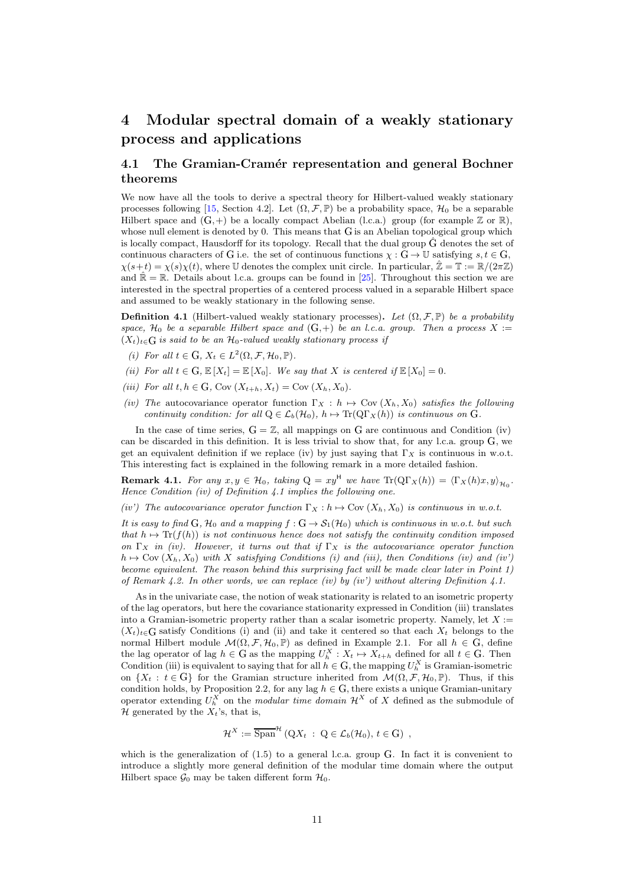# 4 Modular spectral domain of a weakly stationary process and applications

## 4.1 The Gramian-Cramér representation and general Bochner theorems

We now have all the tools to derive a spectral theory for Hilbert-valued weakly stationary processes following [15, Section 4.2]. Let $(\Omega, \mathcal{F}, \mathbb{P})$ be a probability space, $\mathcal{H}_0$ be a separable Hilbert space and $(\mathrm{G}, +)$ be a locally compact Abelian (l.c.a.) group (for example $\mathbb{Z}$ or $\mathbb{R}$), whose null element is denoted by 0. This means that $\mathrm{G}$ is an Abelian topological group which is locally compact, Hausdorff for its topology. Recall that the dual group $\hat{\mathrm{G}}$ denotes the set of continuous characters of $\mathrm{G}$ i.e. the set of continuous functions $\chi : \mathrm{G} \to \mathbb{U}$ satisfying $s, t \in \mathrm{G}$, $\chi(s+t) = \chi(s)\chi(t)$, where $\mathbb{U}$ denotes the complex unit circle. In particular, $\hat{\mathbb{Z}} = \mathbb{T} := \mathbb{R}/(2\pi\mathbb{Z})$ and $\hat{\mathbb{R}} = \mathbb{R}$. Details about l.c.a. groups can be found in [25]. Throughout this section we are interested in the spectral properties of a centered process valued in a separable Hilbert space and assumed to be weakly stationary in the following sense.

**Definition 4.1** (Hilbert-valued weakly stationary processes)**.** *Let $(\Omega, \mathcal{F}, \mathbb{P})$ be a probability space, $\mathcal{H}_0$ be a separable Hilbert space and $(\mathrm{G}, +)$ be an l.c.a. group. Then a process $X := (X_t)_{t \in \mathrm{G}}$ is said to be an $\mathcal{H}_0$-valued weakly stationary process if*

*(i) For all $t \in \mathrm{G}$, $X_t \in L^2(\Omega, \mathcal{F}, \mathcal{H}_0, \mathbb{P})$.*

*(ii) For all $t \in \mathrm{G}$, $\mathbb{E}[X_t] = \mathbb{E}[X_0]$. We say that $X$ is centered if $\mathbb{E}[X_0] = 0$.*

*(iii) For all $t, h \in \mathrm{G}$, $\mathrm{Cov}(X_{t+h}, X_t) = \mathrm{Cov}(X_h, X_0)$.*

*(iv) The* autocovariance operator function *$\Gamma_X : h \mapsto \mathrm{Cov}(X_h, X_0)$ satisfies the following continuity condition: for all $\mathrm{Q} \in \mathcal{L}_b(\mathcal{H}_0)$, $h \mapsto \mathrm{Tr}(\mathrm{Q}\Gamma_X(h))$ is continuous on $\mathrm{G}$.*

In the case of time series, $\mathrm{G} = \mathbb{Z}$, all mappings on $\mathrm{G}$ are continuous and Condition (iv) can be discarded in this definition. It is less trivial to show that, for any l.c.a. group $\mathrm{G}$, we get an equivalent definition if we replace (iv) by just saying that $\Gamma_X$ is continuous in w.o.t. This interesting fact is explained in the following remark in a more detailed fashion.

**Remark 4.1.** *For any $x, y \in \mathcal{H}_0$, taking $\mathrm{Q} = xy^{\mathsf{H}}$ we have $\mathrm{Tr}(\mathrm{Q}\Gamma_X(h)) = \langle \Gamma_X(h)x, y \rangle_{\mathcal{H}_0}$. Hence Condition (iv) of Definition 4.1 implies the following one.*

*(iv') The autocovariance operator function $\Gamma_X : h \mapsto \mathrm{Cov}(X_h, X_0)$ is continuous in w.o.t.*

*It is easy to find $\mathrm{G}$, $\mathcal{H}_0$ and a mapping $f : \mathrm{G} \to \mathcal{S}_1(\mathcal{H}_0)$ which is continuous in w.o.t. but such that $h \mapsto \mathrm{Tr}(f(h))$ is not continuous hence does not satisfy the continuity condition imposed on $\Gamma_X$ in (iv). However, it turns out that if $\Gamma_X$ is the autocovariance operator function $h \mapsto \mathrm{Cov}(X_h, X_0)$ with $X$ satisfying Conditions (i) and (iii), then Conditions (iv) and (iv') become equivalent. The reason behind this surprising fact will be made clear later in Point 1) of Remark 4.2. In other words, we can replace (iv) by (iv') without altering Definition 4.1.*

As in the univariate case, the notion of weak stationarity is related to an isometric property of the lag operators, but here the covariance stationarity expressed in Condition (iii) translates into a Gramian-isometric property rather than a scalar isometric property. Namely, let $X := (X_t)_{t \in \mathrm{G}}$ satisfy Conditions (i) and (ii) and take it centered so that each $X_t$ belongs to the normal Hilbert module $\mathcal{M}(\Omega, \mathcal{F}, \mathcal{H}_0, \mathbb{P})$ as defined in Example 2.1. For all $h \in \mathrm{G}$, define the lag operator of lag $h \in \mathrm{G}$ as the mapping $U_h^X : X_t \mapsto X_{t+h}$ defined for all $t \in \mathrm{G}$. Then Condition (iii) is equivalent to saying that for all $h \in \mathrm{G}$, the mapping $U_h^X$ is Gramian-isometric on $\{X_t : t \in \mathrm{G}\}$ for the Gramian structure inherited from $\mathcal{M}(\Omega, \mathcal{F}, \mathcal{H}_0, \mathbb{P})$. Thus, if this condition holds, by Proposition 2.2, for any lag $h \in \mathrm{G}$, there exists a unique Gramian-unitary operator extending $U_h^X$ on the *modular time domain* $\mathcal{H}^X$ of $X$ defined as the submodule of $\mathcal{H}$ generated by the $X_t$'s, that is,

$$\mathcal{H}^X := \overline{\mathrm{Span}}^{\mathcal{H}} \left( \mathrm{Q}X_t \, : \, \mathrm{Q} \in \mathcal{L}_b(\mathcal{H}_0), \, t \in \mathrm{G} \right) ,$$

which is the generalization of (1.5) to a general l.c.a. group $\mathrm{G}$. In fact it is convenient to introduce a slightly more general definition of the modular time domain where the output Hilbert space $\mathcal{G}_0$ may be taken different form $\mathcal{H}_0$.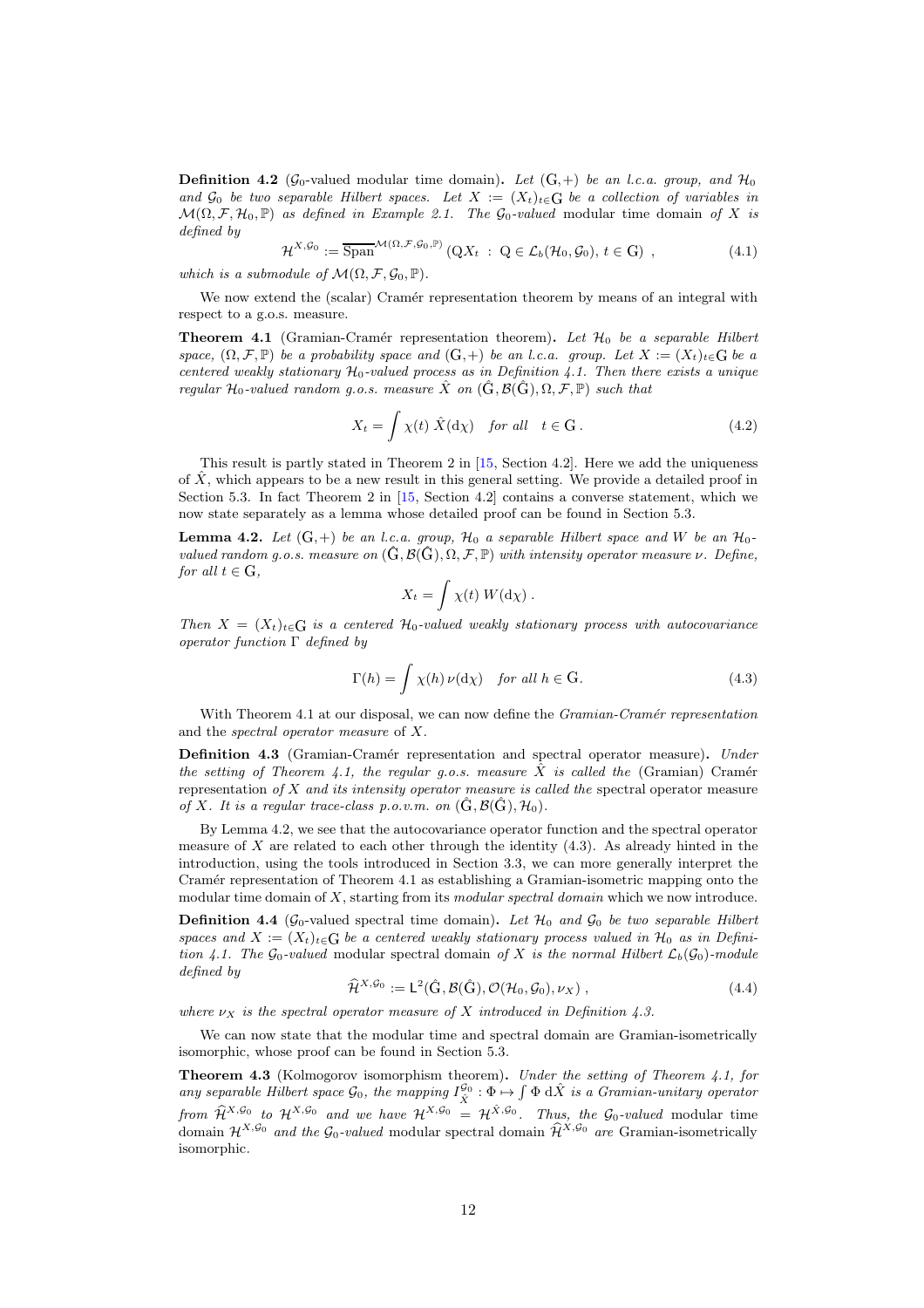**Definition 4.2** ($\mathcal{G}_0$-valued modular time domain)**.** *Let* $(\mathrm{G}, +)$ *be an l.c.a. group, and* $\mathcal{H}_0$ *and* $\mathcal{G}_0$ *be two separable Hilbert spaces. Let* $X := (X_t)_{t\in\mathrm{G}}$ *be a collection of variables in* $\mathcal{M}(\Omega, \mathcal{F}, \mathcal{H}_0, \mathbb{P})$ *as defined in Example 2.1. The* $\mathcal{G}_0$*-valued* modular time domain *of* $X$ *is defined by*

$$\mathcal{H}^{X,\mathcal{G}_0} := \overline{\mathrm{Span}}^{\mathcal{M}(\Omega,\mathcal{F},\mathcal{G}_0,\mathbb{P})} \left( \mathrm{Q} X_t \;:\; \mathrm{Q} \in \mathcal{L}_b(\mathcal{H}_0, \mathcal{G}_0),\, t \in \mathrm{G} \right) , \tag{4.1}$$

*which is a submodule of* $\mathcal{M}(\Omega, \mathcal{F}, \mathcal{G}_0, \mathbb{P})$.

We now extend the (scalar) Cramér representation theorem by means of an integral with respect to a g.o.s. measure.

**Theorem 4.1** (Gramian-Cramér representation theorem)**.** *Let* $\mathcal{H}_0$ *be a separable Hilbert space,* $(\Omega, \mathcal{F}, \mathbb{P})$ *be a probability space and* $(\mathrm{G}, +)$ *be an l.c.a. group. Let* $X := (X_t)_{t\in\mathrm{G}}$ *be a centered weakly stationary* $\mathcal{H}_0$*-valued process as in Definition 4.1. Then there exists a unique regular* $\mathcal{H}_0$*-valued random g.o.s. measure* $\hat{X}$ *on* $(\hat{\mathrm{G}}, \mathcal{B}(\hat{\mathrm{G}}), \Omega, \mathcal{F}, \mathbb{P})$ *such that*

$$X_t = \int \chi(t)\; \hat{X}(\mathrm{d}\chi) \quad \textit{for all} \quad t \in \mathrm{G}\,. \tag{4.2}$$

This result is partly stated in Theorem 2 in [15, Section 4.2]. Here we add the uniqueness of $\hat{X}$, which appears to be a new result in this general setting. We provide a detailed proof in Section 5.3. In fact Theorem 2 in [15, Section 4.2] contains a converse statement, which we now state separately as a lemma whose detailed proof can be found in Section 5.3.

**Lemma 4.2.** *Let* $(\mathrm{G}, +)$ *be an l.c.a. group,* $\mathcal{H}_0$ *a separable Hilbert space and* $W$ *be an* $\mathcal{H}_0$*-valued random g.o.s. measure on* $(\hat{\mathrm{G}}, \mathcal{B}(\hat{\mathrm{G}}), \Omega, \mathcal{F}, \mathbb{P})$ *with intensity operator measure* $\nu$*. Define, for all* $t \in \mathrm{G}$,

$$X_t = \int \chi(t)\; W(\mathrm{d}\chi)\,.$$

*Then* $X = (X_t)_{t\in\mathrm{G}}$ *is a centered* $\mathcal{H}_0$*-valued weakly stationary process with autocovariance operator function* $\Gamma$ *defined by*

$$\Gamma(h) = \int \chi(h)\, \nu(\mathrm{d}\chi) \quad \textit{for all } h \in \mathrm{G}. \tag{4.3}$$

With Theorem 4.1 at our disposal, we can now define the *Gramian-Cramér representation* and the *spectral operator measure* of $X$.

**Definition 4.3** (Gramian-Cramér representation and spectral operator measure)**.** *Under the setting of Theorem 4.1, the regular g.o.s. measure* $\hat{X}$ *is called the* (Gramian) Cramér representation *of* $X$ *and its intensity operator measure is called the* spectral operator measure *of* $X$*. It is a regular trace-class p.o.v.m. on* $(\hat{\mathrm{G}}, \mathcal{B}(\hat{\mathrm{G}}), \mathcal{H}_0)$.

By Lemma 4.2, we see that the autocovariance operator function and the spectral operator measure of $X$ are related to each other through the identity (4.3). As already hinted in the introduction, using the tools introduced in Section 3.3, we can more generally interpret the Cramér representation of Theorem 4.1 as establishing a Gramian-isometric mapping onto the modular time domain of $X$, starting from its *modular spectral domain* which we now introduce.

**Definition 4.4** ($\mathcal{G}_0$-valued spectral time domain)**.** *Let* $\mathcal{H}_0$ *and* $\mathcal{G}_0$ *be two separable Hilbert spaces and* $X := (X_t)_{t\in\mathrm{G}}$ *be a centered weakly stationary process valued in* $\mathcal{H}_0$ *as in Definition 4.1. The* $\mathcal{G}_0$*-valued* modular spectral domain *of* $X$ *is the normal Hilbert* $\mathcal{L}_b(\mathcal{G}_0)$*-module defined by*

$$\widehat{\mathcal{H}}^{X,\mathcal{G}_0} := \mathsf{L}^2(\hat{\mathrm{G}}, \mathcal{B}(\hat{\mathrm{G}}), \mathcal{O}(\mathcal{H}_0, \mathcal{G}_0), \nu_X)\,, \tag{4.4}$$

*where* $\nu_X$ *is the spectral operator measure of* $X$ *introduced in Definition 4.3.*

We can now state that the modular time and spectral domain are Gramian-isometrically isomorphic, whose proof can be found in Section 5.3.

**Theorem 4.3** (Kolmogorov isomorphism theorem)**.** *Under the setting of Theorem 4.1, for any separable Hilbert space* $\mathcal{G}_0$*, the mapping* $I_{\hat{X}}^{\mathcal{G}_0} : \Phi \mapsto \int \Phi \,\mathrm{d}\hat{X}$ *is a Gramian-unitary operator from* $\widehat{\mathcal{H}}^{X,\mathcal{G}_0}$ *to* $\mathcal{H}^{X,\mathcal{G}_0}$ *and we have* $\mathcal{H}^{X,\mathcal{G}_0} = \mathcal{H}^{\hat{X},\mathcal{G}_0}$*. Thus, the* $\mathcal{G}_0$*-valued* modular time domain $\mathcal{H}^{X,\mathcal{G}_0}$ *and the* $\mathcal{G}_0$*-valued* modular spectral domain $\widehat{\mathcal{H}}^{X,\mathcal{G}_0}$ *are* Gramian-isometrically isomorphic.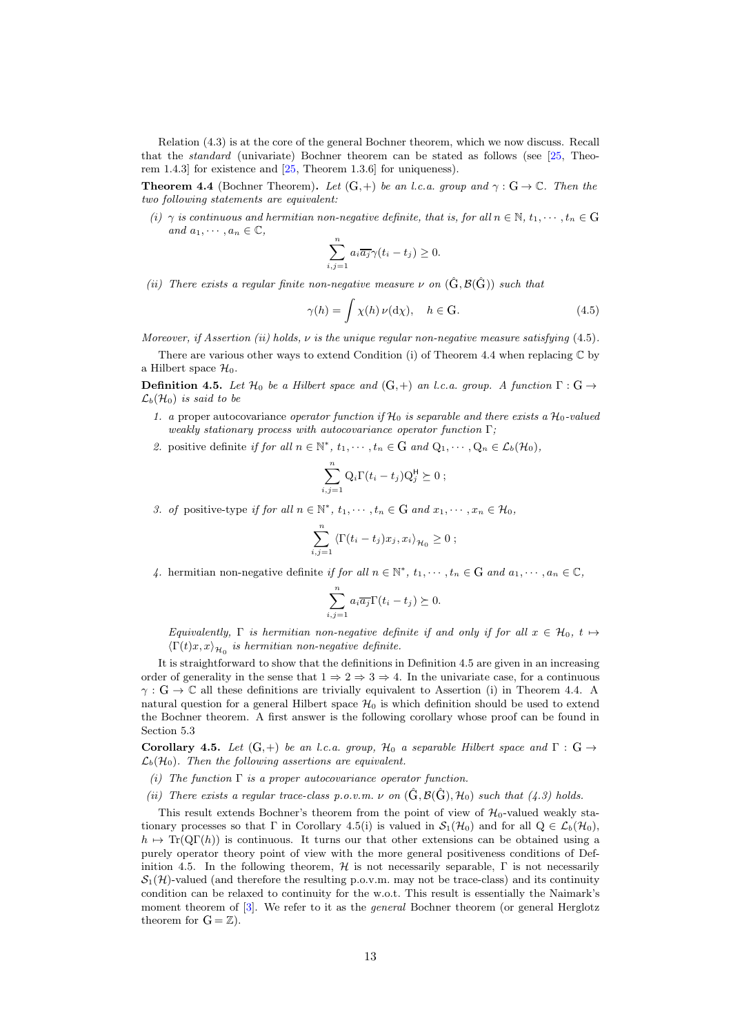Relation (4.3) is at the core of the general Bochner theorem, which we now discuss. Recall that the *standard* (univariate) Bochner theorem can be stated as follows (see [25, Theorem 1.4.3] for existence and [25, Theorem 1.3.6] for uniqueness).

**Theorem 4.4** (Bochner Theorem)**.** *Let* $(\mathrm{G},+)$ *be an l.c.a. group and* $\gamma : \mathrm{G} \to \mathbb{C}$*. Then the two following statements are equivalent:*

*(i)* $\gamma$ *is continuous and hermitian non-negative definite, that is, for all* $n \in \mathbb{N}$, $t_1, \cdots, t_n \in \mathrm{G}$ *and* $a_1, \cdots, a_n \in \mathbb{C}$,

$$\sum_{i,j=1}^{n} a_i \overline{a_j} \gamma(t_i - t_j) \geq 0.$$

*(ii) There exists a regular finite non-negative measure* $\nu$ *on* $(\hat{\mathrm{G}}, \mathcal{B}(\hat{\mathrm{G}}))$ *such that*

$$\gamma(h) = \int \chi(h)\, \nu(\mathrm{d}\chi), \quad h \in \mathrm{G}. \tag{4.5}$$

*Moreover, if Assertion (ii) holds,* $\nu$ *is the unique regular non-negative measure satisfying* (4.5).

There are various other ways to extend Condition (i) of Theorem 4.4 when replacing $\mathbb{C}$ by a Hilbert space $\mathcal{H}_0$.

**Definition 4.5.** *Let* $\mathcal{H}_0$ *be a Hilbert space and* $(\mathrm{G},+)$ *an l.c.a. group. A function* $\Gamma : \mathrm{G} \to \mathcal{L}_b(\mathcal{H}_0)$ *is said to be*

1. *a* proper autocovariance *operator function if* $\mathcal{H}_0$ *is separable and there exists a* $\mathcal{H}_0$*-valued weakly stationary process with autocovariance operator function* $\Gamma$*;*
2. positive definite *if for all* $n \in \mathbb{N}^*$, $t_1, \cdots, t_n \in \mathrm{G}$ *and* $\mathrm{Q}_1, \cdots, \mathrm{Q}_n \in \mathcal{L}_b(\mathcal{H}_0)$,
$$\sum_{i,j=1}^{n} \mathrm{Q}_i \Gamma(t_i - t_j) \mathrm{Q}_j^{\mathsf{H}} \succeq 0\ ;$$
3. *of* positive-type *if for all* $n \in \mathbb{N}^*$, $t_1, \cdots, t_n \in \mathrm{G}$ *and* $x_1, \cdots, x_n \in \mathcal{H}_0$,
$$\sum_{i,j=1}^{n} \langle \Gamma(t_i - t_j) x_j, x_i \rangle_{\mathcal{H}_0} \geq 0\ ;$$
4. hermitian non-negative definite *if for all* $n \in \mathbb{N}^*$, $t_1, \cdots, t_n \in \mathrm{G}$ *and* $a_1, \cdots, a_n \in \mathbb{C}$,
$$\sum_{i,j=1}^{n} a_i \overline{a_j} \Gamma(t_i - t_j) \succeq 0.$$

   *Equivalently,* $\Gamma$ *is hermitian non-negative definite if and only if for all* $x \in \mathcal{H}_0$, $t \mapsto \langle \Gamma(t)x, x \rangle_{\mathcal{H}_0}$ *is hermitian non-negative definite.*

It is straightforward to show that the definitions in Definition 4.5 are given in an increasing order of generality in the sense that $1 \Rightarrow 2 \Rightarrow 3 \Rightarrow 4$. In the univariate case, for a continuous $\gamma : \mathrm{G} \to \mathbb{C}$ all these definitions are trivially equivalent to Assertion (i) in Theorem 4.4. A natural question for a general Hilbert space $\mathcal{H}_0$ is which definition should be used to extend the Bochner theorem. A first answer is the following corollary whose proof can be found in Section 5.3

**Corollary 4.5.** *Let* $(\mathrm{G},+)$ *be an l.c.a. group,* $\mathcal{H}_0$ *a separable Hilbert space and* $\Gamma : \mathrm{G} \to \mathcal{L}_b(\mathcal{H}_0)$*. Then the following assertions are equivalent.*

*(i) The function* $\Gamma$ *is a proper autocovariance operator function.*

*(ii) There exists a regular trace-class p.o.v.m.* $\nu$ *on* $(\hat{\mathrm{G}}, \mathcal{B}(\hat{\mathrm{G}}), \mathcal{H}_0)$ *such that (4.3) holds.*

This result extends Bochner's theorem from the point of view of $\mathcal{H}_0$-valued weakly stationary processes so that $\Gamma$ in Corollary 4.5(i) is valued in $\mathcal{S}_1(\mathcal{H}_0)$ and for all $\mathrm{Q} \in \mathcal{L}_b(\mathcal{H}_0)$, $h \mapsto \mathrm{Tr}(\mathrm{Q}\Gamma(h))$ is continuous. It turns our that other extensions can be obtained using a purely operator theory point of view with the more general positiveness conditions of Definition 4.5. In the following theorem, $\mathcal{H}$ is not necessarily separable, $\Gamma$ is not necessarily $\mathcal{S}_1(\mathcal{H})$-valued (and therefore the resulting p.o.v.m. may not be trace-class) and its continuity condition can be relaxed to continuity for the w.o.t. This result is essentially the Naimark's moment theorem of [3]. We refer to it as the *general* Bochner theorem (or general Herglotz theorem for $\mathrm{G} = \mathbb{Z}$).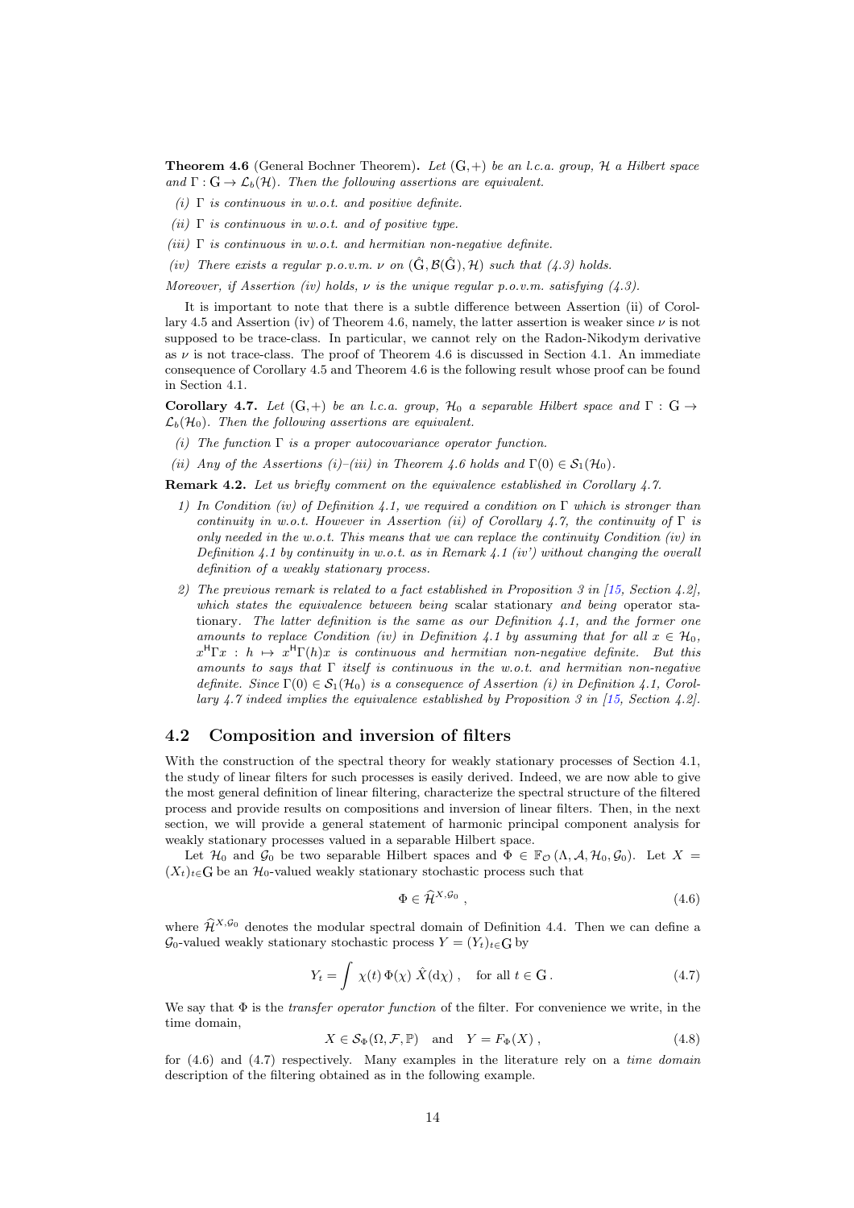**Theorem 4.6** (General Bochner Theorem)**.** *Let $(\mathrm{G}, +)$ be an l.c.a. group, $\mathcal{H}$ a Hilbert space and $\Gamma : \mathrm{G} \to \mathcal{L}_b(\mathcal{H})$. Then the following assertions are equivalent.*

*(i) $\Gamma$ is continuous in w.o.t. and positive definite.*

*(ii) $\Gamma$ is continuous in w.o.t. and of positive type.*

*(iii) $\Gamma$ is continuous in w.o.t. and hermitian non-negative definite.*

*(iv) There exists a regular p.o.v.m. $\nu$ on $(\hat{\mathrm{G}}, \mathcal{B}(\hat{\mathrm{G}}), \mathcal{H})$ such that (4.3) holds.*

*Moreover, if Assertion (iv) holds, $\nu$ is the unique regular p.o.v.m. satisfying (4.3).*

It is important to note that there is a subtle difference between Assertion (ii) of Corollary 4.5 and Assertion (iv) of Theorem 4.6, namely, the latter assertion is weaker since $\nu$ is not supposed to be trace-class. In particular, we cannot rely on the Radon-Nikodym derivative as $\nu$ is not trace-class. The proof of Theorem 4.6 is discussed in Section 4.1. An immediate consequence of Corollary 4.5 and Theorem 4.6 is the following result whose proof can be found in Section 4.1.

**Corollary 4.7.** *Let $(\mathrm{G}, +)$ be an l.c.a. group, $\mathcal{H}_0$ a separable Hilbert space and $\Gamma : \mathrm{G} \to \mathcal{L}_b(\mathcal{H}_0)$. Then the following assertions are equivalent.*

*(i) The function $\Gamma$ is a proper autocovariance operator function.*

*(ii) Any of the Assertions (i)–(iii) in Theorem 4.6 holds and $\Gamma(0) \in \mathcal{S}_1(\mathcal{H}_0)$.*

**Remark 4.2.** *Let us briefly comment on the equivalence established in Corollary 4.7.*

*1) In Condition (iv) of Definition 4.1, we required a condition on $\Gamma$ which is stronger than continuity in w.o.t. However in Assertion (ii) of Corollary 4.7, the continuity of $\Gamma$ is only needed in the w.o.t. This means that we can replace the continuity Condition (iv) in Definition 4.1 by continuity in w.o.t. as in Remark 4.1 (iv') without changing the overall definition of a weakly stationary process.*

*2) The previous remark is related to a fact established in Proposition 3 in [15, Section 4.2], which states the equivalence between being* scalar stationary *and being* operator stationary*. The latter definition is the same as our Definition 4.1, and the former one amounts to replace Condition (iv) in Definition 4.1 by assuming that for all $x \in \mathcal{H}_0$, $x^{\mathsf{H}}\Gamma x : h \mapsto x^{\mathsf{H}}\Gamma(h)x$ is continuous and hermitian non-negative definite. But this amounts to says that $\Gamma$ itself is continuous in the w.o.t. and hermitian non-negative definite. Since $\Gamma(0) \in \mathcal{S}_1(\mathcal{H}_0)$ is a consequence of Assertion (i) in Definition 4.1, Corollary 4.7 indeed implies the equivalence established by Proposition 3 in [15, Section 4.2].*

## 4.2 Composition and inversion of filters

With the construction of the spectral theory for weakly stationary processes of Section 4.1, the study of linear filters for such processes is easily derived. Indeed, we are now able to give the most general definition of linear filtering, characterize the spectral structure of the filtered process and provide results on compositions and inversion of linear filters. Then, in the next section, we will provide a general statement of harmonic principal component analysis for weakly stationary processes valued in a separable Hilbert space.

Let $\mathcal{H}_0$ and $\mathcal{G}_0$ be two separable Hilbert spaces and $\Phi \in \mathbb{F}_{\mathcal{O}}(\Lambda, \mathcal{A}, \mathcal{H}_0, \mathcal{G}_0)$. Let $X = (X_t)_{t \in \mathrm{G}}$ be an $\mathcal{H}_0$-valued weakly stationary stochastic process such that

$$\Phi \in \widehat{\mathcal{H}}^{X,\mathcal{G}_0} , \tag{4.6}$$

where $\widehat{\mathcal{H}}^{X,\mathcal{G}_0}$ denotes the modular spectral domain of Definition 4.4. Then we can define a $\mathcal{G}_0$-valued weakly stationary stochastic process $Y = (Y_t)_{t \in \mathrm{G}}$ by

$$Y_t = \int \chi(t)\, \Phi(\chi)\; \hat{X}(\mathrm{d}\chi) \;, \quad \text{for all } t \in \mathrm{G} \,. \tag{4.7}$$

We say that $\Phi$ is the *transfer operator function* of the filter. For convenience we write, in the time domain,

$$X \in \mathcal{S}_\Phi(\Omega, \mathcal{F}, \mathbb{P}) \quad \text{and} \quad Y = F_\Phi(X) \,, \tag{4.8}$$

for (4.6) and (4.7) respectively. Many examples in the literature rely on a *time domain* description of the filtering obtained as in the following example.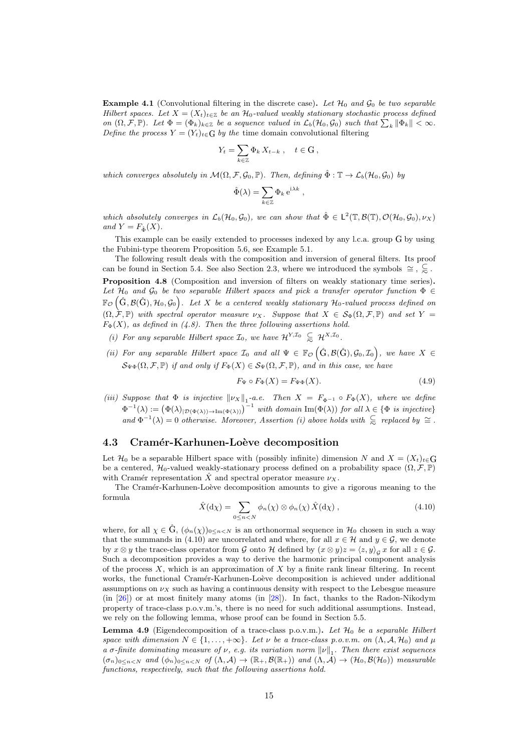**Example 4.1** (Convolutional filtering in the discrete case)**.** *Let $\mathcal{H}_0$ and $\mathcal{G}_0$ be two separable Hilbert spaces. Let $X = (X_t)_{t\in\mathbb{Z}}$ be an $\mathcal{H}_0$-valued weakly stationary stochastic process defined on $(\Omega, \mathcal{F}, \mathbb{P})$. Let $\Phi = (\Phi_k)_{k\in\mathbb{Z}}$ be a sequence valued in $\mathcal{L}_b(\mathcal{H}_0, \mathcal{G}_0)$ such that $\sum_k \|\Phi_k\| < \infty$. Define the process $Y = (Y_t)_{t\in\mathrm{G}}$ by the* time domain convolutional filtering

$$Y_t = \sum_{k\in\mathbb{Z}} \Phi_k \, X_{t-k} \;, \quad t \in \mathrm{G} \;,$$

*which converges absolutely in $\mathcal{M}(\Omega, \mathcal{F}, \mathcal{G}_0, \mathbb{P})$. Then, defining $\hat{\Phi} : \mathbb{T} \to \mathcal{L}_b(\mathcal{H}_0, \mathcal{G}_0)$ by*

$$\hat{\Phi}(\lambda) = \sum_{k\in\mathbb{Z}} \Phi_k \, \mathrm{e}^{\mathrm{i}\lambda k} \;,$$

*which absolutely converges in $\mathcal{L}_b(\mathcal{H}_0, \mathcal{G}_0)$, we can show that $\hat{\Phi} \in \mathsf{L}^2(\mathbb{T}, \mathcal{B}(\mathbb{T}), \mathcal{O}(\mathcal{H}_0, \mathcal{G}_0), \nu_X)$ and $Y = F_{\hat{\Phi}}(X)$.*

This example can be easily extended to processes indexed by any l.c.a. group $\mathrm{G}$ by using the Fubini-type theorem Proposition 5.6, see Example 5.1.

The following result deals with the composition and inversion of general filters. Its proof can be found in Section 5.4. See also Section 2.3, where we introduced the symbols $\cong$ , $\underset{\approx}{\subsetneq}$ .

**Proposition 4.8** (Composition and inversion of filters on weakly stationary time series)**.** *Let $\mathcal{H}_0$ and $\mathcal{G}_0$ be two separable Hilbert spaces and pick a transfer operator function $\Phi \in \mathbb{F}_{\mathcal{O}}\left(\hat{\mathrm{G}}, \mathcal{B}(\hat{\mathrm{G}}), \mathcal{H}_0, \mathcal{G}_0\right)$. Let $X$ be a centered weakly stationary $\mathcal{H}_0$-valued process defined on $(\Omega, \mathcal{F}, \mathbb{P})$ with spectral operator measure $\nu_X$. Suppose that $X \in \mathcal{S}_\Phi(\Omega, \mathcal{F}, \mathbb{P})$ and set $Y = F_\Phi(X)$, as defined in (4.8). Then the three following assertions hold.*

- *(i) For any separable Hilbert space $\mathcal{I}_0$, we have $\mathcal{H}^{Y,\mathcal{I}_0} \underset{\approx}{\subsetneq} \mathcal{H}^{X,\mathcal{I}_0}$.*
- *(ii) For any separable Hilbert space $\mathcal{I}_0$ and all $\Psi \in \mathbb{F}_{\mathcal{O}}\left(\hat{\mathrm{G}}, \mathcal{B}(\hat{\mathrm{G}}), \mathcal{G}_0, \mathcal{I}_0\right)$, we have $X \in \mathcal{S}_{\Psi\Phi}(\Omega, \mathcal{F}, \mathbb{P})$ if and only if $F_\Phi(X) \in \mathcal{S}_\Psi(\Omega, \mathcal{F}, \mathbb{P})$, and in this case, we have*

$$F_\Psi \circ F_\Phi(X) = F_{\Psi\Phi}(X). \tag{4.9}$$

- *(iii) Suppose that $\Phi$ is injective $\|\nu_X\|_1$-a.e. Then $X = F_{\Phi^{-1}} \circ F_\Phi(X)$, where we define $\Phi^{-1}(\lambda) := \left(\Phi(\lambda)_{|\mathcal{D}(\Phi(\lambda))\to\mathrm{Im}(\Phi(\lambda))}\right)^{-1}$ with domain $\mathrm{Im}(\Phi(\lambda))$ for all $\lambda \in \{\Phi$ is injective$\}$ and $\Phi^{-1}(\lambda) = 0$ otherwise. Moreover, Assertion (i) above holds with $\underset{\approx}{\subsetneq}$ replaced by $\cong$ .*

## 4.3 Cramér-Karhunen-Loève decomposition

Let $\mathcal{H}_0$ be a separable Hilbert space with (possibly infinite) dimension $N$ and $X = (X_t)_{t\in\mathrm{G}}$ be a centered, $\mathcal{H}_0$-valued weakly-stationary process defined on a probability space $(\Omega, \mathcal{F}, \mathbb{P})$ with Cramér representation $\hat{X}$ and spectral operator measure $\nu_X$.

The Cramér-Karhunen-Loève decomposition amounts to give a rigorous meaning to the formula

$$\hat{X}(\mathrm{d}\chi) = \sum_{0\le n<N} \phi_n(\chi) \otimes \phi_n(\chi) \, \hat{X}(\mathrm{d}\chi) \;, \tag{4.10}$$

where, for all $\chi \in \hat{\mathrm{G}}$, $(\phi_n(\chi))_{0\le n<N}$ is an orthonormal sequence in $\mathcal{H}_0$ chosen in such a way that the summands in (4.10) are uncorrelated and where, for all $x \in \mathcal{H}$ and $y \in \mathcal{G}$, we denote by $x \otimes y$ the trace-class operator from $\mathcal{G}$ onto $\mathcal{H}$ defined by $(x \otimes y)z = \langle z, y\rangle_{\mathcal{G}} \, x$ for all $z \in \mathcal{G}$. Such a decomposition provides a way to derive the harmonic principal component analysis of the process $X$, which is an approximation of $X$ by a finite rank linear filtering. In recent works, the functional Cramér-Karhunen-Loève decomposition is achieved under additional assumptions on $\nu_X$ such as having a continuous density with respect to the Lebesgue measure (in [26]) or at most finitely many atoms (in [28]). In fact, thanks to the Radon-Nikodym property of trace-class p.o.v.m.'s, there is no need for such additional assumptions. Instead, we rely on the following lemma, whose proof can be found in Section 5.5.

**Lemma 4.9** (Eigendecomposition of a trace-class p.o.v.m.)**.** *Let $\mathcal{H}_0$ be a separable Hilbert space with dimension $N \in \{1, \ldots, +\infty\}$. Let $\nu$ be a trace-class p.o.v.m. on $(\Lambda, \mathcal{A}, \mathcal{H}_0)$ and $\mu$ a $\sigma$-finite dominating measure of $\nu$, e.g. its variation norm $\|\nu\|_1$. Then there exist sequences $(\sigma_n)_{0\le n<N}$ and $(\phi_n)_{0\le n<N}$ of $(\Lambda, \mathcal{A}) \to (\mathbb{R}_+, \mathcal{B}(\mathbb{R}_+))$ and $(\Lambda, \mathcal{A}) \to (\mathcal{H}_0, \mathcal{B}(\mathcal{H}_0))$ measurable functions, respectively, such that the following assertions hold.*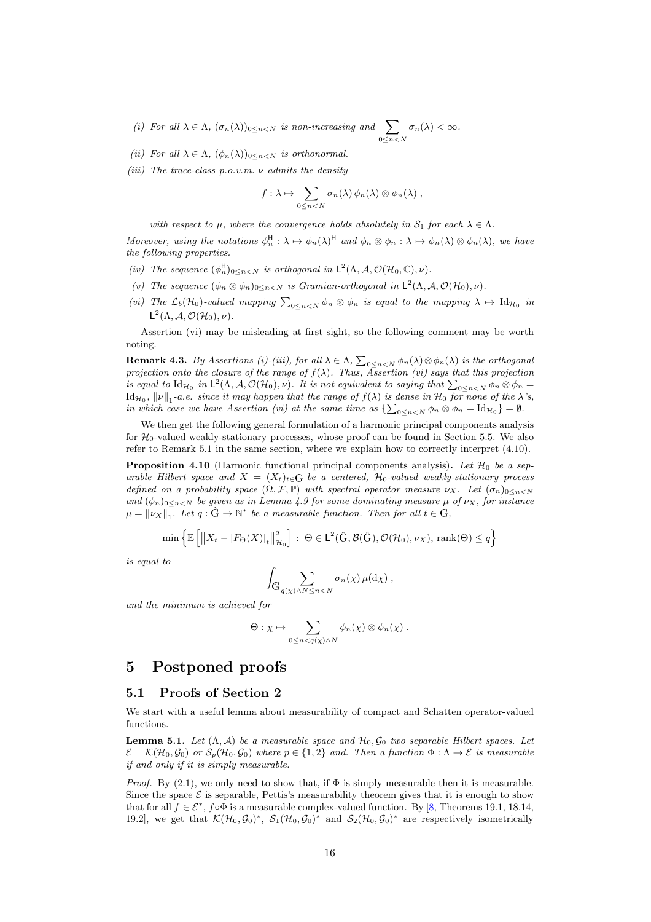*(i) For all $\lambda \in \Lambda$, $(\sigma_n(\lambda))_{0\leq n<N}$ is non-increasing and $\sum_{0\leq n<N} \sigma_n(\lambda) < \infty$.*

*(ii) For all $\lambda \in \Lambda$, $(\phi_n(\lambda))_{0\leq n<N}$ is orthonormal.*

*(iii) The trace-class p.o.v.m. $\nu$ admits the density*

$$f : \lambda \mapsto \sum_{0\leq n<N} \sigma_n(\lambda)\, \phi_n(\lambda) \otimes \phi_n(\lambda)\ ,$$

*with respect to $\mu$, where the convergence holds absolutely in $\mathcal{S}_1$ for each $\lambda \in \Lambda$.*

*Moreover, using the notations $\phi_n^{\mathsf{H}} : \lambda \mapsto \phi_n(\lambda)^{\mathsf{H}}$ and $\phi_n \otimes \phi_n : \lambda \mapsto \phi_n(\lambda) \otimes \phi_n(\lambda)$, we have the following properties.*

*(iv) The sequence $(\phi_n^{\mathsf{H}})_{0\leq n<N}$ is orthogonal in $\mathsf{L}^2(\Lambda, \mathcal{A}, \mathcal{O}(\mathcal{H}_0, \mathbb{C}), \nu)$.*

*(v) The sequence $(\phi_n \otimes \phi_n)_{0\leq n<N}$ is Gramian-orthogonal in $\mathsf{L}^2(\Lambda, \mathcal{A}, \mathcal{O}(\mathcal{H}_0), \nu)$.*

*(vi) The $\mathcal{L}_b(\mathcal{H}_0)$-valued mapping $\sum_{0\leq n<N} \phi_n \otimes \phi_n$ is equal to the mapping $\lambda \mapsto \mathrm{Id}_{\mathcal{H}_0}$ in $\mathsf{L}^2(\Lambda, \mathcal{A}, \mathcal{O}(\mathcal{H}_0), \nu)$.*

Assertion (vi) may be misleading at first sight, so the following comment may be worth noting.

**Remark 4.3.** *By Assertions (i)-(iii), for all $\lambda \in \Lambda$, $\sum_{0\leq n<N} \phi_n(\lambda) \otimes \phi_n(\lambda)$ is the orthogonal projection onto the closure of the range of $f(\lambda)$. Thus, Assertion (vi) says that this projection is equal to $\mathrm{Id}_{\mathcal{H}_0}$ in $\mathsf{L}^2(\Lambda, \mathcal{A}, \mathcal{O}(\mathcal{H}_0), \nu)$. It is not equivalent to saying that $\sum_{0\leq n<N} \phi_n \otimes \phi_n = \mathrm{Id}_{\mathcal{H}_0}$, $\|\nu\|_1$-a.e. since it may happen that the range of $f(\lambda)$ is dense in $\mathcal{H}_0$ for none of the $\lambda$'s, in which case we have Assertion (vi) at the same time as $\{\sum_{0\leq n<N} \phi_n \otimes \phi_n = \mathrm{Id}_{\mathcal{H}_0}\} = \emptyset$.*

We then get the following general formulation of a harmonic principal components analysis for $\mathcal{H}_0$-valued weakly-stationary processes, whose proof can be found in Section 5.5. We also refer to Remark 5.1 in the same section, where we explain how to correctly interpret (4.10).

**Proposition 4.10** (Harmonic functional principal components analysis)**.** *Let $\mathcal{H}_0$ be a separable Hilbert space and $X = (X_t)_{t\in\mathbb{G}}$ be a centered, $\mathcal{H}_0$-valued weakly-stationary process defined on a probability space $(\Omega, \mathcal{F}, \mathbb{P})$ with spectral operator measure $\nu_X$. Let $(\sigma_n)_{0\leq n<N}$ and $(\phi_n)_{0\leq n<N}$ be given as in Lemma 4.9 for some dominating measure $\mu$ of $\nu_X$, for instance $\mu = \|\nu_X\|_1$. Let $q : \hat{\mathbb{G}} \to \mathbb{N}^*$ be a measurable function. Then for all $t \in \mathbb{G}$,*

$$\min\left\{\mathbb{E}\left[\left\|X_t - [F_\Theta(X)]_t\right\|_{\mathcal{H}_0}^2\right] \,:\, \Theta \in \mathsf{L}^2(\hat{\mathbb{G}}, \mathcal{B}(\hat{\mathbb{G}}), \mathcal{O}(\mathcal{H}_0), \nu_X),\ \mathrm{rank}(\Theta) \leq q\right\}$$

*is equal to*

$$\int_{\hat{\mathbb{G}}} \sum_{q(\chi)\wedge N\leq n<N} \sigma_n(\chi)\, \mu(\mathrm{d}\chi)\ ,$$

*and the minimum is achieved for*

$$\Theta : \chi \mapsto \sum_{0\leq n<q(\chi)\wedge N} \phi_n(\chi) \otimes \phi_n(\chi)\ .$$

# 5 Postponed proofs

## 5.1 Proofs of Section 2

We start with a useful lemma about measurability of compact and Schatten operator-valued functions.

**Lemma 5.1.** *Let $(\Lambda, \mathcal{A})$ be a measurable space and $\mathcal{H}_0, \mathcal{G}_0$ two separable Hilbert spaces. Let $\mathcal{E} = \mathcal{K}(\mathcal{H}_0, \mathcal{G}_0)$ or $\mathcal{S}_p(\mathcal{H}_0, \mathcal{G}_0)$ where $p \in \{1, 2\}$ and. Then a function $\Phi : \Lambda \to \mathcal{E}$ is measurable if and only if it is simply measurable.*

*Proof.* By (2.1), we only need to show that, if $\Phi$ is simply measurable then it is measurable. Since the space $\mathcal{E}$ is separable, Pettis's measurability theorem gives that it is enough to show that for all $f \in \mathcal{E}^*$, $f \circ \Phi$ is a measurable complex-valued function. By [8, Theorems 19.1, 18.14, 19.2], we get that $\mathcal{K}(\mathcal{H}_0, \mathcal{G}_0)^*$, $\mathcal{S}_1(\mathcal{H}_0, \mathcal{G}_0)^*$ and $\mathcal{S}_2(\mathcal{H}_0, \mathcal{G}_0)^*$ are respectively isometrically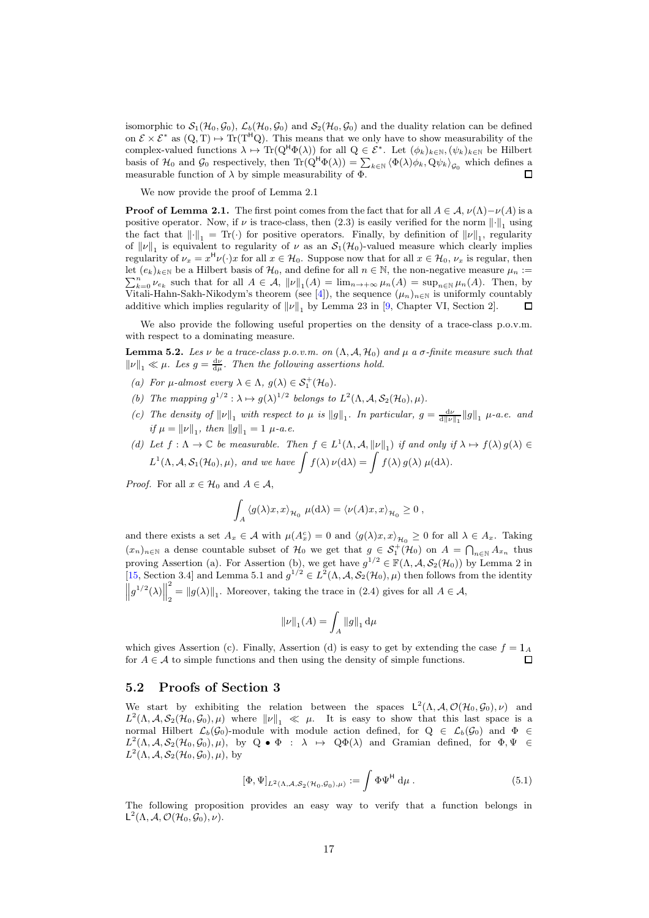isomorphic to $\mathcal{S}_1(\mathcal{H}_0,\mathcal{G}_0)$, $\mathcal{L}_b(\mathcal{H}_0,\mathcal{G}_0)$ and $\mathcal{S}_2(\mathcal{H}_0,\mathcal{G}_0)$ and the duality relation can be defined on $\mathcal{E}\times\mathcal{E}^*$ as $(\mathrm{Q},\mathrm{T})\mapsto \mathrm{Tr}(\mathrm{T}^{\mathsf{H}}\mathrm{Q})$. This means that we only have to show measurability of the complex-valued functions $\lambda\mapsto \mathrm{Tr}(\mathrm{Q}^{\mathsf{H}}\Phi(\lambda))$ for all $\mathrm{Q}\in\mathcal{E}^*$. Let $(\phi_k)_{k\in\mathbb{N}},(\psi_k)_{k\in\mathbb{N}}$ be Hilbert basis of $\mathcal{H}_0$ and $\mathcal{G}_0$ respectively, then $\mathrm{Tr}(\mathrm{Q}^{\mathsf{H}}\Phi(\lambda)) = \sum_{k\in\mathbb{N}}\langle\Phi(\lambda)\phi_k,\mathrm{Q}\psi_k\rangle_{\mathcal{G}_0}$ which defines a measurable function of $\lambda$ by simple measurability of $\Phi$. $\square$

We now provide the proof of Lemma 2.1

**Proof of Lemma 2.1.** The first point comes from the fact that for all $A\in\mathcal{A}$, $\nu(\Lambda)-\nu(A)$ is a positive operator. Now, if $\nu$ is trace-class, then (2.3) is easily verified for the norm $\|\cdot\|_1$ using the fact that $\|\cdot\|_1=\mathrm{Tr}(\cdot)$ for positive operators. Finally, by definition of $\|\nu\|_1$, regularity of $\|\nu\|_1$ is equivalent to regularity of $\nu$ as an $\mathcal{S}_1(\mathcal{H}_0)$-valued measure which clearly implies regularity of $\nu_x = x^{\mathsf{H}}\nu(\cdot)x$ for all $x\in\mathcal{H}_0$. Suppose now that for all $x\in\mathcal{H}_0$, $\nu_x$ is regular, then let $(e_k)_{k\in\mathbb{N}}$ be a Hilbert basis of $\mathcal{H}_0$, and define for all $n\in\mathbb{N}$, the non-negative measure $\mu_n := \sum_{k=0}^n \nu_{e_k}$ such that for all $A\in\mathcal{A}$, $\|\nu\|_1(A)=\lim_{n\to+\infty}\mu_n(A)=\sup_{n\in\mathbb{N}}\mu_n(A)$. Then, by Vitali-Hahn-Sakh-Nikodym's theorem (see [4]), the sequence $(\mu_n)_{n\in\mathbb{N}}$ is uniformly countably additive which implies regularity of $\|\nu\|_1$ by Lemma 23 in [9, Chapter VI, Section 2]. $\square$

We also provide the following useful properties on the density of a trace-class p.o.v.m. with respect to a dominating measure.

**Lemma 5.2.** *Les $\nu$ be a trace-class p.o.v.m. on $(\Lambda,\mathcal{A},\mathcal{H}_0)$ and $\mu$ a $\sigma$-finite measure such that $\|\nu\|_1\ll\mu$. Les $g=\frac{\mathrm{d}\nu}{\mathrm{d}\mu}$. Then the following assertions hold.*

*(a) For $\mu$-almost every $\lambda\in\Lambda$, $g(\lambda)\in\mathcal{S}_1^+(\mathcal{H}_0)$.*

*(b) The mapping $g^{1/2}:\lambda\mapsto g(\lambda)^{1/2}$ belongs to $L^2(\Lambda,\mathcal{A},\mathcal{S}_2(\mathcal{H}_0),\mu)$.*

*(c) The density of $\|\nu\|_1$ with respect to $\mu$ is $\|g\|_1$. In particular, $g=\frac{\mathrm{d}\nu}{\mathrm{d}\|\nu\|_1}\|g\|_1$ $\mu$-a.e. and if $\mu=\|\nu\|_1$, then $\|g\|_1=1$ $\mu$-a.e.*

*(d) Let $f:\Lambda\to\mathbb{C}$ be measurable. Then $f\in L^1(\Lambda,\mathcal{A},\|\nu\|_1)$ if and only if $\lambda\mapsto f(\lambda)\,g(\lambda)\in L^1(\Lambda,\mathcal{A},\mathcal{S}_1(\mathcal{H}_0),\mu)$, and we have $\displaystyle\int f(\lambda)\,\nu(\mathrm{d}\lambda)=\int f(\lambda)\,g(\lambda)\;\mu(\mathrm{d}\lambda)$.*

*Proof.* For all $x\in\mathcal{H}_0$ and $A\in\mathcal{A}$,

$$\int_A \langle g(\lambda)x,x\rangle_{\mathcal{H}_0}\;\mu(\mathrm{d}\lambda)=\langle\nu(A)x,x\rangle_{\mathcal{H}_0}\geq 0\;,$$

and there exists a set $A_x\in\mathcal{A}$ with $\mu(A_x^c)=0$ and $\langle g(\lambda)x,x\rangle_{\mathcal{H}_0}\geq 0$ for all $\lambda\in A_x$. Taking $(x_n)_{n\in\mathbb{N}}$ a dense countable subset of $\mathcal{H}_0$ we get that $g\in\mathcal{S}_1^+(\mathcal{H}_0)$ on $A=\bigcap_{n\in\mathbb{N}}A_{x_n}$ thus proving Assertion (a). For Assertion (b), we get have $g^{1/2}\in\mathbb{F}(\Lambda,\mathcal{A},\mathcal{S}_2(\mathcal{H}_0))$ by Lemma 2 in [15, Section 3.4] and Lemma 5.1 and $g^{1/2}\in L^2(\Lambda,\mathcal{A},\mathcal{S}_2(\mathcal{H}_0),\mu)$ then follows from the identity $\left\|g^{1/2}(\lambda)\right\|_2^2=\|g(\lambda)\|_1$. Moreover, taking the trace in (2.4) gives for all $A\in\mathcal{A}$,

$$\|\nu\|_1(A)=\int_A\|g\|_1\,\mathrm{d}\mu$$

which gives Assertion (c). Finally, Assertion (d) is easy to get by extending the case $f=\mathbb{1}_A$ for $A\in\mathcal{A}$ to simple functions and then using the density of simple functions. $\square$

## 5.2 Proofs of Section 3

We start by exhibiting the relation between the spaces $\mathsf{L}^2(\Lambda,\mathcal{A},\mathcal{O}(\mathcal{H}_0,\mathcal{G}_0),\nu)$ and $L^2(\Lambda,\mathcal{A},\mathcal{S}_2(\mathcal{H}_0,\mathcal{G}_0),\mu)$ where $\|\nu\|_1\ll\mu$. It is easy to show that this last space is a normal Hilbert $\mathcal{L}_b(\mathcal{G}_0)$-module with module action defined, for $\mathrm{Q}\in\mathcal{L}_b(\mathcal{G}_0)$ and $\Phi\in L^2(\Lambda,\mathcal{A},\mathcal{S}_2(\mathcal{H}_0,\mathcal{G}_0),\mu)$, by $\mathrm{Q}\bullet\Phi:\lambda\mapsto\mathrm{Q}\Phi(\lambda)$ and Gramian defined, for $\Phi,\Psi\in L^2(\Lambda,\mathcal{A},\mathcal{S}_2(\mathcal{H}_0,\mathcal{G}_0),\mu)$, by

$$[\Phi,\Psi]_{L^2(\Lambda,\mathcal{A},\mathcal{S}_2(\mathcal{H}_0,\mathcal{G}_0),\mu)}:=\int\Phi\Psi^{\mathsf{H}}\,\mathrm{d}\mu\;. \tag{5.1}$$

The following proposition provides an easy way to verify that a function belongs in $\mathsf{L}^2(\Lambda,\mathcal{A},\mathcal{O}(\mathcal{H}_0,\mathcal{G}_0),\nu)$.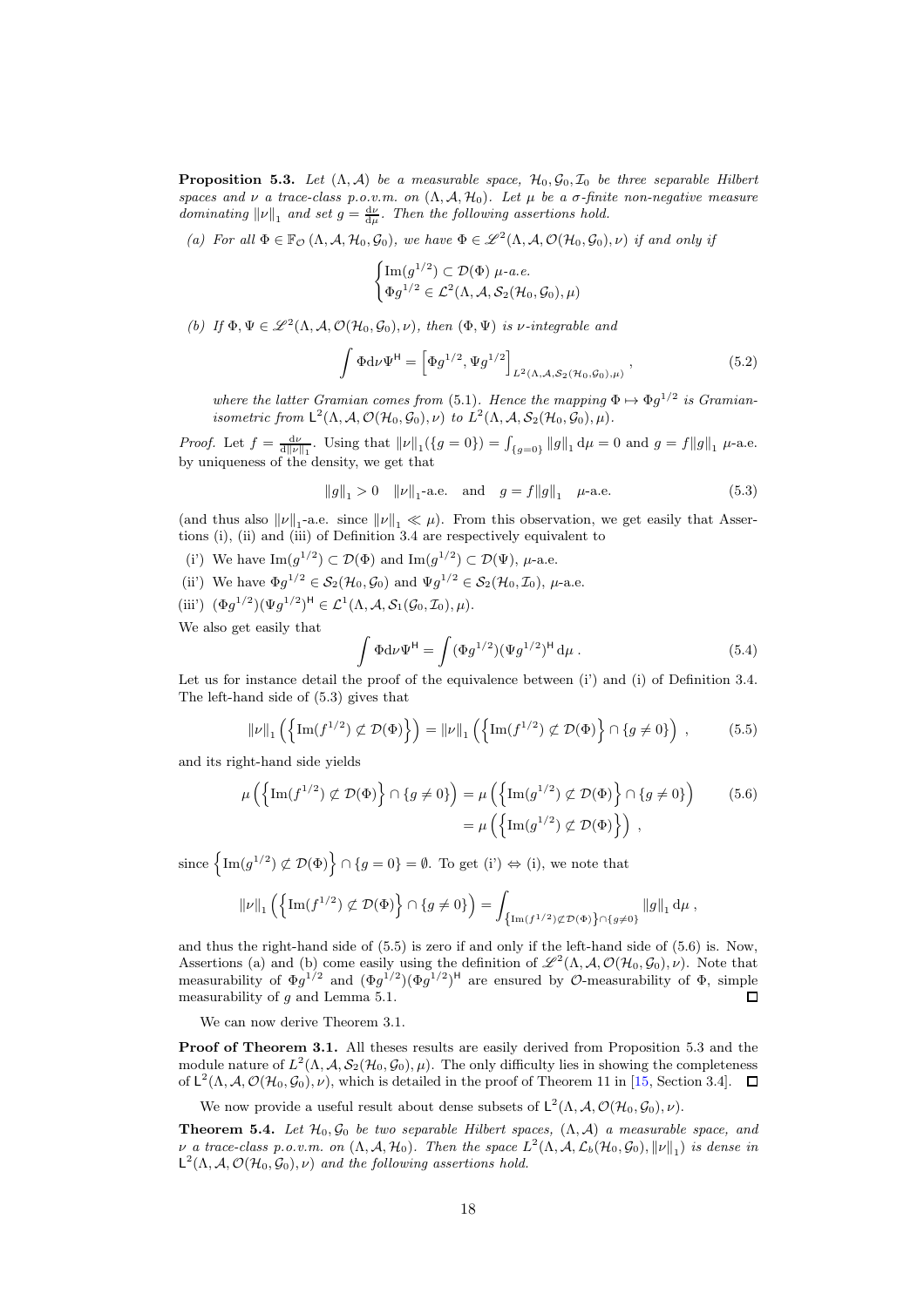**Proposition 5.3.** *Let $(\Lambda, \mathcal{A})$ be a measurable space, $\mathcal{H}_0, \mathcal{G}_0, \mathcal{I}_0$ be three separable Hilbert spaces and $\nu$ a trace-class p.o.v.m. on $(\Lambda, \mathcal{A}, \mathcal{H}_0)$. Let $\mu$ be a $\sigma$-finite non-negative measure dominating $\|\nu\|_1$ and set $g = \frac{\mathrm{d}\nu}{\mathrm{d}\mu}$. Then the following assertions hold.*

*(a) For all $\Phi \in \mathbb{F}_{\mathcal{O}}(\Lambda, \mathcal{A}, \mathcal{H}_0, \mathcal{G}_0)$, we have $\Phi \in \mathscr{L}^2(\Lambda, \mathcal{A}, \mathcal{O}(\mathcal{H}_0, \mathcal{G}_0), \nu)$ if and only if*

$$\begin{cases} \mathrm{Im}(g^{1/2}) \subset \mathcal{D}(\Phi) \ \mu\text{-a.e.} \\ \Phi g^{1/2} \in \mathcal{L}^2(\Lambda, \mathcal{A}, \mathcal{S}_2(\mathcal{H}_0, \mathcal{G}_0), \mu) \end{cases}$$

*(b) If $\Phi, \Psi \in \mathscr{L}^2(\Lambda, \mathcal{A}, \mathcal{O}(\mathcal{H}_0, \mathcal{G}_0), \nu)$, then $(\Phi, \Psi)$ is $\nu$-integrable and*

$$\int \Phi \mathrm{d}\nu \Psi^{\mathsf{H}} = \left[\Phi g^{1/2}, \Psi g^{1/2}\right]_{L^2(\Lambda, \mathcal{A}, \mathcal{S}_2(\mathcal{H}_0, \mathcal{G}_0), \mu)}, \tag{5.2}$$

*where the latter Gramian comes from (5.1). Hence the mapping $\Phi \mapsto \Phi g^{1/2}$ is Gramian-isometric from $\mathsf{L}^2(\Lambda, \mathcal{A}, \mathcal{O}(\mathcal{H}_0, \mathcal{G}_0), \nu)$ to $L^2(\Lambda, \mathcal{A}, \mathcal{S}_2(\mathcal{H}_0, \mathcal{G}_0), \mu)$.*

*Proof.* Let $f = \frac{\mathrm{d}\nu}{\mathrm{d}\|\nu\|_1}$. Using that $\|\nu\|_1(\{g = 0\}) = \int_{\{g=0\}} \|g\|_1 \, \mathrm{d}\mu = 0$ and $g = f\|g\|_1$ $\mu$-a.e. by uniqueness of the density, we get that

$$\|g\|_1 > 0 \quad \|\nu\|_1\text{-a.e.} \quad \text{and} \quad g = f\|g\|_1 \quad \mu\text{-a.e.} \tag{5.3}$$

(and thus also $\|\nu\|_1$-a.e. since $\|\nu\|_1 \ll \mu$). From this observation, we get easily that Assertions (i), (ii) and (iii) of Definition 3.4 are respectively equivalent to

(i') We have $\mathrm{Im}(g^{1/2}) \subset \mathcal{D}(\Phi)$ and $\mathrm{Im}(g^{1/2}) \subset \mathcal{D}(\Psi)$, $\mu$-a.e.

(ii') We have $\Phi g^{1/2} \in \mathcal{S}_2(\mathcal{H}_0, \mathcal{G}_0)$ and $\Psi g^{1/2} \in \mathcal{S}_2(\mathcal{H}_0, \mathcal{I}_0)$, $\mu$-a.e.

(iii') $(\Phi g^{1/2})(\Psi g^{1/2})^{\mathsf{H}} \in \mathcal{L}^1(\Lambda, \mathcal{A}, \mathcal{S}_1(\mathcal{G}_0, \mathcal{I}_0), \mu)$.

We also get easily that

$$\int \Phi \mathrm{d}\nu \Psi^{\mathsf{H}} = \int (\Phi g^{1/2})(\Psi g^{1/2})^{\mathsf{H}} \, \mathrm{d}\mu \,. \tag{5.4}$$

Let us for instance detail the proof of the equivalence between (i') and (i) of Definition 3.4. The left-hand side of (5.3) gives that

$$\|\nu\|_1\left(\left\{\mathrm{Im}(f^{1/2}) \not\subset \mathcal{D}(\Phi)\right\}\right) = \|\nu\|_1\left(\left\{\mathrm{Im}(f^{1/2}) \not\subset \mathcal{D}(\Phi)\right\} \cap \{g \neq 0\}\right), \tag{5.5}$$

and its right-hand side yields

$$\begin{aligned} \mu\left(\left\{\mathrm{Im}(f^{1/2}) \not\subset \mathcal{D}(\Phi)\right\} \cap \{g \neq 0\}\right) &= \mu\left(\left\{\mathrm{Im}(g^{1/2}) \not\subset \mathcal{D}(\Phi)\right\} \cap \{g \neq 0\}\right) \\ &= \mu\left(\left\{\mathrm{Im}(g^{1/2}) \not\subset \mathcal{D}(\Phi)\right\}\right), \end{aligned} \tag{5.6}$$

since $\left\{\mathrm{Im}(g^{1/2}) \not\subset \mathcal{D}(\Phi)\right\} \cap \{g = 0\} = \emptyset$. To get (i') $\Leftrightarrow$ (i), we note that

$$\|\nu\|_1\left(\left\{\mathrm{Im}(f^{1/2}) \not\subset \mathcal{D}(\Phi)\right\} \cap \{g \neq 0\}\right) = \int_{\left\{\mathrm{Im}(f^{1/2}) \not\subset \mathcal{D}(\Phi)\right\} \cap \{g \neq 0\}} \|g\|_1 \, \mathrm{d}\mu \,,$$

and thus the right-hand side of (5.5) is zero if and only if the left-hand side of (5.6) is. Now, Assertions (a) and (b) come easily using the definition of $\mathscr{L}^2(\Lambda, \mathcal{A}, \mathcal{O}(\mathcal{H}_0, \mathcal{G}_0), \nu)$. Note that measurability of $\Phi g^{1/2}$ and $(\Phi g^{1/2})(\Phi g^{1/2})^{\mathsf{H}}$ are ensured by $\mathcal{O}$-measurability of $\Phi$, simple measurability of $g$ and Lemma 5.1. $\square$

We can now derive Theorem 3.1.

**Proof of Theorem 3.1.** All theses results are easily derived from Proposition 5.3 and the module nature of $L^2(\Lambda, \mathcal{A}, \mathcal{S}_2(\mathcal{H}_0, \mathcal{G}_0), \mu)$. The only difficulty lies in showing the completeness of $\mathsf{L}^2(\Lambda, \mathcal{A}, \mathcal{O}(\mathcal{H}_0, \mathcal{G}_0), \nu)$, which is detailed in the proof of Theorem 11 in [15, Section 3.4]. $\square$

We now provide a useful result about dense subsets of $\mathsf{L}^2(\Lambda, \mathcal{A}, \mathcal{O}(\mathcal{H}_0, \mathcal{G}_0), \nu)$.

**Theorem 5.4.** *Let $\mathcal{H}_0, \mathcal{G}_0$ be two separable Hilbert spaces, $(\Lambda, \mathcal{A})$ a measurable space, and $\nu$ a trace-class p.o.v.m. on $(\Lambda, \mathcal{A}, \mathcal{H}_0)$. Then the space $L^2(\Lambda, \mathcal{A}, \mathcal{L}_b(\mathcal{H}_0, \mathcal{G}_0), \|\nu\|_1)$ is dense in $\mathsf{L}^2(\Lambda, \mathcal{A}, \mathcal{O}(\mathcal{H}_0, \mathcal{G}_0), \nu)$ and the following assertions hold.*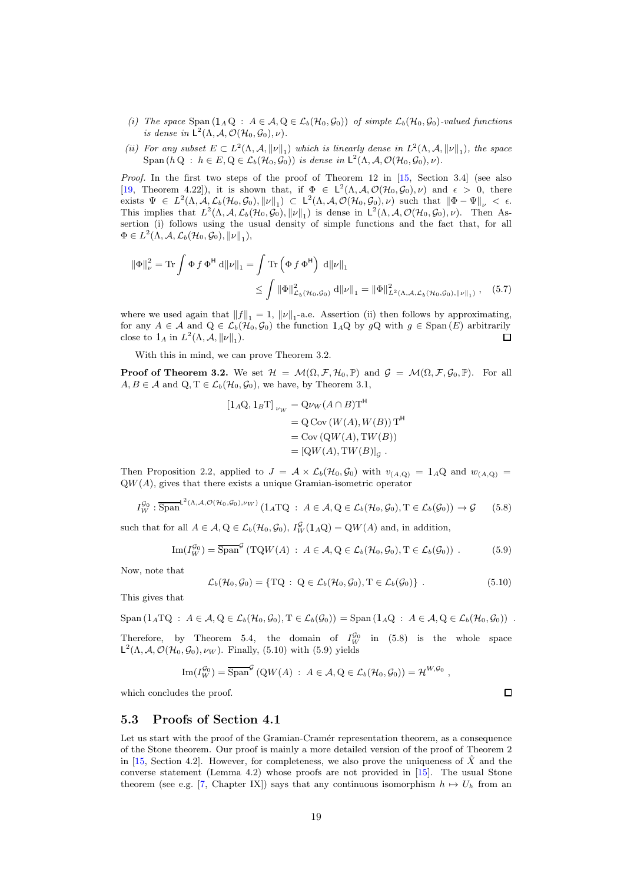*(i) The space* $\mathrm{Span}\left(\mathbb{1}_A \mathrm{Q} \,:\, A \in \mathcal{A}, \mathrm{Q} \in \mathcal{L}_b(\mathcal{H}_0, \mathcal{G}_0)\right)$ *of simple* $\mathcal{L}_b(\mathcal{H}_0, \mathcal{G}_0)$*-valued functions is dense in* $\mathsf{L}^2(\Lambda, \mathcal{A}, \mathcal{O}(\mathcal{H}_0, \mathcal{G}_0), \nu)$*.*

*(ii) For any subset* $E \subset L^2(\Lambda, \mathcal{A}, \|\nu\|_1)$ *which is linearly dense in* $L^2(\Lambda, \mathcal{A}, \|\nu\|_1)$*, the space* $\mathrm{Span}\left(h \, \mathrm{Q} \,:\, h \in E, \mathrm{Q} \in \mathcal{L}_b(\mathcal{H}_0, \mathcal{G}_0)\right)$ *is dense in* $\mathsf{L}^2(\Lambda, \mathcal{A}, \mathcal{O}(\mathcal{H}_0, \mathcal{G}_0), \nu)$*.*

*Proof.* In the first two steps of the proof of Theorem 12 in [15, Section 3.4] (see also [19, Theorem 4.22]), it is shown that, if $\Phi \in \mathsf{L}^2(\Lambda, \mathcal{A}, \mathcal{O}(\mathcal{H}_0, \mathcal{G}_0), \nu)$ and $\epsilon > 0$, there exists $\Psi \in L^2(\Lambda, \mathcal{A}, \mathcal{L}_b(\mathcal{H}_0, \mathcal{G}_0), \|\nu\|_1) \subset \mathsf{L}^2(\Lambda, \mathcal{A}, \mathcal{O}(\mathcal{H}_0, \mathcal{G}_0), \nu)$ such that $\|\Phi - \Psi\|_\nu < \epsilon$. This implies that $L^2(\Lambda, \mathcal{A}, \mathcal{L}_b(\mathcal{H}_0, \mathcal{G}_0), \|\nu\|_1)$ is dense in $\mathsf{L}^2(\Lambda, \mathcal{A}, \mathcal{O}(\mathcal{H}_0, \mathcal{G}_0), \nu)$. Then Assertion (i) follows using the usual density of simple functions and the fact that, for all $\Phi \in L^2(\Lambda, \mathcal{A}, \mathcal{L}_b(\mathcal{H}_0, \mathcal{G}_0), \|\nu\|_1)$,

$$
\begin{aligned}
\|\Phi\|_\nu^2 = \mathrm{Tr} \int \Phi \, f \, \Phi^{\mathsf{H}} \, \mathrm{d}\|\nu\|_1 &= \int \mathrm{Tr}\left(\Phi \, f \, \Phi^{\mathsf{H}}\right) \, \mathrm{d}\|\nu\|_1 \\
&\leq \int \|\Phi\|^2_{\mathcal{L}_b(\mathcal{H}_0, \mathcal{G}_0)} \, \mathrm{d}\|\nu\|_1 = \|\Phi\|^2_{L^2(\Lambda, \mathcal{A}, \mathcal{L}_b(\mathcal{H}_0, \mathcal{G}_0), \|\nu\|_1)} \,, \qquad (5.7)
\end{aligned}
$$

where we used again that $\|f\|_1 = 1$, $\|\nu\|_1$-a.e. Assertion (ii) then follows by approximating, for any $A \in \mathcal{A}$ and $\mathrm{Q} \in \mathcal{L}_b(\mathcal{H}_0, \mathcal{G}_0)$ the function $\mathbb{1}_A \mathrm{Q}$ by $g\mathrm{Q}$ with $g \in \mathrm{Span}\,(E)$ arbitrarily close to $\mathbb{1}_A$ in $L^2(\Lambda, \mathcal{A}, \|\nu\|_1)$. ◻

With this in mind, we can prove Theorem 3.2.

**Proof of Theorem 3.2.** We set $\mathcal{H} = \mathcal{M}(\Omega, \mathcal{F}, \mathcal{H}_0, \mathbb{P})$ and $\mathcal{G} = \mathcal{M}(\Omega, \mathcal{F}, \mathcal{G}_0, \mathbb{P})$. For all $A, B \in \mathcal{A}$ and $\mathrm{Q}, \mathrm{T} \in \mathcal{L}_b(\mathcal{H}_0, \mathcal{G}_0)$, we have, by Theorem 3.1,

$$
\begin{aligned}
\left[\mathbb{1}_A \mathrm{Q}, \mathbb{1}_B \mathrm{T}\right]_{\nu_W} &= \mathrm{Q} \nu_W(A \cap B) \mathrm{T}^{\mathsf{H}} \\
&= \mathrm{Q} \, \mathrm{Cov}\left(W(A), W(B)\right) \mathrm{T}^{\mathsf{H}} \\
&= \mathrm{Cov}\left(\mathrm{Q}W(A), \mathrm{T}W(B)\right) \\
&= \left[\mathrm{Q}W(A), \mathrm{T}W(B)\right]_{\mathcal{G}} \,.
\end{aligned}
$$

Then Proposition 2.2, applied to $J = \mathcal{A} \times \mathcal{L}_b(\mathcal{H}_0, \mathcal{G}_0)$ with $v_{(A,\mathrm{Q})} = \mathbb{1}_A \mathrm{Q}$ and $w_{(A,\mathrm{Q})} = \mathrm{Q}W(A)$, gives that there exists a unique Gramian-isometric operator

$$
I_W^{\mathcal{G}_0} : \overline{\mathrm{Span}}^{\mathsf{L}^2(\Lambda, \mathcal{A}, \mathcal{O}(\mathcal{H}_0, \mathcal{G}_0), \nu_W)} \left(\mathbb{1}_A \mathrm{T}\mathrm{Q} \,:\, A \in \mathcal{A}, \mathrm{Q} \in \mathcal{L}_b(\mathcal{H}_0, \mathcal{G}_0), \mathrm{T} \in \mathcal{L}_b(\mathcal{G}_0)\right) \to \mathcal{G} \qquad (5.8)
$$

such that for all $A \in \mathcal{A}, \mathrm{Q} \in \mathcal{L}_b(\mathcal{H}_0, \mathcal{G}_0)$, $I_W^{\mathcal{G}}(\mathbb{1}_A \mathrm{Q}) = \mathrm{Q}W(A)$ and, in addition,

$$
\mathrm{Im}(I_W^{\mathcal{G}_0}) = \overline{\mathrm{Span}}^{\mathcal{G}} \left(\mathrm{T}\mathrm{Q}W(A) \,:\, A \in \mathcal{A}, \mathrm{Q} \in \mathcal{L}_b(\mathcal{H}_0, \mathcal{G}_0), \mathrm{T} \in \mathcal{L}_b(\mathcal{G}_0)\right) \,. \qquad (5.9)
$$

Now, note that

$$
\mathcal{L}_b(\mathcal{H}_0, \mathcal{G}_0) = \left\{\mathrm{T}\mathrm{Q} \,:\, \mathrm{Q} \in \mathcal{L}_b(\mathcal{H}_0, \mathcal{G}_0), \mathrm{T} \in \mathcal{L}_b(\mathcal{G}_0)\right\} \,. \qquad (5.10)
$$

This gives that

$$
\mathrm{Span}\left(\mathbb{1}_A \mathrm{T}\mathrm{Q} \,:\, A \in \mathcal{A}, \mathrm{Q} \in \mathcal{L}_b(\mathcal{H}_0, \mathcal{G}_0), \mathrm{T} \in \mathcal{L}_b(\mathcal{G}_0)\right) = \mathrm{Span}\left(\mathbb{1}_A \mathrm{Q} \,:\, A \in \mathcal{A}, \mathrm{Q} \in \mathcal{L}_b(\mathcal{H}_0, \mathcal{G}_0)\right) \,.
$$

Therefore, by Theorem 5.4, the domain of $I_W^{\mathcal{G}_0}$ in (5.8) is the whole space $\mathsf{L}^2(\Lambda, \mathcal{A}, \mathcal{O}(\mathcal{H}_0, \mathcal{G}_0), \nu_W)$. Finally, (5.10) with (5.9) yields

$$
\mathrm{Im}(I_W^{\mathcal{G}_0}) = \overline{\mathrm{Span}}^{\mathcal{G}} \left(\mathrm{Q}W(A) \,:\, A \in \mathcal{A}, \mathrm{Q} \in \mathcal{L}_b(\mathcal{H}_0, \mathcal{G}_0)\right) = \mathcal{H}^{W, \mathcal{G}_0} \,,
$$

which concludes the proof. ◻

## 5.3 Proofs of Section 4.1

Let us start with the proof of the Gramian-Cramér representation theorem, as a consequence of the Stone theorem. Our proof is mainly a more detailed version of the proof of Theorem 2 in [15, Section 4.2]. However, for completeness, we also prove the uniqueness of $\hat{X}$ and the converse statement (Lemma 4.2) whose proofs are not provided in [15]. The usual Stone theorem (see e.g. [7, Chapter IX]) says that any continuous isomorphism $h \mapsto U_h$ from an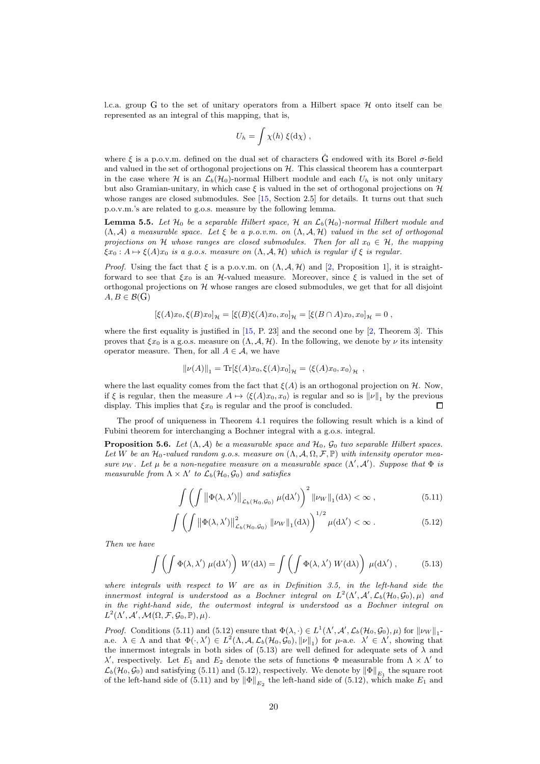l.c.a. group $\mathrm{G}$ to the set of unitary operators from a Hilbert space $\mathcal{H}$ onto itself can be represented as an integral of this mapping, that is,

$$U_h = \int \chi(h)\, \xi(\mathrm{d}\chi) \;,$$

where $\xi$ is a p.o.v.m. defined on the dual set of characters $\hat{\mathrm{G}}$ endowed with its Borel $\sigma$-field and valued in the set of orthogonal projections on $\mathcal{H}$. This classical theorem has a counterpart in the case where $\mathcal{H}$ is an $\mathcal{L}_b(\mathcal{H}_0)$-normal Hilbert module and each $U_h$ is not only unitary but also Gramian-unitary, in which case $\xi$ is valued in the set of orthogonal projections on $\mathcal{H}$ whose ranges are closed submodules. See [15, Section 2.5] for details. It turns out that such p.o.v.m.'s are related to g.o.s. measure by the following lemma.

**Lemma 5.5.** *Let $\mathcal{H}_0$ be a separable Hilbert space, $\mathcal{H}$ an $\mathcal{L}_b(\mathcal{H}_0)$-normal Hilbert module and $(\Lambda, \mathcal{A})$ a measurable space. Let $\xi$ be a p.o.v.m. on $(\Lambda, \mathcal{A}, \mathcal{H})$ valued in the set of orthogonal projections on $\mathcal{H}$ whose ranges are closed submodules. Then for all $x_0 \in \mathcal{H}$, the mapping $\xi x_0 : A \mapsto \xi(A)x_0$ is a g.o.s. measure on $(\Lambda, \mathcal{A}, \mathcal{H})$ which is regular if $\xi$ is regular.*

*Proof.* Using the fact that $\xi$ is a p.o.v.m. on $(\Lambda, \mathcal{A}, \mathcal{H})$ and [2, Proposition 1], it is straightforward to see that $\xi x_0$ is an $\mathcal{H}$-valued measure. Moreover, since $\xi$ is valued in the set of orthogonal projections on $\mathcal{H}$ whose ranges are closed submodules, we get that for all disjoint $A, B \in \mathcal{B}(\mathrm{G})$

$$[\xi(A)x_0, \xi(B)x_0]_{\mathcal{H}} = [\xi(B)\xi(A)x_0, x_0]_{\mathcal{H}} = [\xi(B \cap A)x_0, x_0]_{\mathcal{H}} = 0 \;,$$

where the first equality is justified in [15, P. 23] and the second one by [2, Theorem 3]. This proves that $\xi x_0$ is a g.o.s. measure on $(\Lambda, \mathcal{A}, \mathcal{H})$. In the following, we denote by $\nu$ its intensity operator measure. Then, for all $A \in \mathcal{A}$, we have

$$\|\nu(A)\|_1 = \mathrm{Tr}[\xi(A)x_0, \xi(A)x_0]_{\mathcal{H}} = \langle \xi(A)x_0, x_0 \rangle_{\mathcal{H}} \;,$$

where the last equality comes from the fact that $\xi(A)$ is an orthogonal projection on $\mathcal{H}$. Now, if $\xi$ is regular, then the measure $A \mapsto \langle \xi(A)x_0, x_0 \rangle$ is regular and so is $\|\nu\|_1$ by the previous display. This implies that $\xi x_0$ is regular and the proof is concluded. ◻

The proof of uniqueness in Theorem 4.1 requires the following result which is a kind of Fubini theorem for interchanging a Bochner integral with a g.o.s. integral.

**Proposition 5.6.** *Let $(\Lambda, \mathcal{A})$ be a measurable space and $\mathcal{H}_0$, $\mathcal{G}_0$ two separable Hilbert spaces. Let $W$ be an $\mathcal{H}_0$-valued random g.o.s. measure on $(\Lambda, \mathcal{A}, \Omega, \mathcal{F}, \mathbb{P})$ with intensity operator measure $\nu_W$. Let $\mu$ be a non-negative measure on a measurable space $(\Lambda', \mathcal{A}')$. Suppose that $\Phi$ is measurable from $\Lambda \times \Lambda'$ to $\mathcal{L}_b(\mathcal{H}_0, \mathcal{G}_0)$ and satisfies*

$$\int \left( \int \left\| \Phi(\lambda, \lambda') \right\|_{\mathcal{L}_b(\mathcal{H}_0, \mathcal{G}_0)} \mu(\mathrm{d}\lambda') \right)^2 \|\nu_W\|_1(\mathrm{d}\lambda) < \infty \;, \tag{5.11}$$

$$\int \left( \int \left\| \Phi(\lambda, \lambda') \right\|^2_{\mathcal{L}_b(\mathcal{H}_0, \mathcal{G}_0)} \|\nu_W\|_1(\mathrm{d}\lambda) \right)^{1/2} \mu(\mathrm{d}\lambda') < \infty \;. \tag{5.12}$$

*Then we have*

$$\int \left( \int \Phi(\lambda, \lambda')\, \mu(\mathrm{d}\lambda') \right) W(\mathrm{d}\lambda) = \int \left( \int \Phi(\lambda, \lambda')\, W(\mathrm{d}\lambda) \right) \mu(\mathrm{d}\lambda') \;, \tag{5.13}$$

*where integrals with respect to $W$ are as in Definition 3.5, in the left-hand side the innermost integral is understood as a Bochner integral on $L^2(\Lambda', \mathcal{A}', \mathcal{L}_b(\mathcal{H}_0, \mathcal{G}_0), \mu)$ and in the right-hand side, the outermost integral is understood as a Bochner integral on $L^2(\Lambda', \mathcal{A}', \mathcal{M}(\Omega, \mathcal{F}, \mathcal{G}_0, \mathbb{P}), \mu)$.*

*Proof.* Conditions (5.11) and (5.12) ensure that $\Phi(\lambda, \cdot) \in L^1(\Lambda', \mathcal{A}', \mathcal{L}_b(\mathcal{H}_0, \mathcal{G}_0), \mu)$ for $\|\nu_W\|_1$-a.e. $\lambda \in \Lambda$ and that $\Phi(\cdot, \lambda') \in L^2(\Lambda, \mathcal{A}, \mathcal{L}_b(\mathcal{H}_0, \mathcal{G}_0), \|\nu\|_1)$ for $\mu$-a.e. $\lambda' \in \Lambda'$, showing that the innermost integrals in both sides of (5.13) are well defined for adequate sets of $\lambda$ and $\lambda'$, respectively. Let $E_1$ and $E_2$ denote the sets of functions $\Phi$ measurable from $\Lambda \times \Lambda'$ to $\mathcal{L}_b(\mathcal{H}_0, \mathcal{G}_0)$ and satisfying (5.11) and (5.12), respectively. We denote by $\|\Phi\|_{E_1}$ the square root of the left-hand side of (5.11) and by $\|\Phi\|_{E_2}$ the left-hand side of (5.12), which make $E_1$ and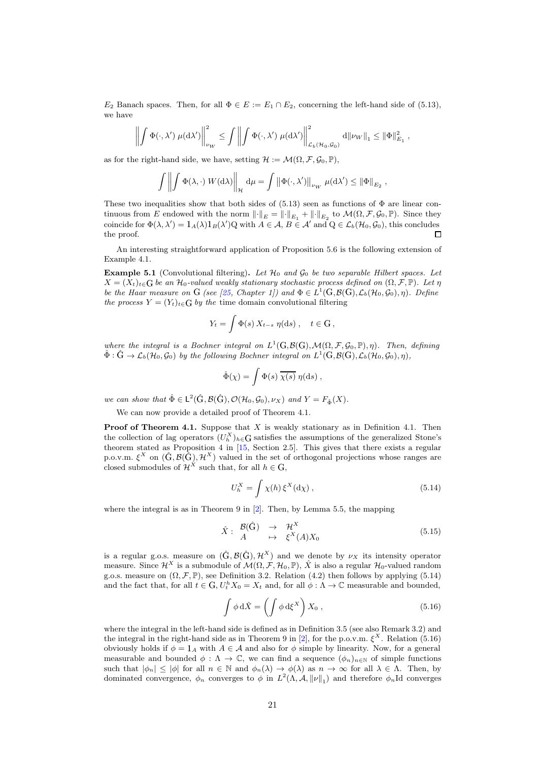$E_2$ Banach spaces. Then, for all $\Phi \in E := E_1 \cap E_2$, concerning the left-hand side of (5.13), we have

$$\left\| \int \Phi(\cdot, \lambda') \, \mu(\mathrm{d}\lambda') \right\|_{\nu_W}^2 \leq \int \left\| \int \Phi(\cdot, \lambda') \, \mu(\mathrm{d}\lambda') \right\|_{\mathcal{L}_b(\mathcal{H}_0, \mathcal{G}_0)}^2 \mathrm{d}\|\nu_W\|_1 \leq \|\Phi\|_{E_1}^2 \, ,$$

as for the right-hand side, we have, setting $\mathcal{H} := \mathcal{M}(\Omega, \mathcal{F}, \mathcal{G}_0, \mathbb{P})$,

$$\int \left\| \int \Phi(\lambda, \cdot) \, W(\mathrm{d}\lambda) \right\|_{\mathcal{H}} \mathrm{d}\mu = \int \left\| \Phi(\cdot, \lambda') \right\|_{\nu_W} \mu(\mathrm{d}\lambda') \leq \|\Phi\|_{E_2} \, ,$$

These two inequalities show that both sides of (5.13) seen as functions of $\Phi$ are linear continuous from $E$ endowed with the norm $\|\cdot\|_E = \|\cdot\|_{E_1} + \|\cdot\|_{E_2}$ to $\mathcal{M}(\Omega, \mathcal{F}, \mathcal{G}_0, \mathbb{P})$. Since they coincide for $\Phi(\lambda, \lambda') = \mathbb{1}_A(\lambda)\mathbb{1}_B(\lambda')\mathrm{Q}$ with $A \in \mathcal{A}$, $B \in \mathcal{A}'$ and $\mathrm{Q} \in \mathcal{L}_b(\mathcal{H}_0, \mathcal{G}_0)$, this concludes the proof. ◻

An interesting straightforward application of Proposition 5.6 is the following extension of Example 4.1.

**Example 5.1** (Convolutional filtering)**.** *Let $\mathcal{H}_0$ and $\mathcal{G}_0$ be two separable Hilbert spaces. Let $X = (X_t)_{t \in \mathrm{G}}$ be an $\mathcal{H}_0$-valued weakly stationary stochastic process defined on $(\Omega, \mathcal{F}, \mathbb{P})$. Let $\eta$ be the Haar measure on $\mathrm{G}$ (see [25, Chapter 1]) and $\Phi \in L^1(\mathrm{G}, \mathcal{B}(\mathrm{G}), \mathcal{L}_b(\mathcal{H}_0, \mathcal{G}_0), \eta)$. Define the process $Y = (Y_t)_{t \in \mathrm{G}}$ by the* time domain convolutional filtering

$$Y_t = \int \Phi(s) \, X_{t-s} \, \eta(\mathrm{d}s) \, , \quad t \in \mathrm{G} \, ,$$

*where the integral is a Bochner integral on $L^1(\mathrm{G}, \mathcal{B}(\mathrm{G}), \mathcal{M}(\Omega, \mathcal{F}, \mathcal{G}_0, \mathbb{P}), \eta)$. Then, defining $\hat{\Phi} : \hat{\mathrm{G}} \to \mathcal{L}_b(\mathcal{H}_0, \mathcal{G}_0)$ by the following Bochner integral on $L^1(\mathrm{G}, \mathcal{B}(\mathrm{G}), \mathcal{L}_b(\mathcal{H}_0, \mathcal{G}_0), \eta)$,*

$$\hat{\Phi}(\chi) = \int \Phi(s) \, \overline{\chi(s)} \, \eta(\mathrm{d}s) \, ,$$

*we can show that $\hat{\Phi} \in \mathsf{L}^2(\hat{\mathrm{G}}, \mathcal{B}(\hat{\mathrm{G}}), \mathcal{O}(\mathcal{H}_0, \mathcal{G}_0), \nu_X)$ and $Y = F_{\hat{\Phi}}(X)$.*

We can now provide a detailed proof of Theorem 4.1.

**Proof of Theorem 4.1.** Suppose that $X$ is weakly stationary as in Definition 4.1. Then the collection of lag operators $(U_h^X)_{h \in \mathrm{G}}$ satisfies the assumptions of the generalized Stone's theorem stated as Proposition 4 in [15, Section 2.5]. This gives that there exists a regular p.o.v.m. $\xi^X$ on $(\hat{\mathrm{G}}, \mathcal{B}(\hat{\mathrm{G}}), \mathcal{H}^X)$ valued in the set of orthogonal projections whose ranges are closed submodules of $\mathcal{H}^X$ such that, for all $h \in \mathrm{G}$,

$$U_h^X = \int \chi(h) \, \xi^X(\mathrm{d}\chi) \, , \tag{5.14}$$

where the integral is as in Theorem 9 in [2]. Then, by Lemma 5.5, the mapping

$$\hat{X} : \begin{array}{ccc} \mathcal{B}(\hat{\mathrm{G}}) & \to & \mathcal{H}^X \\ A & \mapsto & \xi^X(A) X_0 \end{array} \tag{5.15}$$

is a regular g.o.s. measure on $(\hat{\mathrm{G}}, \mathcal{B}(\hat{\mathrm{G}}), \mathcal{H}^X)$ and we denote by $\nu_X$ its intensity operator measure. Since $\mathcal{H}^X$ is a submodule of $\mathcal{M}(\Omega, \mathcal{F}, \mathcal{H}_0, \mathbb{P})$, $\hat{X}$ is also a regular $\mathcal{H}_0$-valued random g.o.s. measure on $(\Omega, \mathcal{F}, \mathbb{P})$, see Definition 3.2. Relation (4.2) then follows by applying (5.14) and the fact that, for all $t \in \mathrm{G}$, $U_t^h X_0 = X_t$ and, for all $\phi : \Lambda \to \mathbb{C}$ measurable and bounded,

$$\int \phi \, \mathrm{d}\hat{X} = \left( \int \phi \, \mathrm{d}\xi^X \right) X_0 \, , \tag{5.16}$$

where the integral in the left-hand side is defined as in Definition 3.5 (see also Remark 3.2) and the integral in the right-hand side as in Theorem 9 in [2], for the p.o.v.m. $\xi^X$. Relation (5.16) obviously holds if $\phi = \mathbb{1}_A$ with $A \in \mathcal{A}$ and also for $\phi$ simple by linearity. Now, for a general measurable and bounded $\phi : \Lambda \to \mathbb{C}$, we can find a sequence $(\phi_n)_{n \in \mathbb{N}}$ of simple functions such that $|\phi_n| \leq |\phi|$ for all $n \in \mathbb{N}$ and $\phi_n(\lambda) \to \phi(\lambda)$ as $n \to \infty$ for all $\lambda \in \Lambda$. Then, by dominated convergence, $\phi_n$ converges to $\phi$ in $L^2(\Lambda, \mathcal{A}, \|\nu\|_1)$ and therefore $\phi_n \mathrm{Id}$ converges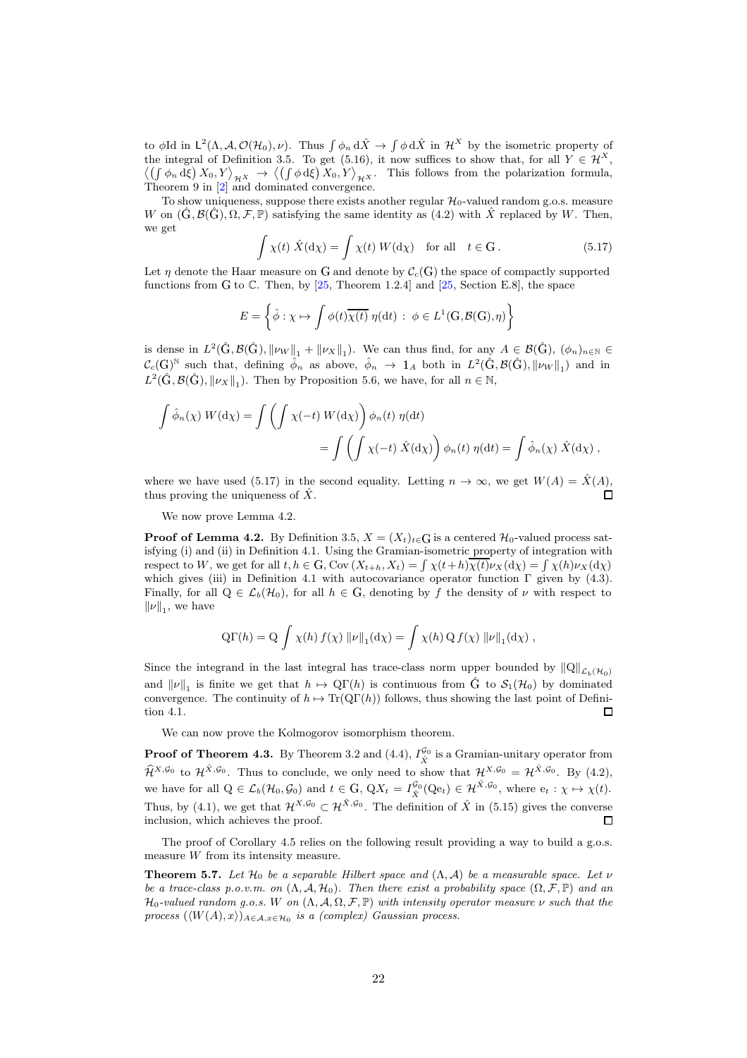to $\phi\mathrm{Id}$ in $\mathsf{L}^2(\Lambda, \mathcal{A}, \mathcal{O}(\mathcal{H}_0), \nu)$. Thus $\int \phi_n \, \mathrm{d}\hat{X} \to \int \phi \, \mathrm{d}\hat{X}$ in $\mathcal{H}^X$ by the isometric property of the integral of Definition 3.5. To get (5.16), it now suffices to show that, for all $Y \in \mathcal{H}^X$, $\left\langle \left(\int \phi_n \, \mathrm{d}\xi\right) X_0, Y \right\rangle_{\mathcal{H}^X} \to \left\langle \left(\int \phi \, \mathrm{d}\xi\right) X_0, Y \right\rangle_{\mathcal{H}^X}$. This follows from the polarization formula, Theorem 9 in [2] and dominated convergence.

To show uniqueness, suppose there exists another regular $\mathcal{H}_0$-valued random g.o.s. measure $W$ on $(\hat{\mathrm{G}}, \mathcal{B}(\hat{\mathrm{G}}), \Omega, \mathcal{F}, \mathbb{P})$ satisfying the same identity as (4.2) with $\hat{X}$ replaced by $W$. Then, we get

$$\int \chi(t) \, \hat{X}(\mathrm{d}\chi) = \int \chi(t) \, W(\mathrm{d}\chi) \quad \text{for all} \quad t \in \mathrm{G} \,. \tag{5.17}$$

Let $\eta$ denote the Haar measure on $\mathrm{G}$ and denote by $\mathcal{C}_c(\mathrm{G})$ the space of compactly supported functions from $\mathrm{G}$ to $\mathbb{C}$. Then, by [25, Theorem 1.2.4] and [25, Section E.8], the space

$$E = \left\{ \hat{\phi} : \chi \mapsto \int \phi(t) \overline{\chi(t)} \, \eta(\mathrm{d}t) \, : \, \phi \in L^1(\mathrm{G}, \mathcal{B}(\mathrm{G}), \eta) \right\}$$

is dense in $L^2(\hat{\mathrm{G}}, \mathcal{B}(\hat{\mathrm{G}}), \|\nu_W\|_1 + \|\nu_X\|_1)$. We can thus find, for any $A \in \mathcal{B}(\hat{\mathrm{G}})$, $(\phi_n)_{n \in \mathbb{N}} \in \mathcal{C}_c(\mathrm{G})^{\mathbb{N}}$ such that, defining $\hat{\phi}_n$ as above, $\hat{\phi}_n \to \mathbb{1}_A$ both in $L^2(\hat{\mathrm{G}}, \mathcal{B}(\hat{\mathrm{G}}), \|\nu_W\|_1)$ and in $L^2(\hat{\mathrm{G}}, \mathcal{B}(\hat{\mathrm{G}}), \|\nu_X\|_1)$. Then by Proposition 5.6, we have, for all $n \in \mathbb{N}$,

$$\begin{aligned}
\int \hat{\phi}_n(\chi) \, W(\mathrm{d}\chi) &= \int \left( \int \chi(-t) \, W(\mathrm{d}\chi) \right) \phi_n(t) \, \eta(\mathrm{d}t) \\
&= \int \left( \int \chi(-t) \, \hat{X}(\mathrm{d}\chi) \right) \phi_n(t) \, \eta(\mathrm{d}t) = \int \hat{\phi}_n(\chi) \, \hat{X}(\mathrm{d}\chi) \,,
\end{aligned}$$

where we have used (5.17) in the second equality. Letting $n \to \infty$, we get $W(A) = \hat{X}(A)$, thus proving the uniqueness of $\hat{X}$. □

We now prove Lemma 4.2.

**Proof of Lemma 4.2.** By Definition 3.5, $X = (X_t)_{t \in \mathrm{G}}$ is a centered $\mathcal{H}_0$-valued process satisfying (i) and (ii) in Definition 4.1. Using the Gramian-isometric property of integration with respect to $W$, we get for all $t, h \in \mathrm{G}$, $\mathrm{Cov}\,(X_{t+h}, X_t) = \int \chi(t+h)\overline{\chi(t)} \nu_X(\mathrm{d}\chi) = \int \chi(h) \nu_X(\mathrm{d}\chi)$ which gives (iii) in Definition 4.1 with autocovariance operator function $\Gamma$ given by (4.3). Finally, for all $\mathrm{Q} \in \mathcal{L}_b(\mathcal{H}_0)$, for all $h \in \mathrm{G}$, denoting by $f$ the density of $\nu$ with respect to $\|\nu\|_1$, we have

$$\mathrm{Q}\Gamma(h) = \mathrm{Q} \int \chi(h) \, f(\chi) \, \|\nu\|_1(\mathrm{d}\chi) = \int \chi(h) \, \mathrm{Q} \, f(\chi) \, \|\nu\|_1(\mathrm{d}\chi) \,,$$

Since the integrand in the last integral has trace-class norm upper bounded by $\|\mathrm{Q}\|_{\mathcal{L}_b(\mathcal{H}_0)}$ and $\|\nu\|_1$ is finite we get that $h \mapsto \mathrm{Q}\Gamma(h)$ is continuous from $\hat{\mathrm{G}}$ to $\mathcal{S}_1(\mathcal{H}_0)$ by dominated convergence. The continuity of $h \mapsto \mathrm{Tr}(\mathrm{Q}\Gamma(h))$ follows, thus showing the last point of Definition 4.1. □

We can now prove the Kolmogorov isomorphism theorem.

**Proof of Theorem 4.3.** By Theorem 3.2 and (4.4), $I_{\hat{X}}^{\mathcal{G}_0}$ is a Gramian-unitary operator from $\widehat{\mathcal{H}}^{X,\mathcal{G}_0}$ to $\mathcal{H}^{\hat{X},\mathcal{G}_0}$. Thus to conclude, we only need to show that $\mathcal{H}^{X,\mathcal{G}_0} = \mathcal{H}^{\hat{X},\mathcal{G}_0}$. By (4.2), we have for all $\mathrm{Q} \in \mathcal{L}_b(\mathcal{H}_0, \mathcal{G}_0)$ and $t \in \mathrm{G}$, $\mathrm{Q}X_t = I_{\hat{X}}^{\mathcal{G}_0}(\mathrm{Q}\mathrm{e}_t) \in \mathcal{H}^{\hat{X},\mathcal{G}_0}$, where $\mathrm{e}_t : \chi \mapsto \chi(t)$. Thus, by (4.1), we get that $\mathcal{H}^{X,\mathcal{G}_0} \subset \mathcal{H}^{\hat{X},\mathcal{G}_0}$. The definition of $\hat{X}$ in (5.15) gives the converse inclusion, which achieves the proof. □

The proof of Corollary 4.5 relies on the following result providing a way to build a g.o.s. measure $W$ from its intensity measure.

**Theorem 5.7.** *Let $\mathcal{H}_0$ be a separable Hilbert space and $(\Lambda, \mathcal{A})$ be a measurable space. Let $\nu$ be a trace-class p.o.v.m. on $(\Lambda, \mathcal{A}, \mathcal{H}_0)$. Then there exist a probability space $(\Omega, \mathcal{F}, \mathbb{P})$ and an $\mathcal{H}_0$-valued random g.o.s. $W$ on $(\Lambda, \mathcal{A}, \Omega, \mathcal{F}, \mathbb{P})$ with intensity operator measure $\nu$ such that the process $(\langle W(A), x \rangle)_{A \in \mathcal{A}, x \in \mathcal{H}_0}$ is a (complex) Gaussian process.*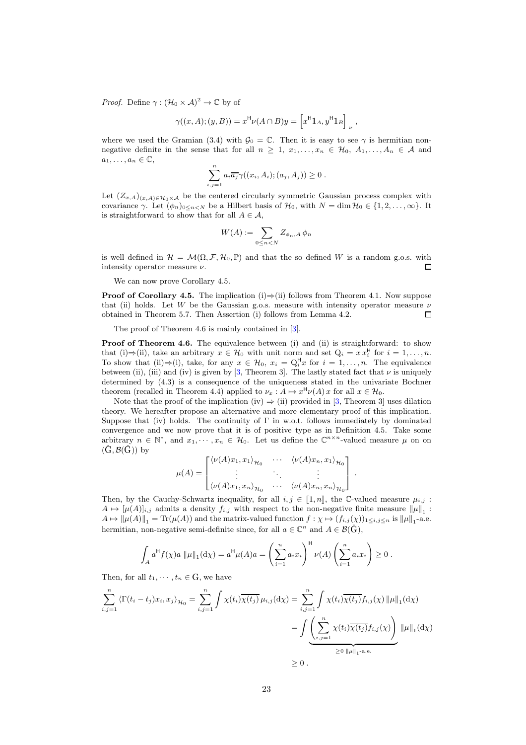*Proof.* Define $\gamma : (\mathcal{H}_0 \times \mathcal{A})^2 \to \mathbb{C}$ by of

$$\gamma((x, A); (y, B)) = x^{\mathsf{H}} \nu(A \cap B) y = \left[ x^{\mathsf{H}} \mathbb{1}_A, y^{\mathsf{H}} \mathbb{1}_B \right]_{\nu} ,$$

where we used the Gramian (3.4) with $\mathcal{G}_0 = \mathbb{C}$. Then it is easy to see $\gamma$ is hermitian non-negative definite in the sense that for all $n \geq 1$, $x_1, \ldots, x_n \in \mathcal{H}_0$, $A_1, \ldots, A_n \in \mathcal{A}$ and $a_1, \ldots, a_n \in \mathbb{C}$,

$$\sum_{i,j=1}^{n} a_i \overline{a_j} \gamma((x_i, A_i); (a_j, A_j)) \geq 0 .$$

Let $(Z_{x,A})_{(x,A) \in \mathcal{H}_0 \times \mathcal{A}}$ be the centered circularly symmetric Gaussian process complex with covariance $\gamma$. Let $(\phi_n)_{0 \leq n < N}$ be a Hilbert basis of $\mathcal{H}_0$, with $N = \dim \mathcal{H}_0 \in \{1, 2, \ldots, \infty\}$. It is straightforward to show that for all $A \in \mathcal{A}$,

$$W(A) := \sum_{0 \leq n < N} Z_{\phi_n, A} \, \phi_n$$

is well defined in $\mathcal{H} = \mathcal{M}(\Omega, \mathcal{F}, \mathcal{H}_0, \mathbb{P})$ and that the so defined $W$ is a random g.o.s. with intensity operator measure $\nu$. ◻

We can now prove Corollary 4.5.

**Proof of Corollary 4.5.** The implication (i)⇒(ii) follows from Theorem 4.1. Now suppose that (ii) holds. Let $W$ be the Gaussian g.o.s. measure with intensity operator measure $\nu$ obtained in Theorem 5.7. Then Assertion (i) follows from Lemma 4.2. ◻

The proof of Theorem 4.6 is mainly contained in [3].

**Proof of Theorem 4.6.** The equivalence between (i) and (ii) is straightforward: to show that (i)⇒(ii), take an arbitrary $x \in \mathcal{H}_0$ with unit norm and set $\mathrm{Q}_i = x \, x_i^{\mathsf{H}}$ for $i = 1, \ldots, n$. To show that (ii)⇒(i), take, for any $x \in \mathcal{H}_0$, $x_i = \mathrm{Q}_i^{\mathsf{H}} x$ for $i = 1, \ldots, n$. The equivalence between (ii), (iii) and (iv) is given by [3, Theorem 3]. The lastly stated fact that $\nu$ is uniquely determined by (4.3) is a consequence of the uniqueness stated in the univariate Bochner theorem (recalled in Theorem 4.4) applied to $\nu_x : A \mapsto x^{\mathsf{H}} \nu(A) \, x$ for all $x \in \mathcal{H}_0$.

Note that the proof of the implication (iv) ⇒ (ii) provided in [3, Theorem 3] uses dilation theory. We hereafter propose an alternative and more elementary proof of this implication. Suppose that (iv) holds. The continuity of $\Gamma$ in w.o.t. follows immediately by dominated convergence and we now prove that it is of positive type as in Definition 4.5. Take some arbitrary $n \in \mathbb{N}^*$, and $x_1, \cdots, x_n \in \mathcal{H}_0$. Let us define the $\mathbb{C}^{n \times n}$-valued measure $\mu$ on on $(\hat{\mathrm{G}}, \mathcal{B}(\hat{\mathrm{G}}))$ by

$$\mu(A) = \begin{bmatrix} \langle \nu(A) x_1, x_1 \rangle_{\mathcal{H}_0} & \cdots & \langle \nu(A) x_n, x_1 \rangle_{\mathcal{H}_0} \\ \vdots & \ddots & \vdots \\ \langle \nu(A) x_1, x_n \rangle_{\mathcal{H}_0} & \cdots & \langle \nu(A) x_n, x_n \rangle_{\mathcal{H}_0} \end{bmatrix} .$$

Then, by the Cauchy-Schwartz inequality, for all $i, j \in [\![1, n]\!]$, the $\mathbb{C}$-valued measure $\mu_{i,j} : A \mapsto [\mu(A)]_{i,j}$ admits a density $f_{i,j}$ with respect to the non-negative finite measure $\|\mu\|_1 : A \mapsto \|\mu(A)\|_1 = \mathrm{Tr}(\mu(A))$ and the matrix-valued function $f : \chi \mapsto (f_{i,j}(\chi))_{1 \leq i,j \leq n}$ is $\|\mu\|_1$-a.e. hermitian, non-negative semi-definite since, for all $a \in \mathbb{C}^n$ and $A \in \mathcal{B}(\hat{\mathrm{G}})$,

$$\int_A a^{\mathsf{H}} f(\chi) a \, \|\mu\|_1(\mathrm{d}\chi) = a^{\mathsf{H}} \mu(A) a = \left( \sum_{i=1}^{n} a_i x_i \right)^{\mathsf{H}} \nu(A) \left( \sum_{i=1}^{n} a_i x_i \right) \geq 0 .$$

Then, for all $t_1, \cdots, t_n \in \mathrm{G}$, we have

$$\begin{aligned}
\sum_{i,j=1}^{n} \langle \Gamma(t_i - t_j) x_i, x_j \rangle_{\mathcal{H}_0} = \sum_{i,j=1}^{n} \int \chi(t_i) \overline{\chi(t_j)} \, \mu_{i,j}(\mathrm{d}\chi) &= \sum_{i,j=1}^{n} \int \chi(t_i) \overline{\chi(t_j)} f_{i,j}(\chi) \, \|\mu\|_1(\mathrm{d}\chi) \\
&= \int \underbrace{\left( \sum_{i,j=1}^{n} \chi(t_i) \overline{\chi(t_j)} f_{i,j}(\chi) \right)}_{\geq 0 \ \|\mu\|_1\text{-a.e.}} \|\mu\|_1(\mathrm{d}\chi) \\
&\geq 0 .
\end{aligned}$$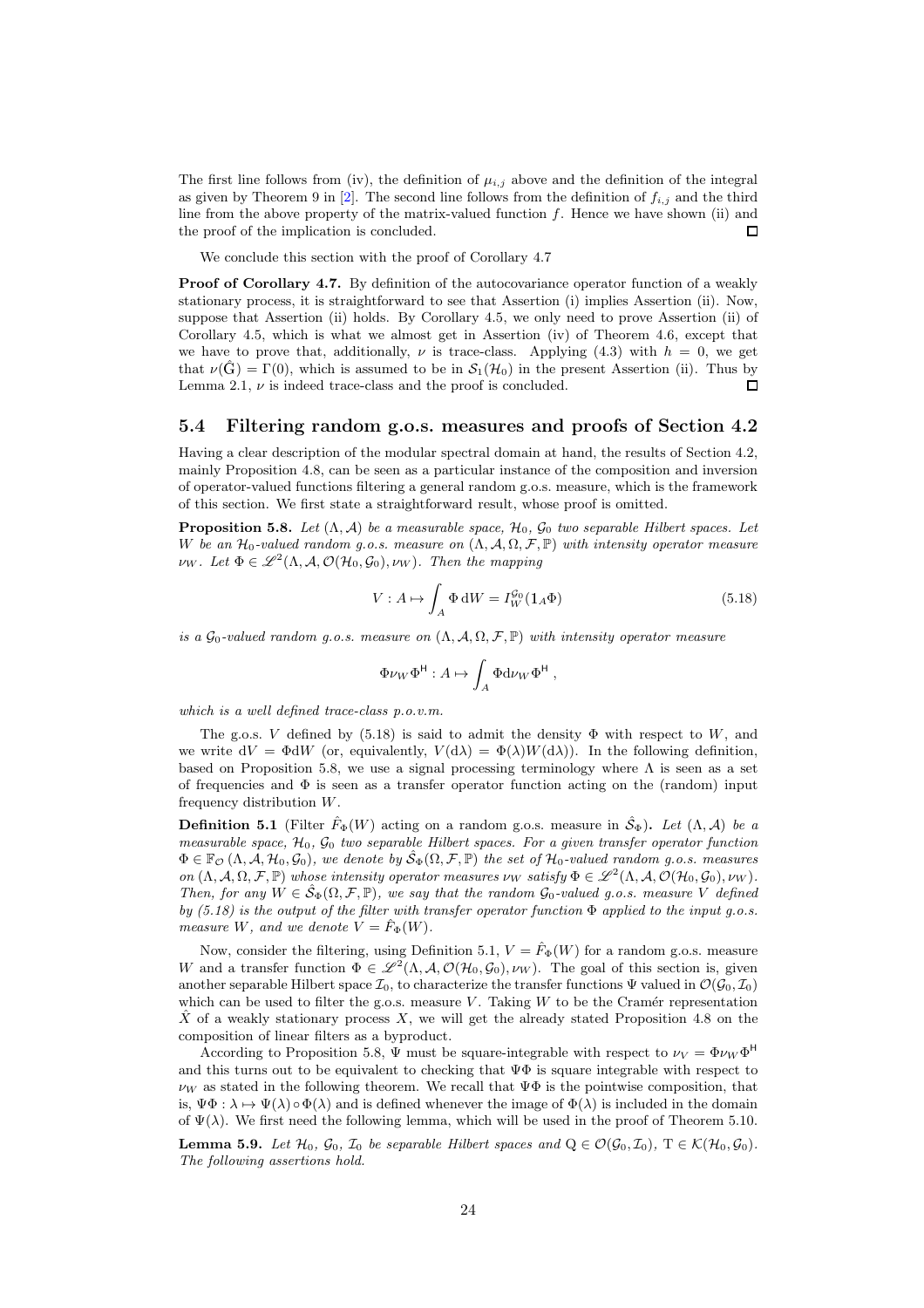The first line follows from (iv), the definition of $\mu_{i,j}$ above and the definition of the integral as given by Theorem 9 in [2]. The second line follows from the definition of $f_{i,j}$ and the third line from the above property of the matrix-valued function $f$. Hence we have shown (ii) and the proof of the implication is concluded. $\square$

We conclude this section with the proof of Corollary 4.7

**Proof of Corollary 4.7.** By definition of the autocovariance operator function of a weakly stationary process, it is straightforward to see that Assertion (i) implies Assertion (ii). Now, suppose that Assertion (ii) holds. By Corollary 4.5, we only need to prove Assertion (ii) of Corollary 4.5, which is what we almost get in Assertion (iv) of Theorem 4.6, except that we have to prove that, additionally, $\nu$ is trace-class. Applying (4.3) with $h = 0$, we get that $\nu(\hat{\mathrm{G}}) = \Gamma(0)$, which is assumed to be in $\mathcal{S}_1(\mathcal{H}_0)$ in the present Assertion (ii). Thus by Lemma 2.1, $\nu$ is indeed trace-class and the proof is concluded. $\square$

## 5.4 Filtering random g.o.s. measures and proofs of Section 4.2

Having a clear description of the modular spectral domain at hand, the results of Section 4.2, mainly Proposition 4.8, can be seen as a particular instance of the composition and inversion of operator-valued functions filtering a general random g.o.s. measure, which is the framework of this section. We first state a straightforward result, whose proof is omitted.

**Proposition 5.8.** *Let $(\Lambda, \mathcal{A})$ be a measurable space, $\mathcal{H}_0$, $\mathcal{G}_0$ two separable Hilbert spaces. Let $W$ be an $\mathcal{H}_0$-valued random g.o.s. measure on $(\Lambda, \mathcal{A}, \Omega, \mathcal{F}, \mathbb{P})$ with intensity operator measure $\nu_W$. Let $\Phi \in \mathscr{L}^2(\Lambda, \mathcal{A}, \mathcal{O}(\mathcal{H}_0, \mathcal{G}_0), \nu_W)$. Then the mapping*

$$V : A \mapsto \int_A \Phi \, \mathrm{d}W = I_W^{\mathcal{G}_0}(\mathbb{1}_A \Phi) \tag{5.18}$$

*is a $\mathcal{G}_0$-valued random g.o.s. measure on $(\Lambda, \mathcal{A}, \Omega, \mathcal{F}, \mathbb{P})$ with intensity operator measure*

$$\Phi \nu_W \Phi^{\mathsf{H}} : A \mapsto \int_A \Phi \mathrm{d}\nu_W \Phi^{\mathsf{H}} \, ,$$

*which is a well defined trace-class p.o.v.m.*

The g.o.s. $V$ defined by (5.18) is said to admit the density $\Phi$ with respect to $W$, and we write $\mathrm{d}V = \Phi \mathrm{d}W$ (or, equivalently, $V(\mathrm{d}\lambda) = \Phi(\lambda) W(\mathrm{d}\lambda)$). In the following definition, based on Proposition 5.8, we use a signal processing terminology where $\Lambda$ is seen as a set of frequencies and $\Phi$ is seen as a transfer operator function acting on the (random) input frequency distribution $W$.

**Definition 5.1** (Filter $\hat{F}_\Phi(W)$ acting on a random g.o.s. measure in $\hat{\mathcal{S}}_\Phi$)**.** *Let $(\Lambda, \mathcal{A})$ be a measurable space, $\mathcal{H}_0$, $\mathcal{G}_0$ two separable Hilbert spaces. For a given transfer operator function $\Phi \in \mathbb{F}_{\mathcal{O}}(\Lambda, \mathcal{A}, \mathcal{H}_0, \mathcal{G}_0)$, we denote by $\hat{\mathcal{S}}_\Phi(\Omega, \mathcal{F}, \mathbb{P})$ the set of $\mathcal{H}_0$-valued random g.o.s. measures on $(\Lambda, \mathcal{A}, \Omega, \mathcal{F}, \mathbb{P})$ whose intensity operator measures $\nu_W$ satisfy $\Phi \in \mathscr{L}^2(\Lambda, \mathcal{A}, \mathcal{O}(\mathcal{H}_0, \mathcal{G}_0), \nu_W)$. Then, for any $W \in \hat{\mathcal{S}}_\Phi(\Omega, \mathcal{F}, \mathbb{P})$, we say that the random $\mathcal{G}_0$-valued g.o.s. measure $V$ defined by (5.18) is the output of the filter with transfer operator function $\Phi$ applied to the input g.o.s. measure $W$, and we denote $V = \hat{F}_\Phi(W)$.*

Now, consider the filtering, using Definition 5.1, $V = \hat{F}_\Phi(W)$ for a random g.o.s. measure $W$ and a transfer function $\Phi \in \mathscr{L}^2(\Lambda, \mathcal{A}, \mathcal{O}(\mathcal{H}_0, \mathcal{G}_0), \nu_W)$. The goal of this section is, given another separable Hilbert space $\mathcal{I}_0$, to characterize the transfer functions $\Psi$ valued in $\mathcal{O}(\mathcal{G}_0, \mathcal{I}_0)$ which can be used to filter the g.o.s. measure $V$. Taking $W$ to be the Cramér representation $\hat{X}$ of a weakly stationary process $X$, we will get the already stated Proposition 4.8 on the composition of linear filters as a byproduct.

According to Proposition 5.8, $\Psi$ must be square-integrable with respect to $\nu_V = \Phi \nu_W \Phi^{\mathsf{H}}$ and this turns out to be equivalent to checking that $\Psi\Phi$ is square integrable with respect to $\nu_W$ as stated in the following theorem. We recall that $\Psi\Phi$ is the pointwise composition, that is, $\Psi\Phi : \lambda \mapsto \Psi(\lambda) \circ \Phi(\lambda)$ and is defined whenever the image of $\Phi(\lambda)$ is included in the domain of $\Psi(\lambda)$. We first need the following lemma, which will be used in the proof of Theorem 5.10.

**Lemma 5.9.** *Let $\mathcal{H}_0$, $\mathcal{G}_0$, $\mathcal{I}_0$ be separable Hilbert spaces and $\mathrm{Q} \in \mathcal{O}(\mathcal{G}_0, \mathcal{I}_0)$, $\mathrm{T} \in \mathcal{K}(\mathcal{H}_0, \mathcal{G}_0)$. The following assertions hold.*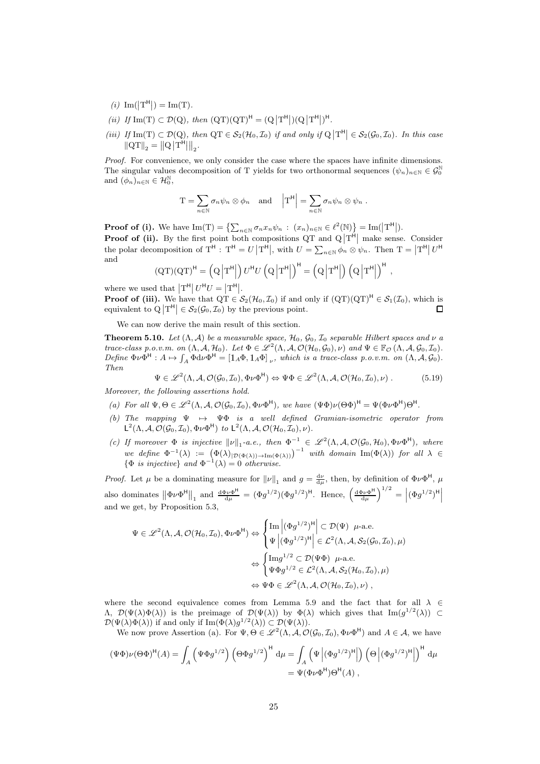*(i)* $\mathrm{Im}(|\mathrm{T}^{\mathsf{H}}|) = \mathrm{Im}(\mathrm{T})$.

*(ii)* *If* $\mathrm{Im}(\mathrm{T}) \subset \mathcal{D}(\mathrm{Q})$*, then* $(\mathrm{QT})(\mathrm{QT})^{\mathsf{H}} = (\mathrm{Q}\,|\mathrm{T}^{\mathsf{H}}|)(\mathrm{Q}\,|\mathrm{T}^{\mathsf{H}}|)^{\mathsf{H}}$.

*(iii)* *If* $\mathrm{Im}(\mathrm{T}) \subset \mathcal{D}(\mathrm{Q})$*, then* $\mathrm{QT} \in \mathcal{S}_2(\mathcal{H}_0, \mathcal{I}_0)$ *if and only if* $\mathrm{Q}\,|\mathrm{T}^{\mathsf{H}}| \in \mathcal{S}_2(\mathcal{G}_0, \mathcal{I}_0)$*. In this case* $\|\mathrm{QT}\|_2 = \|\mathrm{Q}\,|\mathrm{T}^{\mathsf{H}}|\|_2$.

*Proof.* For convenience, we only consider the case where the spaces have infinite dimensions. The singular values decomposition of T yields for two orthonormal sequences $(\psi_n)_{n\in\mathbb{N}} \in \mathcal{G}_0^{\mathbb{N}}$ and $(\phi_n)_{n\in\mathbb{N}} \in \mathcal{H}_0^{\mathbb{N}}$,

$$\mathrm{T} = \sum_{n\in\mathbb{N}} \sigma_n \psi_n \otimes \phi_n \quad \text{and} \quad \left|\mathrm{T}^{\mathsf{H}}\right| = \sum_{n\in\mathbb{N}} \sigma_n \psi_n \otimes \psi_n \; .$$

**Proof of (i).** We have $\mathrm{Im}(\mathrm{T}) = \left\{\sum_{n\in\mathbb{N}} \sigma_n x_n \psi_n \,:\, (x_n)_{n\in\mathbb{N}} \in \ell^2(\mathbb{N})\right\} = \mathrm{Im}(|\mathrm{T}^{\mathsf{H}}|)$.

**Proof of (ii).** By the first point both compositions QT and $\mathrm{Q}\,|\mathrm{T}^{\mathsf{H}}|$ make sense. Consider the polar decomposition of $\mathrm{T}^{\mathsf{H}}$ : $\mathrm{T}^{\mathsf{H}} = U\,|\mathrm{T}^{\mathsf{H}}|$, with $U = \sum_{n\in\mathbb{N}} \phi_n \otimes \psi_n$. Then $\mathrm{T} = |\mathrm{T}^{\mathsf{H}}|\, U^{\mathsf{H}}$ and

$$(\mathrm{QT})(\mathrm{QT})^{\mathsf{H}} = \left(\mathrm{Q}\left|\mathrm{T}^{\mathsf{H}}\right|\right) U^{\mathsf{H}} U \left(\mathrm{Q}\left|\mathrm{T}^{\mathsf{H}}\right|\right)^{\mathsf{H}} = \left(\mathrm{Q}\left|\mathrm{T}^{\mathsf{H}}\right|\right)\left(\mathrm{Q}\left|\mathrm{T}^{\mathsf{H}}\right|\right)^{\mathsf{H}} ,$$

where we used that $|\mathrm{T}^{\mathsf{H}}|\, U^{\mathsf{H}} U = |\mathrm{T}^{\mathsf{H}}|$.

**Proof of (iii).** We have that $\mathrm{QT} \in \mathcal{S}_2(\mathcal{H}_0, \mathcal{I}_0)$ if and only if $(\mathrm{QT})(\mathrm{QT})^{\mathsf{H}} \in \mathcal{S}_1(\mathcal{I}_0)$, which is equivalent to $\mathrm{Q}\,|\mathrm{T}^{\mathsf{H}}| \in \mathcal{S}_2(\mathcal{G}_0, \mathcal{I}_0)$ by the previous point. $\square$

We can now derive the main result of this section.

**Theorem 5.10.** *Let* $(\Lambda, \mathcal{A})$ *be a measurable space,* $\mathcal{H}_0$*,* $\mathcal{G}_0$*,* $\mathcal{I}_0$ *separable Hilbert spaces and* $\nu$ *a trace-class p.o.v.m. on* $(\Lambda, \mathcal{A}, \mathcal{H}_0)$*. Let* $\Phi \in \mathscr{L}^2(\Lambda, \mathcal{A}, \mathcal{O}(\mathcal{H}_0, \mathcal{G}_0), \nu)$ *and* $\Psi \in \mathbb{F}_{\mathcal{O}}(\Lambda, \mathcal{A}, \mathcal{G}_0, \mathcal{I}_0)$*. Define* $\Phi\nu\Phi^{\mathsf{H}} : A \mapsto \int_A \Phi \mathrm{d}\nu \Phi^{\mathsf{H}} = [\mathbb{1}_A \Phi, \mathbb{1}_A \Phi]_\nu$*, which is a trace-class p.o.v.m. on* $(\Lambda, \mathcal{A}, \mathcal{G}_0)$*. Then*

$$\Psi \in \mathscr{L}^2(\Lambda, \mathcal{A}, \mathcal{O}(\mathcal{G}_0, \mathcal{I}_0), \Phi\nu\Phi^{\mathsf{H}}) \Leftrightarrow \Psi\Phi \in \mathscr{L}^2(\Lambda, \mathcal{A}, \mathcal{O}(\mathcal{H}_0, \mathcal{I}_0), \nu) \; . \tag{5.19}$$

*Moreover, the following assertions hold.*

*(a) For all* $\Psi, \Theta \in \mathscr{L}^2(\Lambda, \mathcal{A}, \mathcal{O}(\mathcal{G}_0, \mathcal{I}_0), \Phi\nu\Phi^{\mathsf{H}})$*, we have* $(\Psi\Phi)\nu(\Theta\Phi)^{\mathsf{H}} = \Psi(\Phi\nu\Phi^{\mathsf{H}})\Theta^{\mathsf{H}}$.

*(b) The mapping* $\Psi \mapsto \Psi\Phi$ *is a well defined Gramian-isometric operator from* $\mathsf{L}^2(\Lambda, \mathcal{A}, \mathcal{O}(\mathcal{G}_0, \mathcal{I}_0), \Phi\nu\Phi^{\mathsf{H}})$ *to* $\mathsf{L}^2(\Lambda, \mathcal{A}, \mathcal{O}(\mathcal{H}_0, \mathcal{I}_0), \nu)$.

*(c) If moreover* $\Phi$ *is injective* $\|\nu\|_1$*-a.e., then* $\Phi^{-1} \in \mathscr{L}^2(\Lambda, \mathcal{A}, \mathcal{O}(\mathcal{G}_0, \mathcal{H}_0), \Phi\nu\Phi^{\mathsf{H}})$*, where we define* $\Phi^{-1}(\lambda) := \left(\Phi(\lambda)_{|\mathcal{D}(\Phi(\lambda))\to\mathrm{Im}(\Phi(\lambda))}\right)^{-1}$ *with domain* $\mathrm{Im}(\Phi(\lambda))$ *for all* $\lambda \in \{\Phi \text{ is injective}\}$ *and* $\Phi^{-1}(\lambda) = 0$ *otherwise.*

*Proof.* Let $\mu$ be a dominating measure for $\|\nu\|_1$ and $g = \frac{\mathrm{d}\nu}{\mathrm{d}\mu}$, then, by definition of $\Phi\nu\Phi^{\mathsf{H}}$, $\mu$ also dominates $\|\Phi\nu\Phi^{\mathsf{H}}\|_1$ and $\frac{\mathrm{d}\Phi\nu\Phi^{\mathsf{H}}}{\mathrm{d}\mu} = (\Phi g^{1/2})(\Phi g^{1/2})^{\mathsf{H}}$. Hence, $\left(\frac{\mathrm{d}\Phi\nu\Phi^{\mathsf{H}}}{\mathrm{d}\mu}\right)^{1/2} = \left|(\Phi g^{1/2})^{\mathsf{H}}\right|$ and we get, by Proposition 5.3,

$$\begin{aligned}
\Psi \in \mathscr{L}^2(\Lambda, \mathcal{A}, \mathcal{O}(\mathcal{H}_0, \mathcal{I}_0), \Phi\nu\Phi^{\mathsf{H}}) &\Leftrightarrow \begin{cases} \mathrm{Im}\left|(\Phi g^{1/2})^{\mathsf{H}}\right| \subset \mathcal{D}(\Psi) \;\; \mu\text{-a.e.} \\ \Psi\left|(\Phi g^{1/2})^{\mathsf{H}}\right| \in \mathcal{L}^2(\Lambda, \mathcal{A}, \mathcal{S}_2(\mathcal{G}_0, \mathcal{I}_0), \mu) \end{cases} \\
&\Leftrightarrow \begin{cases} \mathrm{Im} g^{1/2} \subset \mathcal{D}(\Psi\Phi) \;\; \mu\text{-a.e.} \\ \Psi\Phi g^{1/2} \in \mathcal{L}^2(\Lambda, \mathcal{A}, \mathcal{S}_2(\mathcal{H}_0, \mathcal{I}_0), \mu) \end{cases} \\
&\Leftrightarrow \Psi\Phi \in \mathscr{L}^2(\Lambda, \mathcal{A}, \mathcal{O}(\mathcal{H}_0, \mathcal{I}_0), \nu) \; ,
\end{aligned}$$

where the second equivalence comes from Lemma 5.9 and the fact that for all $\lambda \in \Lambda$, $\mathcal{D}(\Psi(\lambda)\Phi(\lambda))$ is the preimage of $\mathcal{D}(\Psi(\lambda))$ by $\Phi(\lambda)$ which gives that $\mathrm{Im}(g^{1/2}(\lambda)) \subset \mathcal{D}(\Psi(\lambda)\Phi(\lambda))$ if and only if $\mathrm{Im}(\Phi(\lambda)g^{1/2}(\lambda)) \subset \mathcal{D}(\Psi(\lambda))$.

We now prove Assertion (a). For $\Psi, \Theta \in \mathscr{L}^2(\Lambda, \mathcal{A}, \mathcal{O}(\mathcal{G}_0, \mathcal{I}_0), \Phi\nu\Phi^{\mathsf{H}})$ and $A \in \mathcal{A}$, we have

$$\begin{aligned}
(\Psi\Phi)\nu(\Theta\Phi)^{\mathsf{H}}(A) = \int_A \left(\Psi\Phi g^{1/2}\right)\left(\Theta\Phi g^{1/2}\right)^{\mathsf{H}} \mathrm{d}\mu &= \int_A \left(\Psi\left|(\Phi g^{1/2})^{\mathsf{H}}\right|\right)\left(\Theta\left|(\Phi g^{1/2})^{\mathsf{H}}\right|\right)^{\mathsf{H}} \mathrm{d}\mu \\
&= \Psi(\Phi\nu\Phi^{\mathsf{H}})\Theta^{\mathsf{H}}(A) \; ,
\end{aligned}$$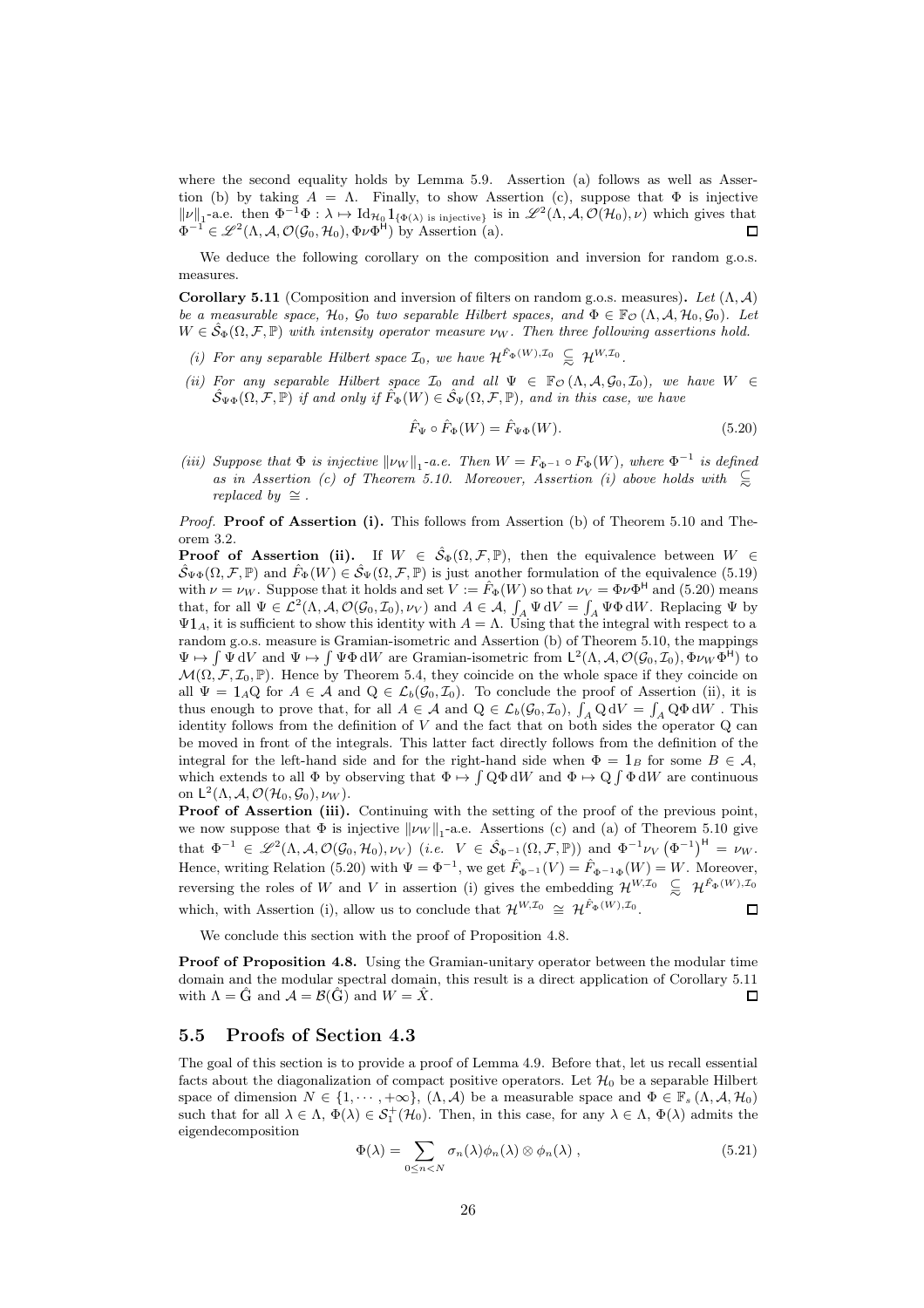where the second equality holds by Lemma 5.9. Assertion (a) follows as well as Assertion (b) by taking $A = \Lambda$. Finally, to show Assertion (c), suppose that $\Phi$ is injective $\|\nu\|_1$-a.e. then $\Phi^{-1}\Phi : \lambda \mapsto \mathrm{Id}_{\mathcal{H}_0} \mathbb{1}_{\{\Phi(\lambda) \text{ is injective}\}}$ is in $\mathscr{L}^2(\Lambda, \mathcal{A}, \mathcal{O}(\mathcal{H}_0), \nu)$ which gives that $\Phi^{-1} \in \mathscr{L}^2(\Lambda, \mathcal{A}, \mathcal{O}(\mathcal{G}_0, \mathcal{H}_0), \Phi\nu\Phi^{\mathsf{H}})$ by Assertion (a). $\square$

We deduce the following corollary on the composition and inversion for random g.o.s. measures.

**Corollary 5.11** (Composition and inversion of filters on random g.o.s. measures)**.** *Let $(\Lambda, \mathcal{A})$ be a measurable space, $\mathcal{H}_0$, $\mathcal{G}_0$ two separable Hilbert spaces, and $\Phi \in \mathbb{F}_{\mathcal{O}}(\Lambda, \mathcal{A}, \mathcal{H}_0, \mathcal{G}_0)$. Let $W \in \hat{\mathcal{S}}_\Phi(\Omega, \mathcal{F}, \mathbb{P})$ with intensity operator measure $\nu_W$. Then three following assertions hold.*

*(i) For any separable Hilbert space $\mathcal{I}_0$, we have $\mathcal{H}^{\hat{F}_\Phi(W), \mathcal{I}_0} \underset{\approx}{\subseteq} \mathcal{H}^{W, \mathcal{I}_0}$.*

*(ii) For any separable Hilbert space $\mathcal{I}_0$ and all $\Psi \in \mathbb{F}_{\mathcal{O}}(\Lambda, \mathcal{A}, \mathcal{G}_0, \mathcal{I}_0)$, we have $W \in \hat{\mathcal{S}}_{\Psi\Phi}(\Omega, \mathcal{F}, \mathbb{P})$ if and only if $\hat{F}_\Phi(W) \in \hat{\mathcal{S}}_\Psi(\Omega, \mathcal{F}, \mathbb{P})$, and in this case, we have*

$$\hat{F}_\Psi \circ \hat{F}_\Phi(W) = \hat{F}_{\Psi\Phi}(W). \tag{5.20}$$

*(iii) Suppose that $\Phi$ is injective $\|\nu_W\|_1$-a.e. Then $W = F_{\Phi^{-1}} \circ F_\Phi(W)$, where $\Phi^{-1}$ is defined as in Assertion (c) of Theorem 5.10. Moreover, Assertion (i) above holds with $\underset{\approx}{\subseteq}$ replaced by $\cong$.*

*Proof.* **Proof of Assertion (i).** This follows from Assertion (b) of Theorem 5.10 and Theorem 3.2.

**Proof of Assertion (ii).** If $W \in \hat{\mathcal{S}}_\Phi(\Omega, \mathcal{F}, \mathbb{P})$, then the equivalence between $W \in \hat{\mathcal{S}}_{\Psi\Phi}(\Omega, \mathcal{F}, \mathbb{P})$ and $\hat{F}_\Phi(W) \in \hat{\mathcal{S}}_\Psi(\Omega, \mathcal{F}, \mathbb{P})$ is just another formulation of the equivalence (5.19) with $\nu = \nu_W$. Suppose that it holds and set $V := \hat{F}_\Phi(W)$ so that $\nu_V = \Phi\nu\Phi^{\mathsf{H}}$ and (5.20) means that, for all $\Psi \in \mathcal{L}^2(\Lambda, \mathcal{A}, \mathcal{O}(\mathcal{G}_0, \mathcal{I}_0), \nu_V)$ and $A \in \mathcal{A}$, $\int_A \Psi \, \mathrm{d}V = \int_A \Psi\Phi \, \mathrm{d}W$. Replacing $\Psi$ by $\Psi \mathbb{1}_A$, it is sufficient to show this identity with $A = \Lambda$. Using that the integral with respect to a random g.o.s. measure is Gramian-isometric and Assertion (b) of Theorem 5.10, the mappings $\Psi \mapsto \int \Psi \, \mathrm{d}V$ and $\Psi \mapsto \int \Psi\Phi \, \mathrm{d}W$ are Gramian-isometric from $\mathsf{L}^2(\Lambda, \mathcal{A}, \mathcal{O}(\mathcal{G}_0, \mathcal{I}_0), \Phi\nu_W\Phi^{\mathsf{H}})$ to $\mathcal{M}(\Omega, \mathcal{F}, \mathcal{I}_0, \mathbb{P})$. Hence by Theorem 5.4, they coincide on the whole space if they coincide on all $\Psi = \mathbb{1}_A \mathrm{Q}$ for $A \in \mathcal{A}$ and $\mathrm{Q} \in \mathcal{L}_b(\mathcal{G}_0, \mathcal{I}_0)$. To conclude the proof of Assertion (ii), it is thus enough to prove that, for all $A \in \mathcal{A}$ and $\mathrm{Q} \in \mathcal{L}_b(\mathcal{G}_0, \mathcal{I}_0)$, $\int_A \mathrm{Q} \, \mathrm{d}V = \int_A \mathrm{Q}\Phi \, \mathrm{d}W$. This identity follows from the definition of $V$ and the fact that on both sides the operator $\mathrm{Q}$ can be moved in front of the integrals. This latter fact directly follows from the definition of the integral for the left-hand side and for the right-hand side when $\Phi = \mathbb{1}_B$ for some $B \in \mathcal{A}$, which extends to all $\Phi$ by observing that $\Phi \mapsto \int \mathrm{Q}\Phi \, \mathrm{d}W$ and $\Phi \mapsto \mathrm{Q} \int \Phi \, \mathrm{d}W$ are continuous on $\mathsf{L}^2(\Lambda, \mathcal{A}, \mathcal{O}(\mathcal{H}_0, \mathcal{G}_0), \nu_W)$.

**Proof of Assertion (iii).** Continuing with the setting of the proof of the previous point, we now suppose that $\Phi$ is injective $\|\nu_W\|_1$-a.e. Assertions (c) and (a) of Theorem 5.10 give that $\Phi^{-1} \in \mathscr{L}^2(\Lambda, \mathcal{A}, \mathcal{O}(\mathcal{G}_0, \mathcal{H}_0), \nu_V)$ (*i.e.* $V \in \hat{\mathcal{S}}_{\Phi^{-1}}(\Omega, \mathcal{F}, \mathbb{P})$) and $\Phi^{-1}\nu_V \left(\Phi^{-1}\right)^{\mathsf{H}} = \nu_W$. Hence, writing Relation (5.20) with $\Psi = \Phi^{-1}$, we get $\hat{F}_{\Phi^{-1}}(V) = \hat{F}_{\Phi^{-1}\Phi}(W) = W$. Moreover, reversing the roles of $W$ and $V$ in assertion (i) gives the embedding $\mathcal{H}^{W, \mathcal{I}_0} \underset{\approx}{\subseteq} \mathcal{H}^{\hat{F}_\Phi(W), \mathcal{I}_0}$ which, with Assertion (i), allow us to conclude that $\mathcal{H}^{W, \mathcal{I}_0} \cong \mathcal{H}^{\hat{F}_\Phi(W), \mathcal{I}_0}$. $\square$

We conclude this section with the proof of Proposition 4.8.

**Proof of Proposition 4.8.** Using the Gramian-unitary operator between the modular time domain and the modular spectral domain, this result is a direct application of Corollary 5.11 with $\Lambda = \hat{\mathrm{G}}$ and $\mathcal{A} = \mathcal{B}(\hat{\mathrm{G}})$ and $W = \hat{X}$. $\square$

## 5.5 Proofs of Section 4.3

The goal of this section is to provide a proof of Lemma 4.9. Before that, let us recall essential facts about the diagonalization of compact positive operators. Let $\mathcal{H}_0$ be a separable Hilbert space of dimension $N \in \{1, \cdots, +\infty\}$, $(\Lambda, \mathcal{A})$ be a measurable space and $\Phi \in \mathbb{F}_s(\Lambda, \mathcal{A}, \mathcal{H}_0)$ such that for all $\lambda \in \Lambda$, $\Phi(\lambda) \in \mathcal{S}_1^+(\mathcal{H}_0)$. Then, in this case, for any $\lambda \in \Lambda$, $\Phi(\lambda)$ admits the eigendecomposition

$$\Phi(\lambda) = \sum_{0 \leq n < N} \sigma_n(\lambda) \phi_n(\lambda) \otimes \phi_n(\lambda) \,, \tag{5.21}$$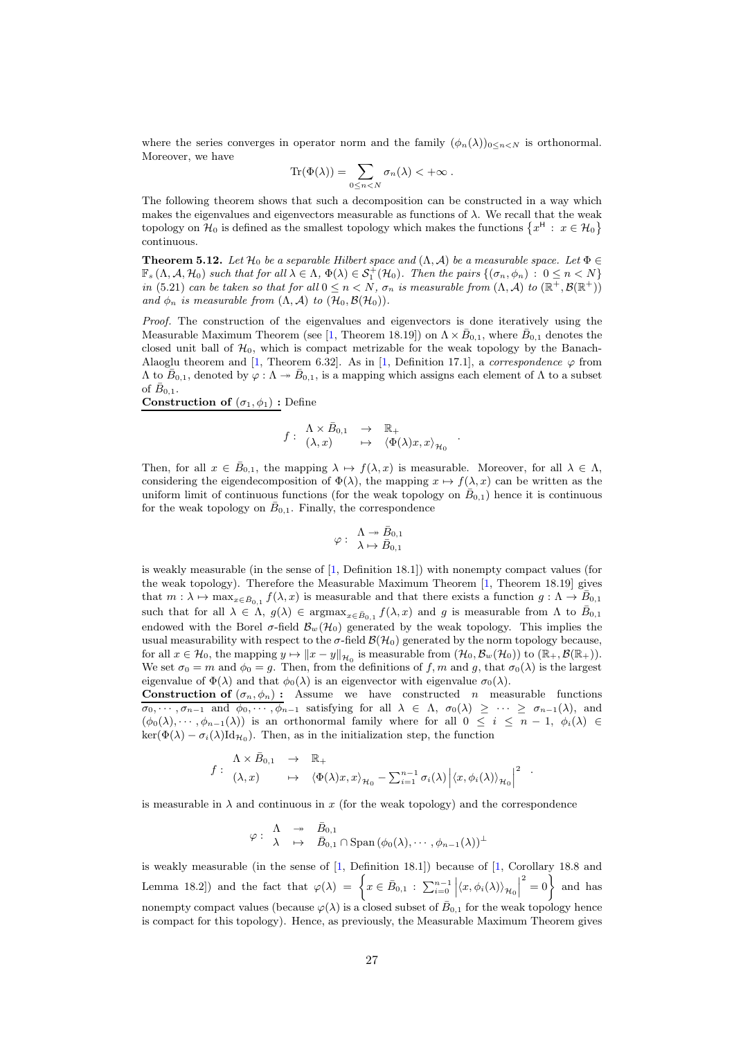where the series converges in operator norm and the family $(\phi_n(\lambda))_{0\leq n<N}$ is orthonormal. Moreover, we have

$$\mathrm{Tr}(\Phi(\lambda)) = \sum_{0\leq n<N} \sigma_n(\lambda) < +\infty \ .$$

The following theorem shows that such a decomposition can be constructed in a way which makes the eigenvalues and eigenvectors measurable as functions of $\lambda$. We recall that the weak topology on $\mathcal{H}_0$ is defined as the smallest topology which makes the functions $\{x^{\mathsf{H}} \,:\, x \in \mathcal{H}_0\}$ continuous.

**Theorem 5.12.** *Let $\mathcal{H}_0$ be a separable Hilbert space and $(\Lambda, \mathcal{A})$ be a measurable space. Let $\Phi \in \mathbb{F}_s(\Lambda, \mathcal{A}, \mathcal{H}_0)$ such that for all $\lambda \in \Lambda$, $\Phi(\lambda) \in \mathcal{S}_1^+(\mathcal{H}_0)$. Then the pairs $\{(\sigma_n, \phi_n) \,:\, 0 \leq n < N\}$ in (5.21) can be taken so that for all $0 \leq n < N$, $\sigma_n$ is measurable from $(\Lambda, \mathcal{A})$ to $(\mathbb{R}^+, \mathcal{B}(\mathbb{R}^+))$ and $\phi_n$ is measurable from $(\Lambda, \mathcal{A})$ to $(\mathcal{H}_0, \mathcal{B}(\mathcal{H}_0))$.*

*Proof.* The construction of the eigenvalues and eigenvectors is done iteratively using the Measurable Maximum Theorem (see [1, Theorem 18.19]) on $\Lambda \times \bar{B}_{0,1}$, where $\bar{B}_{0,1}$ denotes the closed unit ball of $\mathcal{H}_0$, which is compact metrizable for the weak topology by the Banach-Alaoglu theorem and [1, Theorem 6.32]. As in [1, Definition 17.1], a *correspondence* $\varphi$ from $\Lambda$ to $\bar{B}_{0,1}$, denoted by $\varphi : \Lambda \twoheadrightarrow \bar{B}_{0,1}$, is a mapping which assigns each element of $\Lambda$ to a subset of $\bar{B}_{0,1}$.

<u>**Construction of $(\sigma_1, \phi_1)$ :**</u> Define

$$f : \begin{array}{ccc} \Lambda \times \bar{B}_{0,1} & \to & \mathbb{R}_+ \\ (\lambda, x) & \mapsto & \langle \Phi(\lambda) x, x \rangle_{\mathcal{H}_0} \end{array} .$$

Then, for all $x \in \bar{B}_{0,1}$, the mapping $\lambda \mapsto f(\lambda, x)$ is measurable. Moreover, for all $\lambda \in \Lambda$, considering the eigendecomposition of $\Phi(\lambda)$, the mapping $x \mapsto f(\lambda, x)$ can be written as the uniform limit of continuous functions (for the weak topology on $\bar{B}_{0,1}$) hence it is continuous for the weak topology on $\bar{B}_{0,1}$. Finally, the correspondence

$$\varphi : \begin{array}{c} \Lambda \twoheadrightarrow \bar{B}_{0,1} \\ \lambda \mapsto \bar{B}_{0,1} \end{array}$$

is weakly measurable (in the sense of [1, Definition 18.1]) with nonempty compact values (for the weak topology). Therefore the Measurable Maximum Theorem [1, Theorem 18.19] gives that $m : \lambda \mapsto \max_{x \in \bar{B}_{0,1}} f(\lambda, x)$ is measurable and that there exists a function $g : \Lambda \to \bar{B}_{0,1}$ such that for all $\lambda \in \Lambda$, $g(\lambda) \in \mathrm{argmax}_{x \in \bar{B}_{0,1}} f(\lambda, x)$ and $g$ is measurable from $\Lambda$ to $\bar{B}_{0,1}$ endowed with the Borel $\sigma$-field $\mathcal{B}_w(\mathcal{H}_0)$ generated by the weak topology. This implies the usual measurability with respect to the $\sigma$-field $\mathcal{B}(\mathcal{H}_0)$ generated by the norm topology because, for all $x \in \mathcal{H}_0$, the mapping $y \mapsto \|x - y\|_{\mathcal{H}_0}$ is measurable from $(\mathcal{H}_0, \mathcal{B}_w(\mathcal{H}_0))$ to $(\mathbb{R}_+, \mathcal{B}(\mathbb{R}_+))$. We set $\sigma_0 = m$ and $\phi_0 = g$. Then, from the definitions of $f, m$ and $g$, that $\sigma_0(\lambda)$ is the largest eigenvalue of $\Phi(\lambda)$ and that $\phi_0(\lambda)$ is an eigenvector with eigenvalue $\sigma_0(\lambda)$.

<u>**Construction of $(\sigma_n, \phi_n)$ :**</u> Assume we have constructed $n$ measurable functions $\sigma_0, \cdots, \sigma_{n-1}$ and $\phi_0, \cdots, \phi_{n-1}$ satisfying for all $\lambda \in \Lambda$, $\sigma_0(\lambda) \geq \cdots \geq \sigma_{n-1}(\lambda)$, and $(\phi_0(\lambda), \cdots, \phi_{n-1}(\lambda))$ is an orthonormal family where for all $0 \leq i \leq n-1$, $\phi_i(\lambda) \in \ker(\Phi(\lambda) - \sigma_i(\lambda)\mathrm{Id}_{\mathcal{H}_0})$. Then, as in the initialization step, the function

$$f : \begin{array}{ccc} \Lambda \times \bar{B}_{0,1} & \to & \mathbb{R}_+ \\ (\lambda, x) & \mapsto & \langle \Phi(\lambda) x, x \rangle_{\mathcal{H}_0} - \sum_{i=1}^{n-1} \sigma_i(\lambda) \left| \langle x, \phi_i(\lambda) \rangle_{\mathcal{H}_0} \right|^2 \end{array} .$$

is measurable in $\lambda$ and continuous in $x$ (for the weak topology) and the correspondence

$$\varphi : \begin{array}{ccc} \Lambda & \twoheadrightarrow & \bar{B}_{0,1} \\ \lambda & \mapsto & \bar{B}_{0,1} \cap \mathrm{Span}\left(\phi_0(\lambda), \cdots, \phi_{n-1}(\lambda)\right)^{\perp} \end{array}$$

is weakly measurable (in the sense of [1, Definition 18.1]) because of [1, Corollary 18.8 and Lemma 18.2]) and the fact that $\varphi(\lambda) = \left\{ x \in \bar{B}_{0,1} \,:\, \sum_{i=0}^{n-1} \left| \langle x, \phi_i(\lambda) \rangle_{\mathcal{H}_0} \right|^2 = 0 \right\}$ and has nonempty compact values (because $\varphi(\lambda)$ is a closed subset of $\bar{B}_{0,1}$ for the weak topology hence is compact for this topology). Hence, as previously, the Measurable Maximum Theorem gives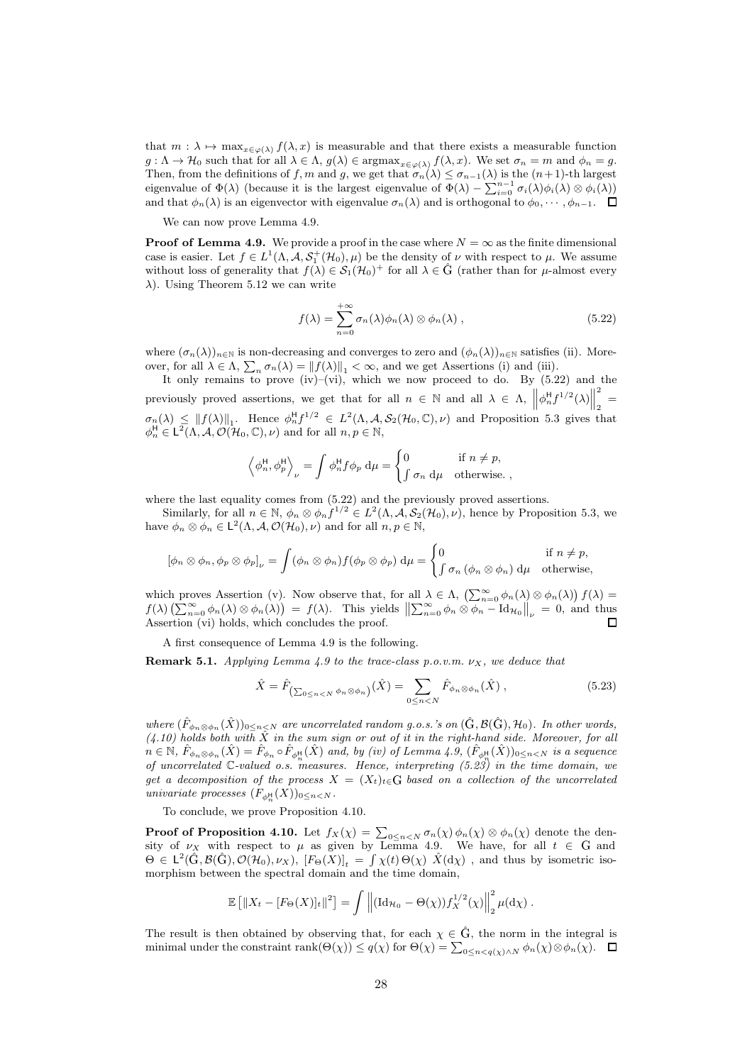that $m : \lambda \mapsto \max_{x \in \varphi(\lambda)} f(\lambda, x)$ is measurable and that there exists a measurable function $g : \Lambda \to \mathcal{H}_0$ such that for all $\lambda \in \Lambda$, $g(\lambda) \in \operatorname{argmax}_{x \in \varphi(\lambda)} f(\lambda, x)$. We set $\sigma_n = m$ and $\phi_n = g$. Then, from the definitions of $f, m$ and $g$, we get that $\sigma_n(\lambda) \leq \sigma_{n-1}(\lambda)$ is the $(n+1)$-th largest eigenvalue of $\Phi(\lambda)$ (because it is the largest eigenvalue of $\Phi(\lambda) - \sum_{i=0}^{n-1} \sigma_i(\lambda)\phi_i(\lambda) \otimes \phi_i(\lambda)$) and that $\phi_n(\lambda)$ is an eigenvector with eigenvalue $\sigma_n(\lambda)$ and is orthogonal to $\phi_0, \cdots, \phi_{n-1}$. $\square$

We can now prove Lemma 4.9.

**Proof of Lemma 4.9.** We provide a proof in the case where $N = \infty$ as the finite dimensional case is easier. Let $f \in L^1(\Lambda, \mathcal{A}, \mathcal{S}_1^+(\mathcal{H}_0), \mu)$ be the density of $\nu$ with respect to $\mu$. We assume without loss of generality that $f(\lambda) \in \mathcal{S}_1(\mathcal{H}_0)^+$ for all $\lambda \in \hat{\mathrm{G}}$ (rather than for $\mu$-almost every $\lambda$). Using Theorem 5.12 we can write

$$f(\lambda) = \sum_{n=0}^{+\infty} \sigma_n(\lambda)\phi_n(\lambda) \otimes \phi_n(\lambda) \,, \tag{5.22}$$

where $(\sigma_n(\lambda))_{n\in\mathbb{N}}$ is non-decreasing and converges to zero and $(\phi_n(\lambda))_{n\in\mathbb{N}}$ satisfies (ii). Moreover, for all $\lambda \in \Lambda$, $\sum_n \sigma_n(\lambda) = \|f(\lambda)\|_1 < \infty$, and we get Assertions (i) and (iii).

It only remains to prove (iv)–(vi), which we now proceed to do. By (5.22) and the previously proved assertions, we get that for all $n \in \mathbb{N}$ and all $\lambda \in \Lambda$, $\left\|\phi_n^{\mathsf{H}} f^{1/2}(\lambda)\right\|_2^2 = \sigma_n(\lambda) \leq \|f(\lambda)\|_1$. Hence $\phi_n^{\mathsf{H}} f^{1/2} \in L^2(\Lambda, \mathcal{A}, \mathcal{S}_2(\mathcal{H}_0, \mathbb{C}), \nu)$ and Proposition 5.3 gives that $\phi_n^{\mathsf{H}} \in \mathsf{L}^2(\Lambda, \mathcal{A}, \mathcal{O}(\mathcal{H}_0, \mathbb{C}), \nu)$ and for all $n, p \in \mathbb{N}$,

$$\left\langle \phi_n^{\mathsf{H}}, \phi_p^{\mathsf{H}} \right\rangle_\nu = \int \phi_n^{\mathsf{H}} f \phi_p \; \mathrm{d}\mu = \begin{cases} 0 & \text{if } n \neq p, \\ \int \sigma_n \; \mathrm{d}\mu & \text{otherwise.} \end{cases},$$

where the last equality comes from (5.22) and the previously proved assertions.

Similarly, for all $n \in \mathbb{N}$, $\phi_n \otimes \phi_n f^{1/2} \in L^2(\Lambda, \mathcal{A}, \mathcal{S}_2(\mathcal{H}_0), \nu)$, hence by Proposition 5.3, we have $\phi_n \otimes \phi_n \in \mathsf{L}^2(\Lambda, \mathcal{A}, \mathcal{O}(\mathcal{H}_0), \nu)$ and for all $n, p \in \mathbb{N}$,

$$[\phi_n \otimes \phi_n, \phi_p \otimes \phi_p]_\nu = \int (\phi_n \otimes \phi_n) f (\phi_p \otimes \phi_p) \; \mathrm{d}\mu = \begin{cases} 0 & \text{if } n \neq p, \\ \int \sigma_n \, (\phi_n \otimes \phi_n) \; \mathrm{d}\mu & \text{otherwise,} \end{cases}$$

which proves Assertion (v). Now observe that, for all $\lambda \in \Lambda$, $\left(\sum_{n=0}^{\infty} \phi_n(\lambda) \otimes \phi_n(\lambda)\right) f(\lambda) = f(\lambda) \left(\sum_{n=0}^{\infty} \phi_n(\lambda) \otimes \phi_n(\lambda)\right) = f(\lambda)$. This yields $\left\|\sum_{n=0}^{\infty} \phi_n \otimes \phi_n - \mathrm{Id}_{\mathcal{H}_0}\right\|_\nu = 0$, and thus Assertion (vi) holds, which concludes the proof. $\square$

A first consequence of Lemma 4.9 is the following.

**Remark 5.1.** *Applying Lemma 4.9 to the trace-class p.o.v.m. $\nu_X$, we deduce that*

$$\hat{X} = \hat{F}_{\left(\sum_{0 \leq n < N} \phi_n \otimes \phi_n\right)}(\hat{X}) = \sum_{0 \leq n < N} \hat{F}_{\phi_n \otimes \phi_n}(\hat{X}) \,, \tag{5.23}$$

*where $(\hat{F}_{\phi_n \otimes \phi_n}(\hat{X}))_{0 \leq n < N}$ are uncorrelated random g.o.s.'s on $(\hat{\mathrm{G}}, \mathcal{B}(\hat{\mathrm{G}}), \mathcal{H}_0)$. In other words, (4.10) holds both with $\hat{X}$ in the sum sign or out of it in the right-hand side. Moreover, for all $n \in \mathbb{N}$, $\hat{F}_{\phi_n \otimes \phi_n}(\hat{X}) = \hat{F}_{\phi_n} \circ \hat{F}_{\phi_n^{\mathsf{H}}}(\hat{X})$ and, by (iv) of Lemma 4.9, $(\hat{F}_{\phi_n^{\mathsf{H}}}(\hat{X}))_{0 \leq n < N}$ is a sequence of uncorrelated $\mathbb{C}$-valued o.s. measures. Hence, interpreting (5.23) in the time domain, we get a decomposition of the process $X = (X_t)_{t \in \mathrm{G}}$ based on a collection of the uncorrelated univariate processes $(F_{\phi_n^{\mathsf{H}}}(X))_{0 \leq n < N}$.*

To conclude, we prove Proposition 4.10.

**Proof of Proposition 4.10.** Let $f_X(\chi) = \sum_{0 \leq n < N} \sigma_n(\chi) \, \phi_n(\chi) \otimes \phi_n(\chi)$ denote the density of $\nu_X$ with respect to $\mu$ as given by Lemma 4.9. We have, for all $t \in \mathrm{G}$ and $\Theta \in \mathsf{L}^2(\hat{\mathrm{G}}, \mathcal{B}(\hat{\mathrm{G}}), \mathcal{O}(\mathcal{H}_0), \nu_X)$, $[F_\Theta(X)]_t = \int \chi(t) \, \Theta(\chi) \; \hat{X}(\mathrm{d}\chi)$ , and thus by isometric isomorphism between the spectral domain and the time domain,

$$\mathbb{E}\left[\|X_t - [F_\Theta(X)]_t\|^2\right] = \int \left\|(\mathrm{Id}_{\mathcal{H}_0} - \Theta(\chi)) f_X^{1/2}(\chi)\right\|_2^2 \mu(\mathrm{d}\chi) \,.$$

The result is then obtained by observing that, for each $\chi \in \hat{\mathrm{G}}$, the norm in the integral is minimal under the constraint $\operatorname{rank}(\Theta(\chi)) \leq q(\chi)$ for $\Theta(\chi) = \sum_{0 \leq n < q(\chi) \wedge N} \phi_n(\chi) \otimes \phi_n(\chi)$. $\square$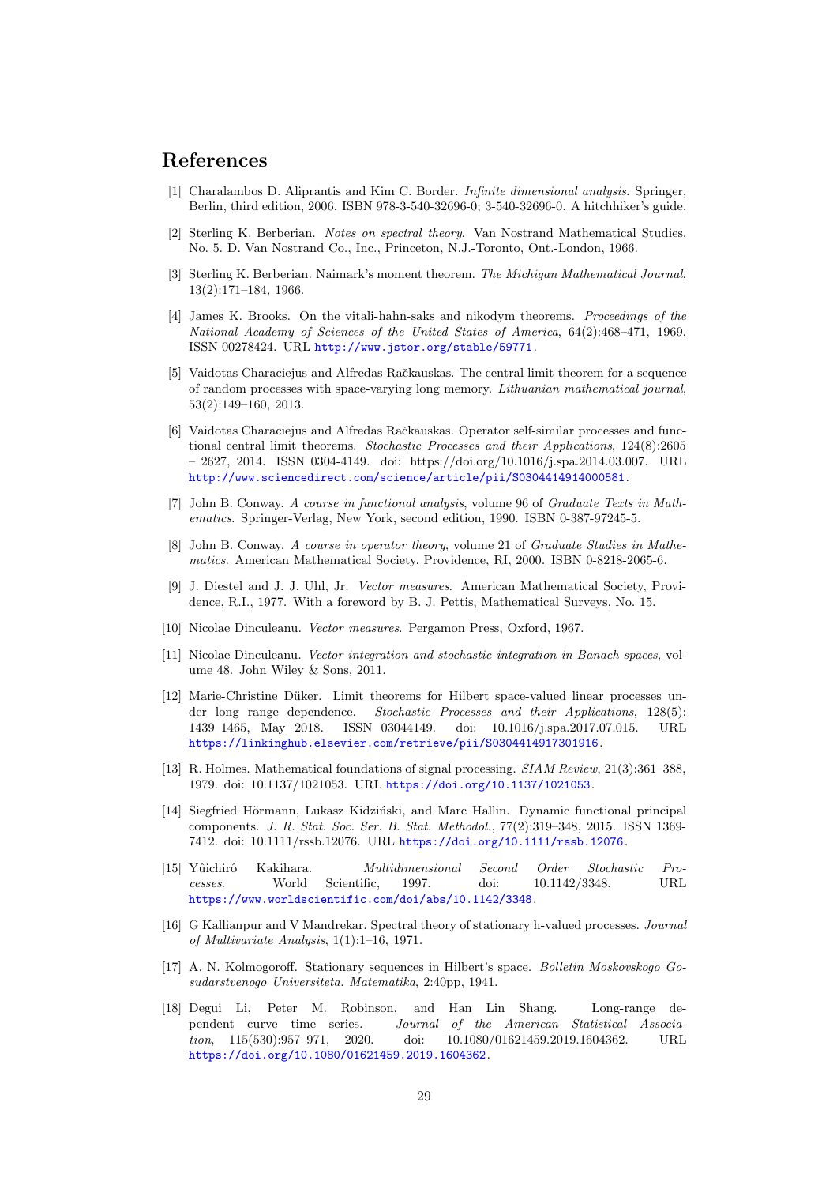# References

[1] Charalambos D. Aliprantis and Kim C. Border. *Infinite dimensional analysis*. Springer, Berlin, third edition, 2006. ISBN 978-3-540-32696-0; 3-540-32696-0. A hitchhiker's guide.

[2] Sterling K. Berberian. *Notes on spectral theory*. Van Nostrand Mathematical Studies, No. 5. D. Van Nostrand Co., Inc., Princeton, N.J.-Toronto, Ont.-London, 1966.

[3] Sterling K. Berberian. Naimark's moment theorem. *The Michigan Mathematical Journal*, 13(2):171–184, 1966.

[4] James K. Brooks. On the vitali-hahn-saks and nikodym theorems. *Proceedings of the National Academy of Sciences of the United States of America*, 64(2):468–471, 1969. ISSN 00278424. URL http://www.jstor.org/stable/59771.

[5] Vaidotas Characiejus and Alfredas Račkauskas. The central limit theorem for a sequence of random processes with space-varying long memory. *Lithuanian mathematical journal*, 53(2):149–160, 2013.

[6] Vaidotas Characiejus and Alfredas Račkauskas. Operator self-similar processes and functional central limit theorems. *Stochastic Processes and their Applications*, 124(8):2605 – 2627, 2014. ISSN 0304-4149. doi: https://doi.org/10.1016/j.spa.2014.03.007. URL http://www.sciencedirect.com/science/article/pii/S0304414914000581.

[7] John B. Conway. *A course in functional analysis*, volume 96 of *Graduate Texts in Mathematics*. Springer-Verlag, New York, second edition, 1990. ISBN 0-387-97245-5.

[8] John B. Conway. *A course in operator theory*, volume 21 of *Graduate Studies in Mathematics*. American Mathematical Society, Providence, RI, 2000. ISBN 0-8218-2065-6.

[9] J. Diestel and J. J. Uhl, Jr. *Vector measures*. American Mathematical Society, Providence, R.I., 1977. With a foreword by B. J. Pettis, Mathematical Surveys, No. 15.

[10] Nicolae Dinculeanu. *Vector measures*. Pergamon Press, Oxford, 1967.

[11] Nicolae Dinculeanu. *Vector integration and stochastic integration in Banach spaces*, volume 48. John Wiley & Sons, 2011.

[12] Marie-Christine Düker. Limit theorems for Hilbert space-valued linear processes under long range dependence. *Stochastic Processes and their Applications*, 128(5): 1439–1465, May 2018. ISSN 03044149. doi: 10.1016/j.spa.2017.07.015. URL https://linkinghub.elsevier.com/retrieve/pii/S0304414917301916.

[13] R. Holmes. Mathematical foundations of signal processing. *SIAM Review*, 21(3):361–388, 1979. doi: 10.1137/1021053. URL https://doi.org/10.1137/1021053.

[14] Siegfried Hörmann, Lukasz Kidziński, and Marc Hallin. Dynamic functional principal components. *J. R. Stat. Soc. Ser. B. Stat. Methodol.*, 77(2):319–348, 2015. ISSN 1369-7412. doi: 10.1111/rssb.12076. URL https://doi.org/10.1111/rssb.12076.

[15] Yûichirô Kakihara. *Multidimensional Second Order Stochastic Processes*. World Scientific, 1997. doi: 10.1142/3348. URL https://www.worldscientific.com/doi/abs/10.1142/3348.

[16] G Kallianpur and V Mandrekar. Spectral theory of stationary h-valued processes. *Journal of Multivariate Analysis*, 1(1):1–16, 1971.

[17] A. N. Kolmogoroff. Stationary sequences in Hilbert's space. *Bolletin Moskovskogo Gosudarstvenogo Universiteta. Matematika*, 2:40pp, 1941.

[18] Degui Li, Peter M. Robinson, and Han Lin Shang. Long-range dependent curve time series. *Journal of the American Statistical Association*, 115(530):957–971, 2020. doi: 10.1080/01621459.2019.1604362. URL https://doi.org/10.1080/01621459.2019.1604362.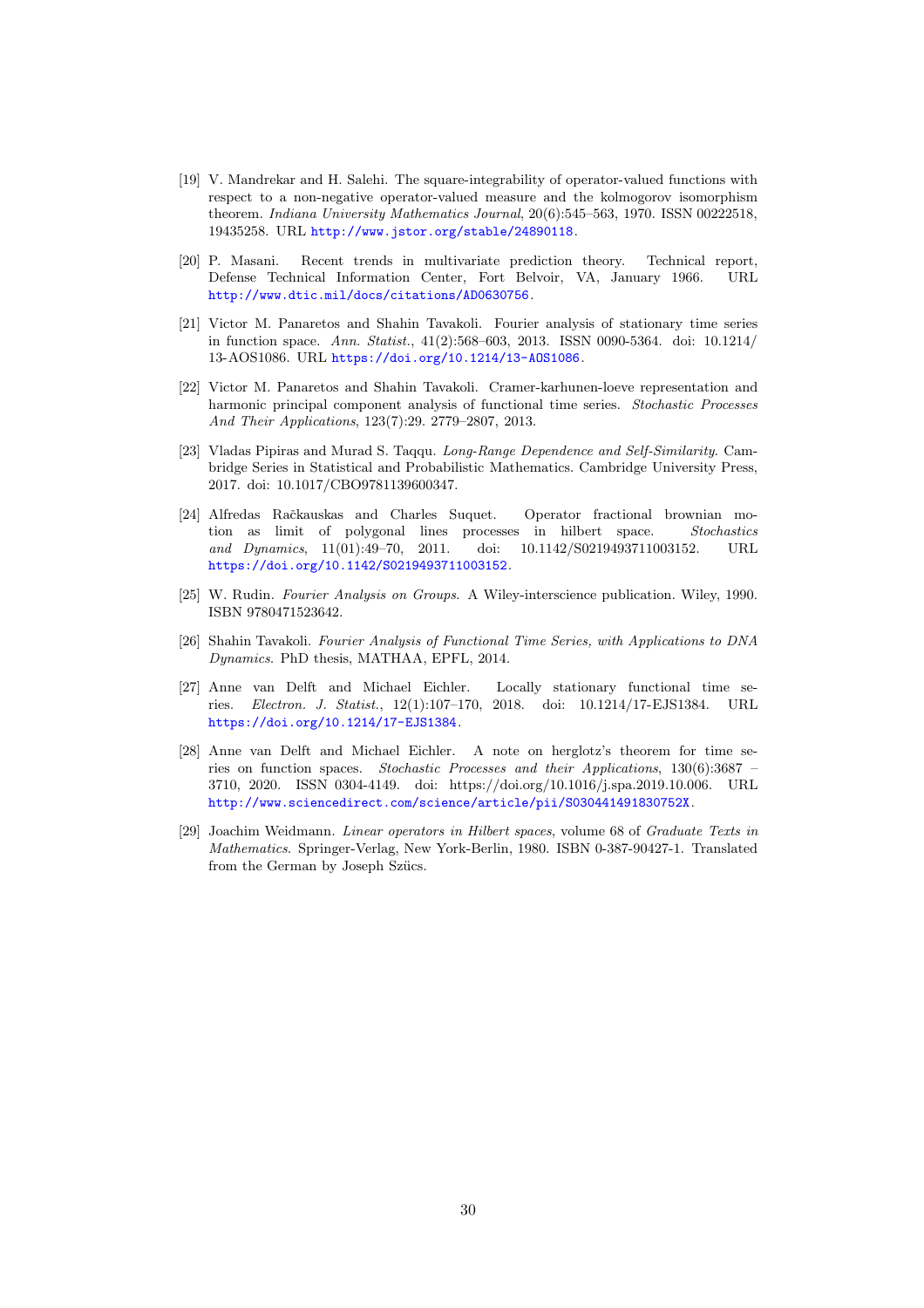[19] V. Mandrekar and H. Salehi. The square-integrability of operator-valued functions with respect to a non-negative operator-valued measure and the kolmogorov isomorphism theorem. *Indiana University Mathematics Journal*, 20(6):545–563, 1970. ISSN 00222518, 19435258. URL http://www.jstor.org/stable/24890118.

[20] P. Masani. Recent trends in multivariate prediction theory. Technical report, Defense Technical Information Center, Fort Belvoir, VA, January 1966. URL http://www.dtic.mil/docs/citations/AD0630756.

[21] Victor M. Panaretos and Shahin Tavakoli. Fourier analysis of stationary time series in function space. *Ann. Statist.*, 41(2):568–603, 2013. ISSN 0090-5364. doi: 10.1214/13-AOS1086. URL https://doi.org/10.1214/13-AOS1086.

[22] Victor M. Panaretos and Shahin Tavakoli. Cramer-karhunen-loeve representation and harmonic principal component analysis of functional time series. *Stochastic Processes And Their Applications*, 123(7):29. 2779–2807, 2013.

[23] Vladas Pipiras and Murad S. Taqqu. *Long-Range Dependence and Self-Similarity*. Cambridge Series in Statistical and Probabilistic Mathematics. Cambridge University Press, 2017. doi: 10.1017/CBO9781139600347.

[24] Alfredas Račkauskas and Charles Suquet. Operator fractional brownian motion as limit of polygonal lines processes in hilbert space. *Stochastics and Dynamics*, 11(01):49–70, 2011. doi: 10.1142/S0219493711003152. URL https://doi.org/10.1142/S0219493711003152.

[25] W. Rudin. *Fourier Analysis on Groups*. A Wiley-interscience publication. Wiley, 1990. ISBN 9780471523642.

[26] Shahin Tavakoli. *Fourier Analysis of Functional Time Series, with Applications to DNA Dynamics*. PhD thesis, MATHAA, EPFL, 2014.

[27] Anne van Delft and Michael Eichler. Locally stationary functional time series. *Electron. J. Statist.*, 12(1):107–170, 2018. doi: 10.1214/17-EJS1384. URL https://doi.org/10.1214/17-EJS1384.

[28] Anne van Delft and Michael Eichler. A note on herglotz's theorem for time series on function spaces. *Stochastic Processes and their Applications*, 130(6):3687 – 3710, 2020. ISSN 0304-4149. doi: https://doi.org/10.1016/j.spa.2019.10.006. URL http://www.sciencedirect.com/science/article/pii/S030441491830752X.

[29] Joachim Weidmann. *Linear operators in Hilbert spaces*, volume 68 of *Graduate Texts in Mathematics*. Springer-Verlag, New York-Berlin, 1980. ISBN 0-387-90427-1. Translated from the German by Joseph Szücs.